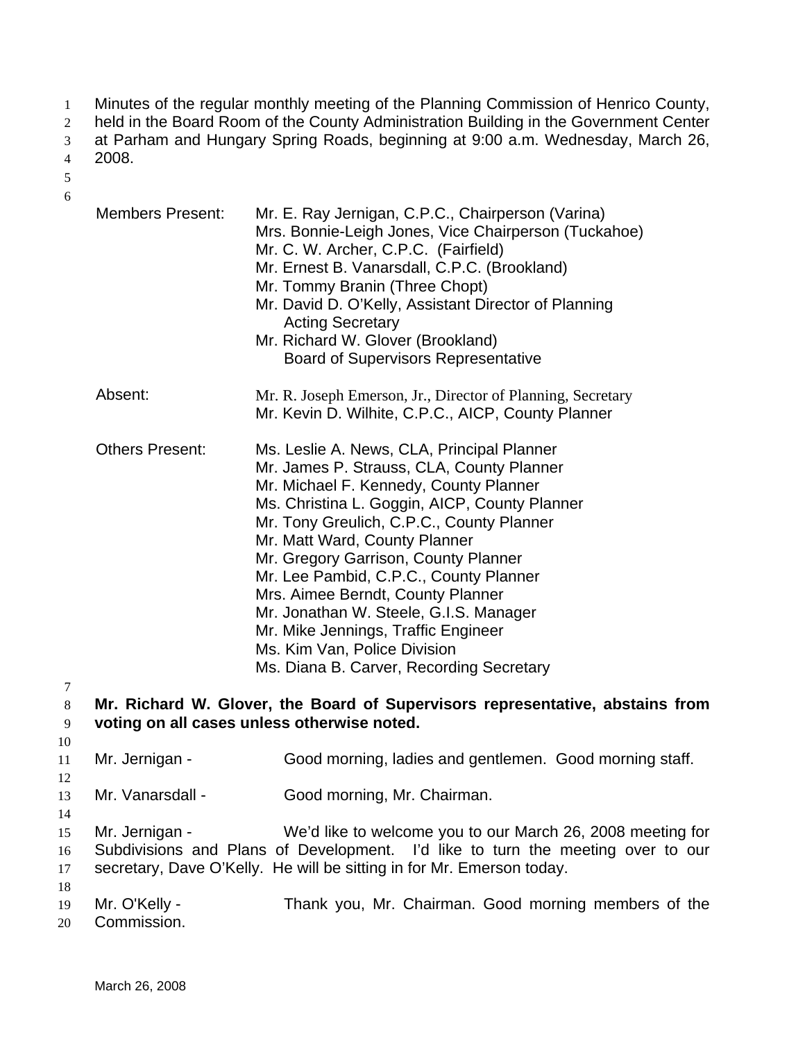Minutes of the regular monthly meeting of the Planning Commission of Henrico County, held in the Board Room of the County Administration Building in the Government Center at Parham and Hungary Spring Roads, beginning at 9:00 a.m. Wednesday, March 26, 2008.

| | |
|---|---|
| Members Present: | Mr. E. Ray Jernigan, C.P.C., Chairperson (Varina)<br>Mrs. Bonnie-Leigh Jones, Vice Chairperson (Tuckahoe)<br>Mr. C. W. Archer, C.P.C. (Fairfield)<br>Mr. Ernest B. Vanarsdall, C.P.C. (Brookland)<br>Mr. Tommy Branin (Three Chopt)<br>Mr. David D. O'Kelly, Assistant Director of Planning<br>Acting Secretary<br>Mr. Richard W. Glover (Brookland)<br>Board of Supervisors Representative |
| Absent: | Mr. R. Joseph Emerson, Jr., Director of Planning, Secretary<br>Mr. Kevin D. Wilhite, C.P.C., AICP, County Planner |
| Others Present: | Ms. Leslie A. News, CLA, Principal Planner<br>Mr. James P. Strauss, CLA, County Planner<br>Mr. Michael F. Kennedy, County Planner<br>Ms. Christina L. Goggin, AICP, County Planner<br>Mr. Tony Greulich, C.P.C., County Planner<br>Mr. Matt Ward, County Planner<br>Mr. Gregory Garrison, County Planner<br>Mr. Lee Pambid, C.P.C., County Planner<br>Mrs. Aimee Berndt, County Planner<br>Mr. Jonathan W. Steele, G.I.S. Manager<br>Mr. Mike Jennings, Traffic Engineer<br>Ms. Kim Van, Police Division<br>Ms. Diana B. Carver, Recording Secretary |

**Mr. Richard W. Glover, the Board of Supervisors representative, abstains from voting on all cases unless otherwise noted.**

Mr. Jernigan - Good morning, ladies and gentlemen. Good morning staff.

Mr. Vanarsdall - Good morning, Mr. Chairman.

Mr. Jernigan - We'd like to welcome you to our March 26, 2008 meeting for Subdivisions and Plans of Development. I'd like to turn the meeting over to our secretary, Dave O'Kelly. He will be sitting in for Mr. Emerson today.

Mr. O'Kelly - Thank you, Mr. Chairman. Good morning members of the Commission.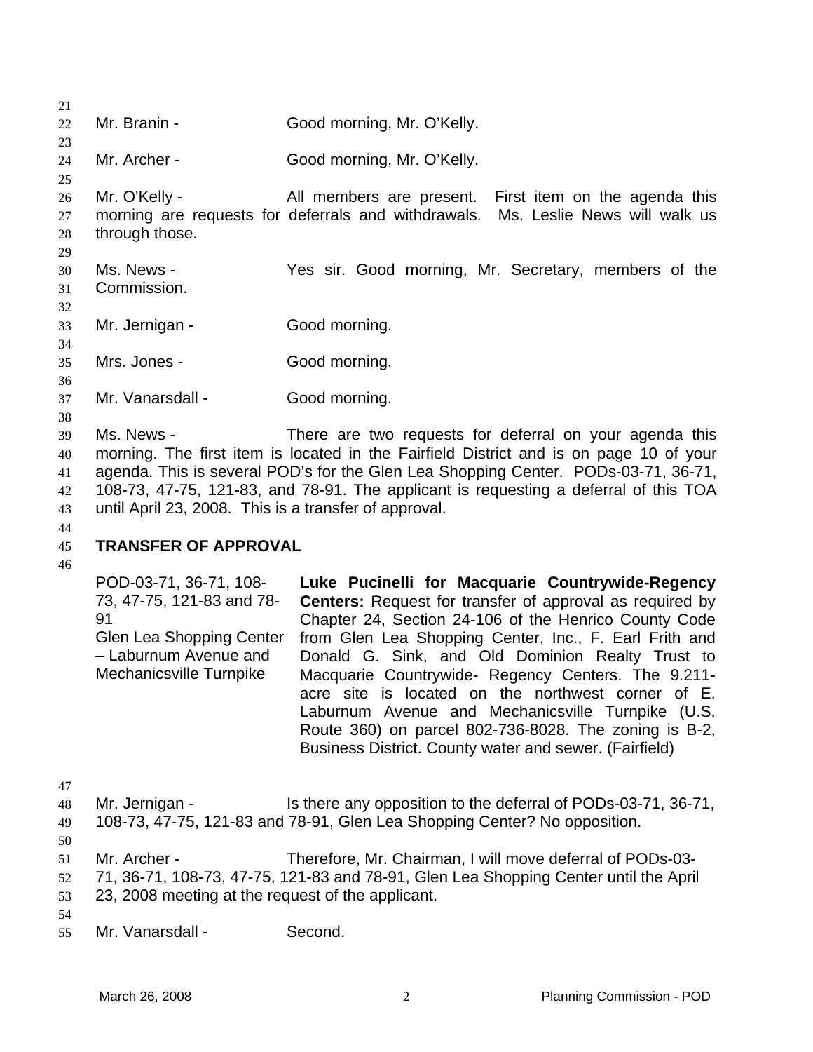Mr. Branin - Good morning, Mr. O'Kelly.

Mr. Archer - Good morning, Mr. O'Kelly.

Mr. O'Kelly - All members are present. First item on the agenda this morning are requests for deferrals and withdrawals. Ms. Leslie News will walk us through those.

Ms. News - Yes sir. Good morning, Mr. Secretary, members of the Commission.

Mr. Jernigan - Good morning.

Mrs. Jones - Good morning.

Mr. Vanarsdall - Good morning.

Ms. News - There are two requests for deferral on your agenda this morning. The first item is located in the Fairfield District and is on page 10 of your agenda. This is several POD's for the Glen Lea Shopping Center. PODs-03-71, 36-71, 108-73, 47-75, 121-83, and 78-91. The applicant is requesting a deferral of this TOA until April 23, 2008. This is a transfer of approval.

**TRANSFER OF APPROVAL**

| | |
|---|---|
| POD-03-71, 36-71, 108-73, 47-75, 121-83 and 78-91<br>Glen Lea Shopping Center – Laburnum Avenue and Mechanicsville Turnpike | **Luke Pucinelli for Macquarie Countrywide-Regency Centers:** Request for transfer of approval as required by Chapter 24, Section 24-106 of the Henrico County Code from Glen Lea Shopping Center, Inc., F. Earl Frith and Donald G. Sink, and Old Dominion Realty Trust to Macquarie Countrywide- Regency Centers. The 9.211-acre site is located on the northwest corner of E. Laburnum Avenue and Mechanicsville Turnpike (U.S. Route 360) on parcel 802-736-8028. The zoning is B-2, Business District. County water and sewer. (Fairfield) |

Mr. Jernigan - Is there any opposition to the deferral of PODs-03-71, 36-71, 108-73, 47-75, 121-83 and 78-91, Glen Lea Shopping Center? No opposition.

Mr. Archer - Therefore, Mr. Chairman, I will move deferral of PODs-03-71, 36-71, 108-73, 47-75, 121-83 and 78-91, Glen Lea Shopping Center until the April 23, 2008 meeting at the request of the applicant.

Mr. Vanarsdall - Second.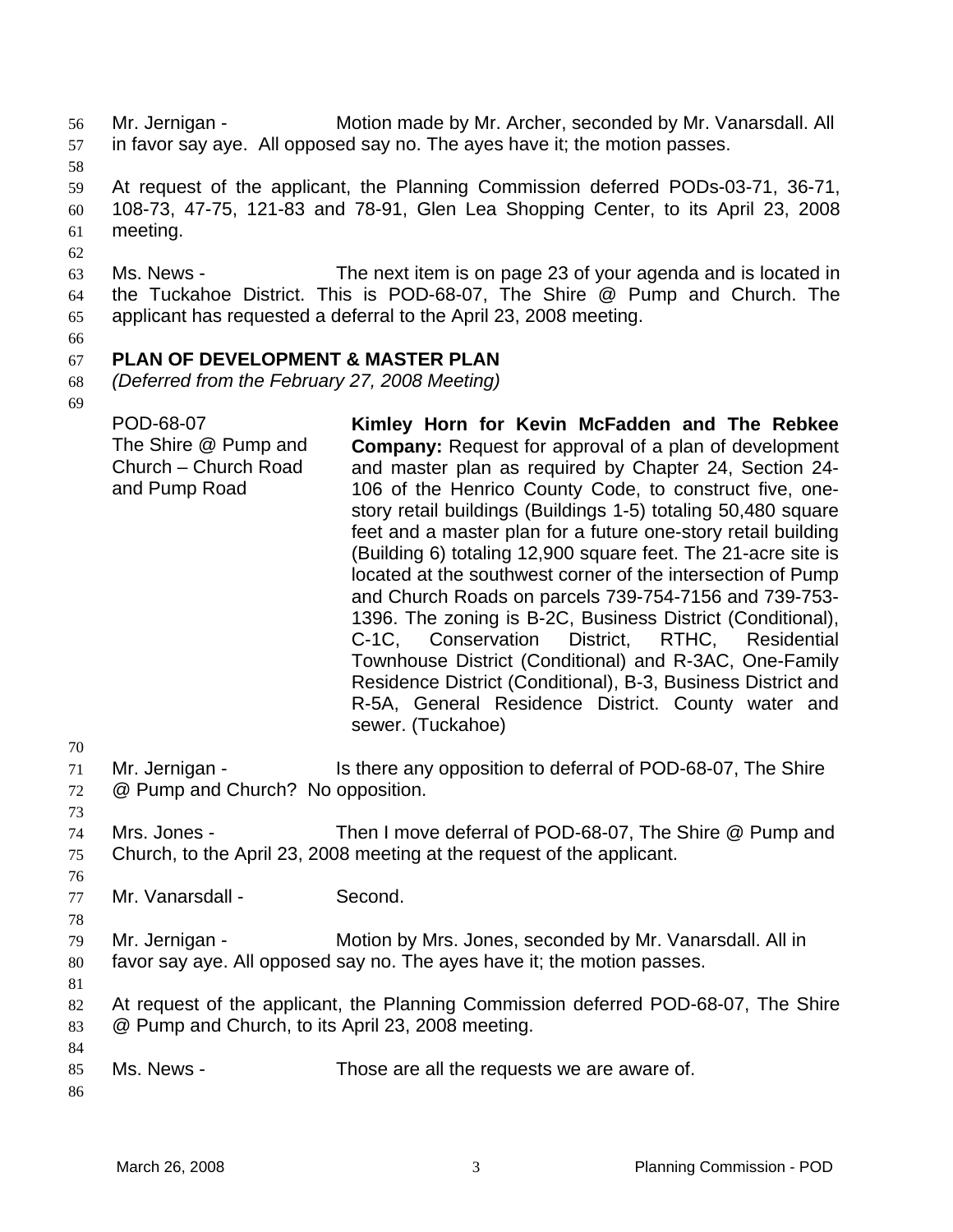Mr. Jernigan - Motion made by Mr. Archer, seconded by Mr. Vanarsdall. All in favor say aye. All opposed say no. The ayes have it; the motion passes.

At request of the applicant, the Planning Commission deferred PODs-03-71, 36-71, 108-73, 47-75, 121-83 and 78-91, Glen Lea Shopping Center, to its April 23, 2008 meeting.

Ms. News - The next item is on page 23 of your agenda and is located in the Tuckahoe District. This is POD-68-07, The Shire @ Pump and Church. The applicant has requested a deferral to the April 23, 2008 meeting.

**PLAN OF DEVELOPMENT & MASTER PLAN**

*(Deferred from the February 27, 2008 Meeting)*

POD-68-07
The Shire @ Pump and Church – Church Road and Pump Road

**Kimley Horn for Kevin McFadden and The Rebkee Company:** Request for approval of a plan of development and master plan as required by Chapter 24, Section 24-106 of the Henrico County Code, to construct five, one-story retail buildings (Buildings 1-5) totaling 50,480 square feet and a master plan for a future one-story retail building (Building 6) totaling 12,900 square feet. The 21-acre site is located at the southwest corner of the intersection of Pump and Church Roads on parcels 739-754-7156 and 739-753-1396. The zoning is B-2C, Business District (Conditional), C-1C, Conservation District, RTHC, Residential Townhouse District (Conditional) and R-3AC, One-Family Residence District (Conditional), B-3, Business District and R-5A, General Residence District. County water and sewer. (Tuckahoe)

Mr. Jernigan - Is there any opposition to deferral of POD-68-07, The Shire @ Pump and Church? No opposition.

Mrs. Jones - Then I move deferral of POD-68-07, The Shire @ Pump and Church, to the April 23, 2008 meeting at the request of the applicant.

Mr. Vanarsdall - Second.

Mr. Jernigan - Motion by Mrs. Jones, seconded by Mr. Vanarsdall. All in favor say aye. All opposed say no. The ayes have it; the motion passes.

At request of the applicant, the Planning Commission deferred POD-68-07, The Shire @ Pump and Church, to its April 23, 2008 meeting.

Ms. News - Those are all the requests we are aware of.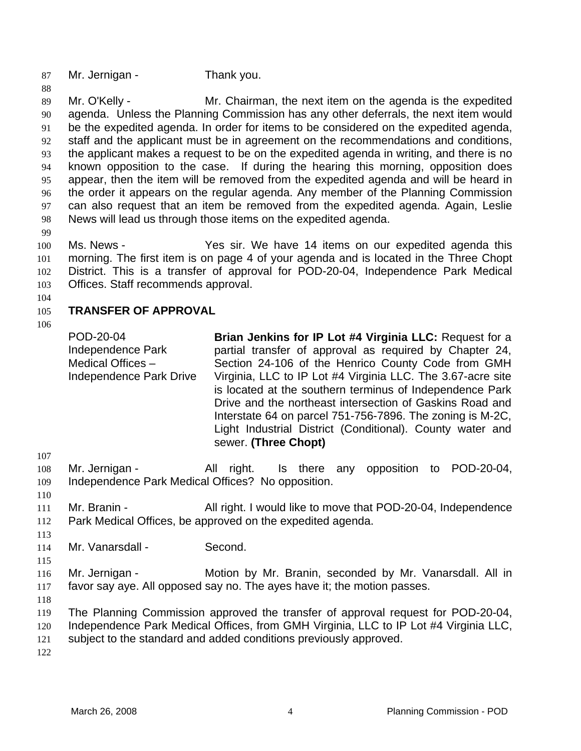Mr. Jernigan - Thank you.

Mr. O'Kelly - Mr. Chairman, the next item on the agenda is the expedited agenda. Unless the Planning Commission has any other deferrals, the next item would be the expedited agenda. In order for items to be considered on the expedited agenda, staff and the applicant must be in agreement on the recommendations and conditions, the applicant makes a request to be on the expedited agenda in writing, and there is no known opposition to the case. If during the hearing this morning, opposition does appear, then the item will be removed from the expedited agenda and will be heard in the order it appears on the regular agenda. Any member of the Planning Commission can also request that an item be removed from the expedited agenda. Again, Leslie News will lead us through those items on the expedited agenda.

Ms. News - Yes sir. We have 14 items on our expedited agenda this morning. The first item is on page 4 of your agenda and is located in the Three Chopt District. This is a transfer of approval for POD-20-04, Independence Park Medical Offices. Staff recommends approval.

## TRANSFER OF APPROVAL

POD-20-04
Independence Park Medical Offices – Independence Park Drive

**Brian Jenkins for IP Lot #4 Virginia LLC:** Request for a partial transfer of approval as required by Chapter 24, Section 24-106 of the Henrico County Code from GMH Virginia, LLC to IP Lot #4 Virginia LLC. The 3.67-acre site is located at the southern terminus of Independence Park Drive and the northeast intersection of Gaskins Road and Interstate 64 on parcel 751-756-7896. The zoning is M-2C, Light Industrial District (Conditional). County water and sewer. **(Three Chopt)**

Mr. Jernigan - All right. Is there any opposition to POD-20-04, Independence Park Medical Offices? No opposition.

Mr. Branin - All right. I would like to move that POD-20-04, Independence Park Medical Offices, be approved on the expedited agenda.

Mr. Vanarsdall - Second.

Mr. Jernigan - Motion by Mr. Branin, seconded by Mr. Vanarsdall. All in favor say aye. All opposed say no. The ayes have it; the motion passes.

The Planning Commission approved the transfer of approval request for POD-20-04, Independence Park Medical Offices, from GMH Virginia, LLC to IP Lot #4 Virginia LLC, subject to the standard and added conditions previously approved.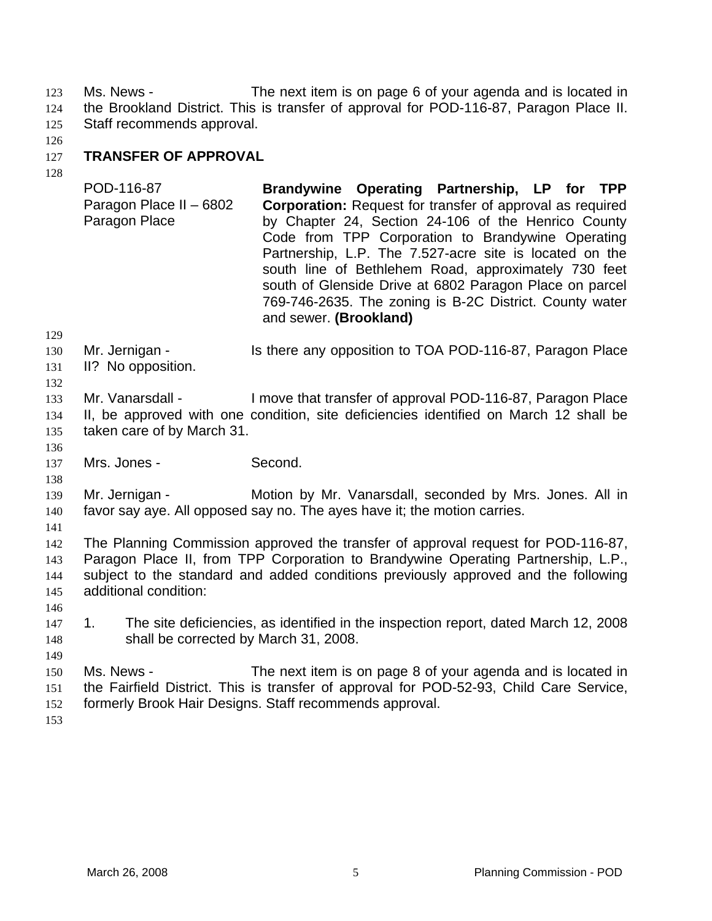Ms. News - The next item is on page 6 of your agenda and is located in the Brookland District. This is transfer of approval for POD-116-87, Paragon Place II. Staff recommends approval.

**TRANSFER OF APPROVAL**

| | |
|---|---|
| POD-116-87<br>Paragon Place II – 6802 Paragon Place | **Brandywine Operating Partnership, LP for TPP Corporation:** Request for transfer of approval as required by Chapter 24, Section 24-106 of the Henrico County Code from TPP Corporation to Brandywine Operating Partnership, L.P. The 7.527-acre site is located on the south line of Bethlehem Road, approximately 730 feet south of Glenside Drive at 6802 Paragon Place on parcel 769-746-2635. The zoning is B-2C District. County water and sewer. **(Brookland)** |

Mr. Jernigan - Is there any opposition to TOA POD-116-87, Paragon Place II? No opposition.

Mr. Vanarsdall - I move that transfer of approval POD-116-87, Paragon Place II, be approved with one condition, site deficiencies identified on March 12 shall be taken care of by March 31.

Mrs. Jones - Second.

Mr. Jernigan - Motion by Mr. Vanarsdall, seconded by Mrs. Jones. All in favor say aye. All opposed say no. The ayes have it; the motion carries.

The Planning Commission approved the transfer of approval request for POD-116-87, Paragon Place II, from TPP Corporation to Brandywine Operating Partnership, L.P., subject to the standard and added conditions previously approved and the following additional condition:

1. The site deficiencies, as identified in the inspection report, dated March 12, 2008 shall be corrected by March 31, 2008.

Ms. News - The next item is on page 8 of your agenda and is located in the Fairfield District. This is transfer of approval for POD-52-93, Child Care Service, formerly Brook Hair Designs. Staff recommends approval.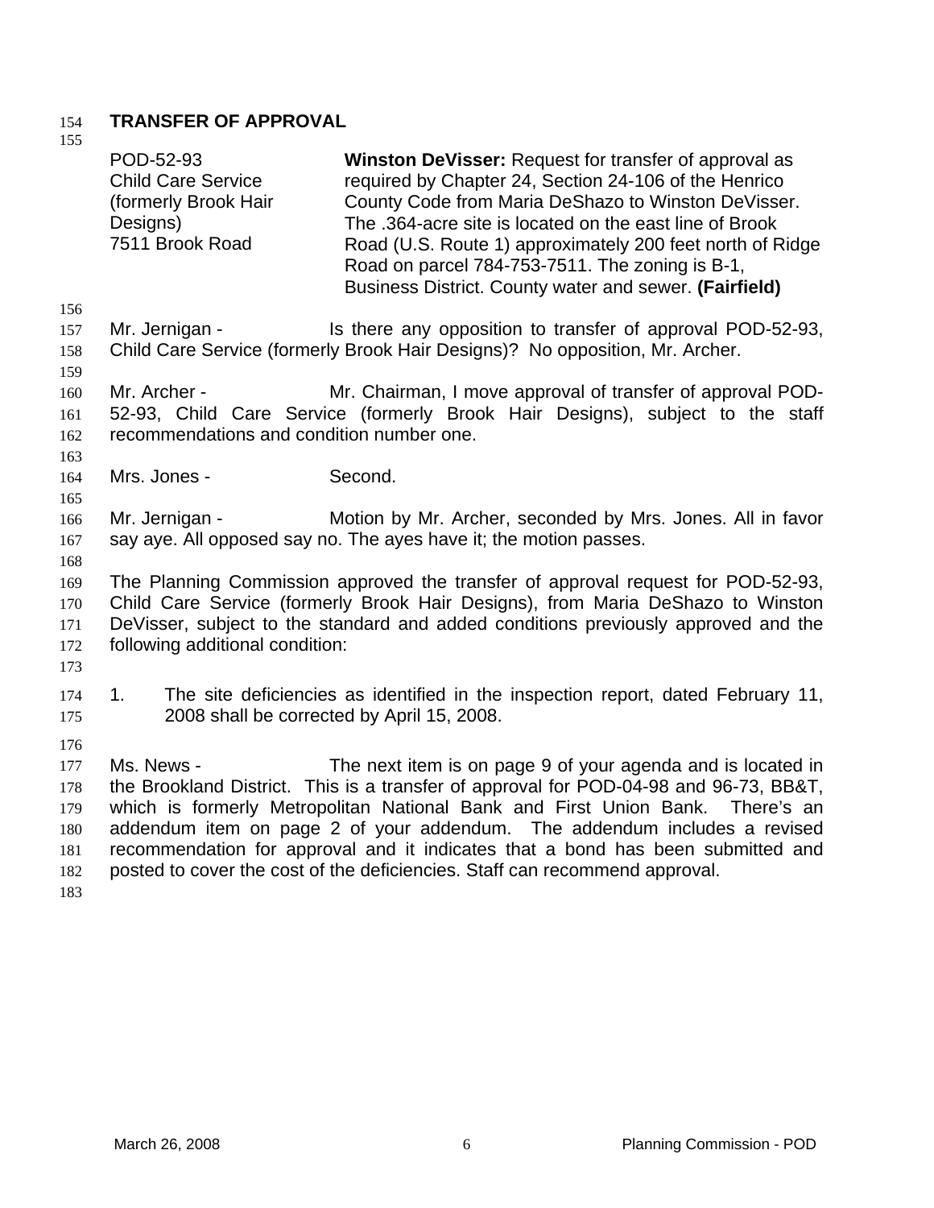**TRANSFER OF APPROVAL**

| | |
|---|---|
| POD-52-93<br>Child Care Service<br>(formerly Brook Hair Designs)<br>7511 Brook Road | **Winston DeVisser:** Request for transfer of approval as required by Chapter 24, Section 24-106 of the Henrico County Code from Maria DeShazo to Winston DeVisser. The .364-acre site is located on the east line of Brook Road (U.S. Route 1) approximately 200 feet north of Ridge Road on parcel 784-753-7511. The zoning is B-1, Business District. County water and sewer. **(Fairfield)** |

Mr. Jernigan - Is there any opposition to transfer of approval POD-52-93, Child Care Service (formerly Brook Hair Designs)? No opposition, Mr. Archer.

Mr. Archer - Mr. Chairman, I move approval of transfer of approval POD-52-93, Child Care Service (formerly Brook Hair Designs), subject to the staff recommendations and condition number one.

Mrs. Jones - Second.

Mr. Jernigan - Motion by Mr. Archer, seconded by Mrs. Jones. All in favor say aye. All opposed say no. The ayes have it; the motion passes.

The Planning Commission approved the transfer of approval request for POD-52-93, Child Care Service (formerly Brook Hair Designs), from Maria DeShazo to Winston DeVisser, subject to the standard and added conditions previously approved and the following additional condition:

1. The site deficiencies as identified in the inspection report, dated February 11, 2008 shall be corrected by April 15, 2008.

Ms. News - The next item is on page 9 of your agenda and is located in the Brookland District. This is a transfer of approval for POD-04-98 and 96-73, BB&T, which is formerly Metropolitan National Bank and First Union Bank. There's an addendum item on page 2 of your addendum. The addendum includes a revised recommendation for approval and it indicates that a bond has been submitted and posted to cover the cost of the deficiencies. Staff can recommend approval.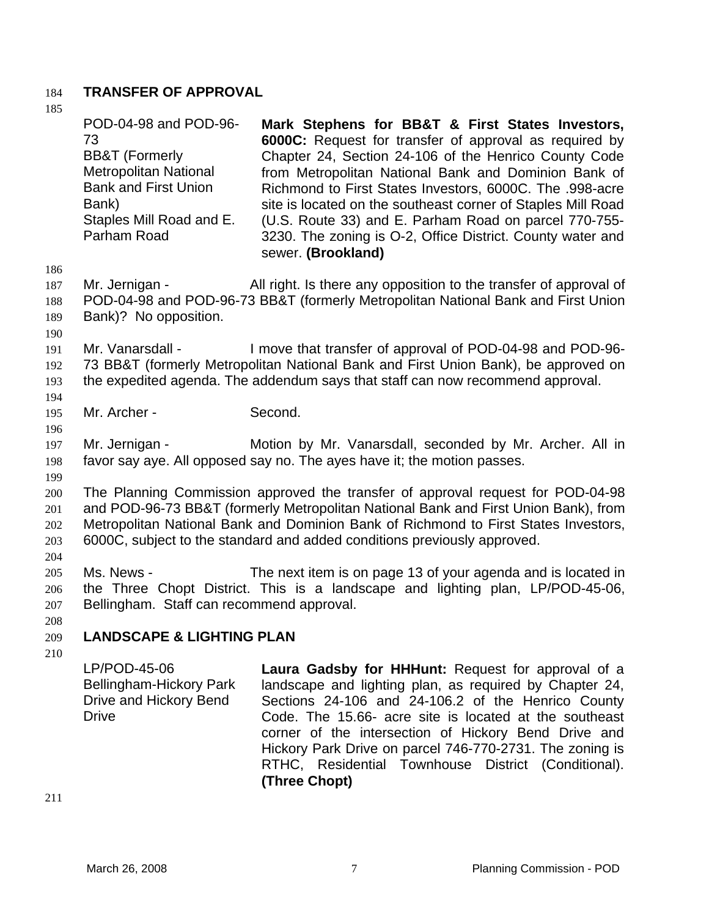**TRANSFER OF APPROVAL**

| | |
|---|---|
| POD-04-98 and POD-96-73<br>BB&T (Formerly Metropolitan National Bank and First Union Bank)<br>Staples Mill Road and E. Parham Road | **Mark Stephens for BB&T & First States Investors, 6000C:** Request for transfer of approval as required by Chapter 24, Section 24-106 of the Henrico County Code from Metropolitan National Bank and Dominion Bank of Richmond to First States Investors, 6000C. The .998-acre site is located on the southeast corner of Staples Mill Road (U.S. Route 33) and E. Parham Road on parcel 770-755-3230. The zoning is O-2, Office District. County water and sewer. **(Brookland)** |

Mr. Jernigan - All right. Is there any opposition to the transfer of approval of POD-04-98 and POD-96-73 BB&T (formerly Metropolitan National Bank and First Union Bank)? No opposition.

Mr. Vanarsdall - I move that transfer of approval of POD-04-98 and POD-96-73 BB&T (formerly Metropolitan National Bank and First Union Bank), be approved on the expedited agenda. The addendum says that staff can now recommend approval.

Mr. Archer - Second.

Mr. Jernigan - Motion by Mr. Vanarsdall, seconded by Mr. Archer. All in favor say aye. All opposed say no. The ayes have it; the motion passes.

The Planning Commission approved the transfer of approval request for POD-04-98 and POD-96-73 BB&T (formerly Metropolitan National Bank and First Union Bank), from Metropolitan National Bank and Dominion Bank of Richmond to First States Investors, 6000C, subject to the standard and added conditions previously approved.

Ms. News - The next item is on page 13 of your agenda and is located in the Three Chopt District. This is a landscape and lighting plan, LP/POD-45-06, Bellingham. Staff can recommend approval.

**LANDSCAPE & LIGHTING PLAN**

| | |
|---|---|
| LP/POD-45-06<br>Bellingham-Hickory Park Drive and Hickory Bend Drive | **Laura Gadsby for HHHunt:** Request for approval of a landscape and lighting plan, as required by Chapter 24, Sections 24-106 and 24-106.2 of the Henrico County Code. The 15.66- acre site is located at the southeast corner of the intersection of Hickory Bend Drive and Hickory Park Drive on parcel 746-770-2731. The zoning is RTHC, Residential Townhouse District (Conditional). **(Three Chopt)** |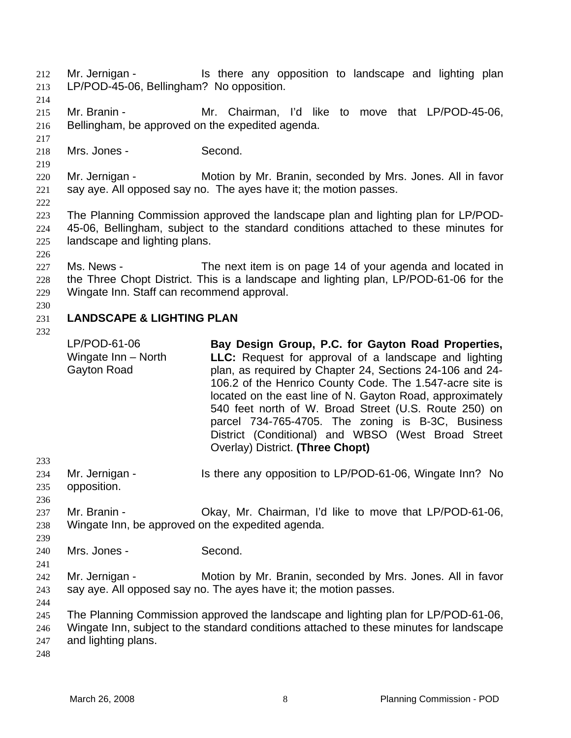Mr. Jernigan - Is there any opposition to landscape and lighting plan LP/POD-45-06, Bellingham? No opposition.

Mr. Branin - Mr. Chairman, I'd like to move that LP/POD-45-06, Bellingham, be approved on the expedited agenda.

Mrs. Jones - Second.

Mr. Jernigan - Motion by Mr. Branin, seconded by Mrs. Jones. All in favor say aye. All opposed say no. The ayes have it; the motion passes.

The Planning Commission approved the landscape plan and lighting plan for LP/POD-45-06, Bellingham, subject to the standard conditions attached to these minutes for landscape and lighting plans.

Ms. News - The next item is on page 14 of your agenda and located in the Three Chopt District. This is a landscape and lighting plan, LP/POD-61-06 for the Wingate Inn. Staff can recommend approval.

## LANDSCAPE & LIGHTING PLAN

| | |
|---|---|
| LP/POD-61-06<br>Wingate Inn – North Gayton Road | **Bay Design Group, P.C. for Gayton Road Properties, LLC:** Request for approval of a landscape and lighting plan, as required by Chapter 24, Sections 24-106 and 24-106.2 of the Henrico County Code. The 1.547-acre site is located on the east line of N. Gayton Road, approximately 540 feet north of W. Broad Street (U.S. Route 250) on parcel 734-765-4705. The zoning is B-3C, Business District (Conditional) and WBSO (West Broad Street Overlay) District. **(Three Chopt)** |

Mr. Jernigan - Is there any opposition to LP/POD-61-06, Wingate Inn? No opposition.

Mr. Branin - Okay, Mr. Chairman, I'd like to move that LP/POD-61-06, Wingate Inn, be approved on the expedited agenda.

Mrs. Jones - Second.

Mr. Jernigan - Motion by Mr. Branin, seconded by Mrs. Jones. All in favor say aye. All opposed say no. The ayes have it; the motion passes.

The Planning Commission approved the landscape and lighting plan for LP/POD-61-06, Wingate Inn, subject to the standard conditions attached to these minutes for landscape and lighting plans.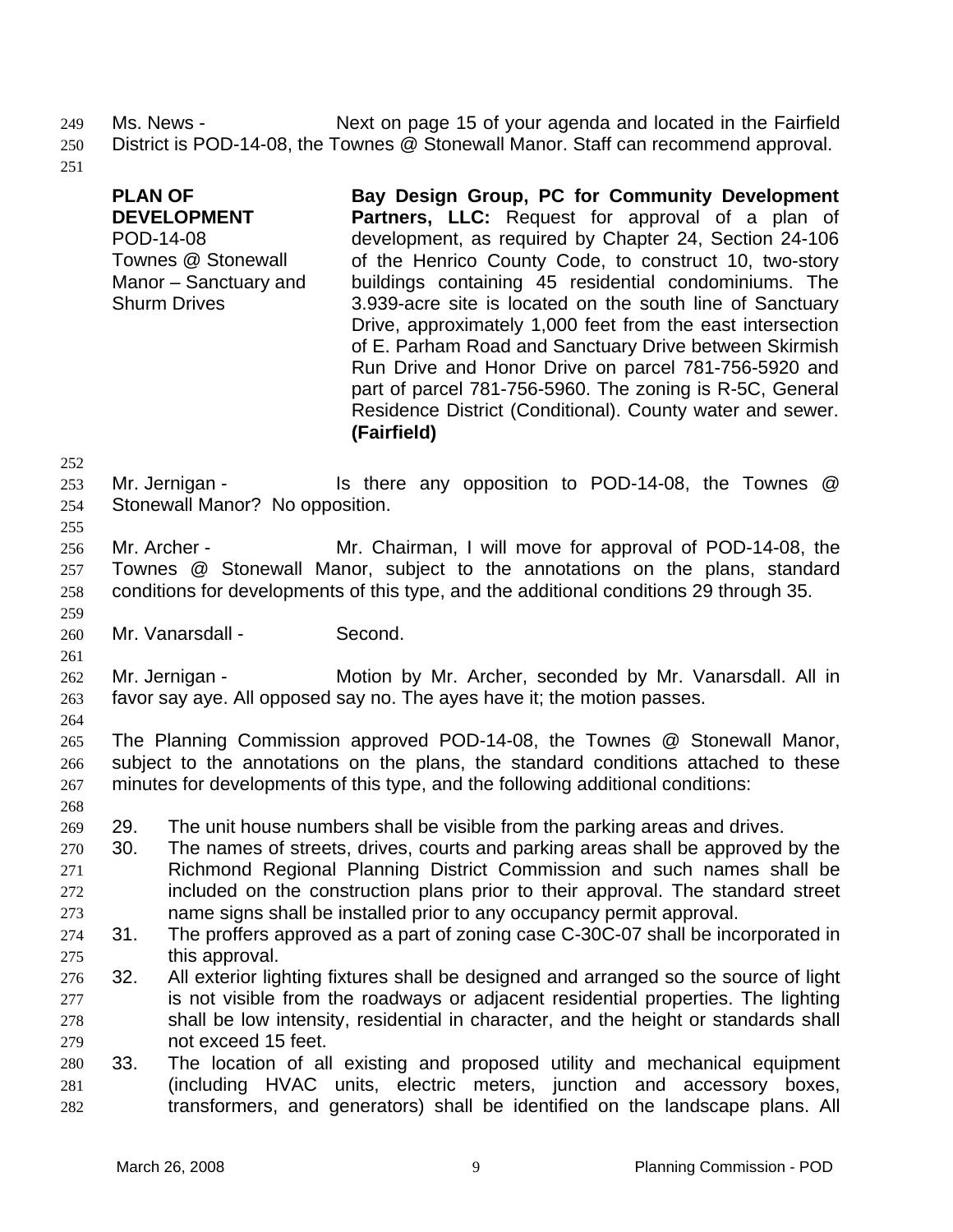Ms. News - Next on page 15 of your agenda and located in the Fairfield District is POD-14-08, the Townes @ Stonewall Manor. Staff can recommend approval.

| | |
|---|---|
| **PLAN OF DEVELOPMENT**<br>POD-14-08<br>Townes @ Stonewall Manor – Sanctuary and Shurm Drives | **Bay Design Group, PC for Community Development Partners, LLC:** Request for approval of a plan of development, as required by Chapter 24, Section 24-106 of the Henrico County Code, to construct 10, two-story buildings containing 45 residential condominiums. The 3.939-acre site is located on the south line of Sanctuary Drive, approximately 1,000 feet from the east intersection of E. Parham Road and Sanctuary Drive between Skirmish Run Drive and Honor Drive on parcel 781-756-5920 and part of parcel 781-756-5960. The zoning is R-5C, General Residence District (Conditional). County water and sewer. **(Fairfield)** |

Mr. Jernigan - Is there any opposition to POD-14-08, the Townes @ Stonewall Manor? No opposition.

Mr. Archer - Mr. Chairman, I will move for approval of POD-14-08, the Townes @ Stonewall Manor, subject to the annotations on the plans, standard conditions for developments of this type, and the additional conditions 29 through 35.

Mr. Vanarsdall - Second.

Mr. Jernigan - Motion by Mr. Archer, seconded by Mr. Vanarsdall. All in favor say aye. All opposed say no. The ayes have it; the motion passes.

The Planning Commission approved POD-14-08, the Townes @ Stonewall Manor, subject to the annotations on the plans, the standard conditions attached to these minutes for developments of this type, and the following additional conditions:

29. The unit house numbers shall be visible from the parking areas and drives.
30. The names of streets, drives, courts and parking areas shall be approved by the Richmond Regional Planning District Commission and such names shall be included on the construction plans prior to their approval. The standard street name signs shall be installed prior to any occupancy permit approval.
31. The proffers approved as a part of zoning case C-30C-07 shall be incorporated in this approval.
32. All exterior lighting fixtures shall be designed and arranged so the source of light is not visible from the roadways or adjacent residential properties. The lighting shall be low intensity, residential in character, and the height or standards shall not exceed 15 feet.
33. The location of all existing and proposed utility and mechanical equipment (including HVAC units, electric meters, junction and accessory boxes, transformers, and generators) shall be identified on the landscape plans. All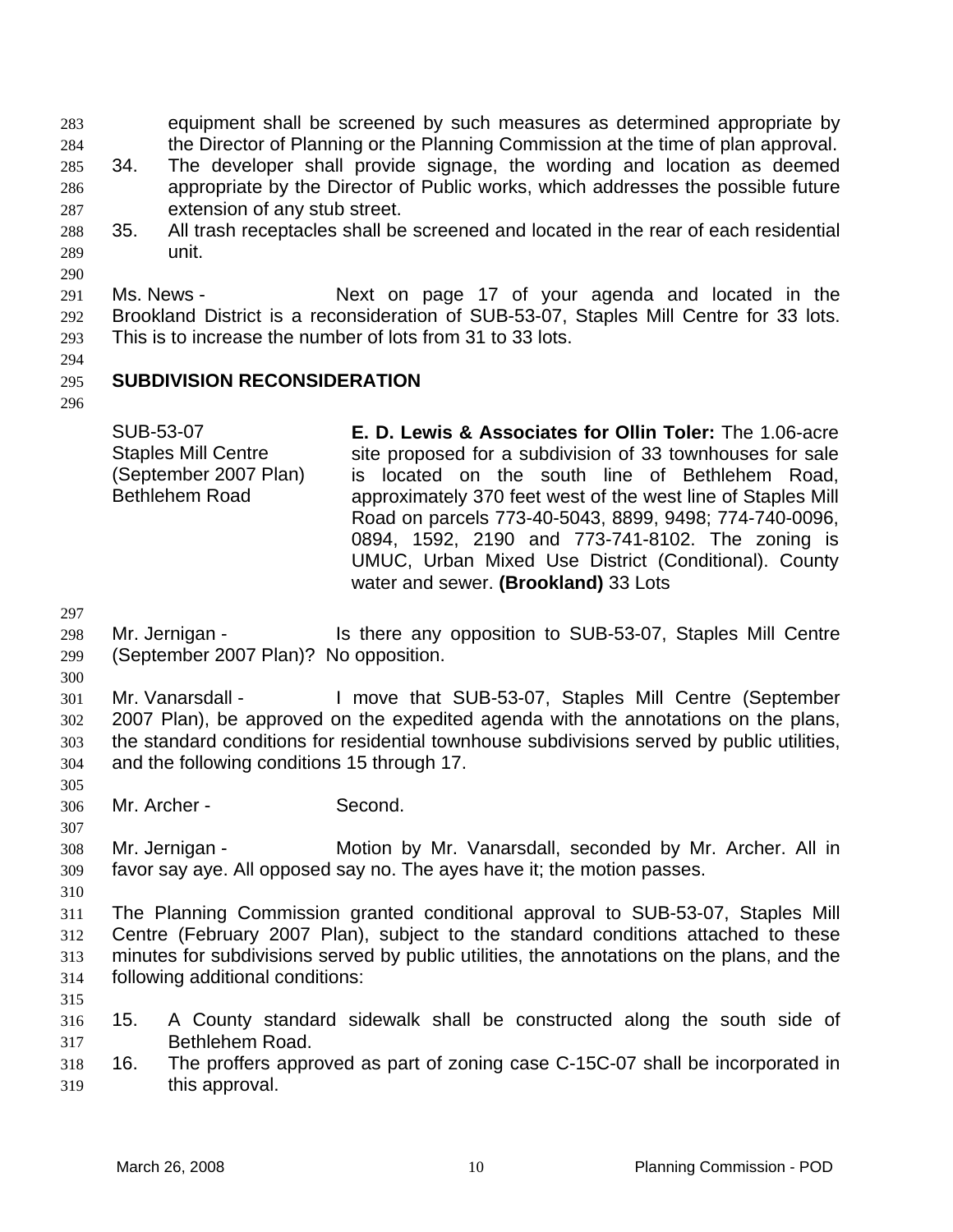equipment shall be screened by such measures as determined appropriate by the Director of Planning or the Planning Commission at the time of plan approval.

34. The developer shall provide signage, the wording and location as deemed appropriate by the Director of Public works, which addresses the possible future extension of any stub street.
35. All trash receptacles shall be screened and located in the rear of each residential unit.

Ms. News - Next on page 17 of your agenda and located in the Brookland District is a reconsideration of SUB-53-07, Staples Mill Centre for 33 lots. This is to increase the number of lots from 31 to 33 lots.

## SUBDIVISION RECONSIDERATION

| | |
|---|---|
| SUB-53-07<br>Staples Mill Centre<br>(September 2007 Plan)<br>Bethlehem Road | **E. D. Lewis & Associates for Ollin Toler:** The 1.06-acre site proposed for a subdivision of 33 townhouses for sale is located on the south line of Bethlehem Road, approximately 370 feet west of the west line of Staples Mill Road on parcels 773-40-5043, 8899, 9498; 774-740-0096, 0894, 1592, 2190 and 773-741-8102. The zoning is UMUC, Urban Mixed Use District (Conditional). County water and sewer. **(Brookland)** 33 Lots |

Mr. Jernigan - Is there any opposition to SUB-53-07, Staples Mill Centre (September 2007 Plan)? No opposition.

Mr. Vanarsdall - I move that SUB-53-07, Staples Mill Centre (September 2007 Plan), be approved on the expedited agenda with the annotations on the plans, the standard conditions for residential townhouse subdivisions served by public utilities, and the following conditions 15 through 17.

Mr. Archer - Second.

Mr. Jernigan - Motion by Mr. Vanarsdall, seconded by Mr. Archer. All in favor say aye. All opposed say no. The ayes have it; the motion passes.

The Planning Commission granted conditional approval to SUB-53-07, Staples Mill Centre (February 2007 Plan), subject to the standard conditions attached to these minutes for subdivisions served by public utilities, the annotations on the plans, and the following additional conditions:

15. A County standard sidewalk shall be constructed along the south side of Bethlehem Road.
16. The proffers approved as part of zoning case C-15C-07 shall be incorporated in this approval.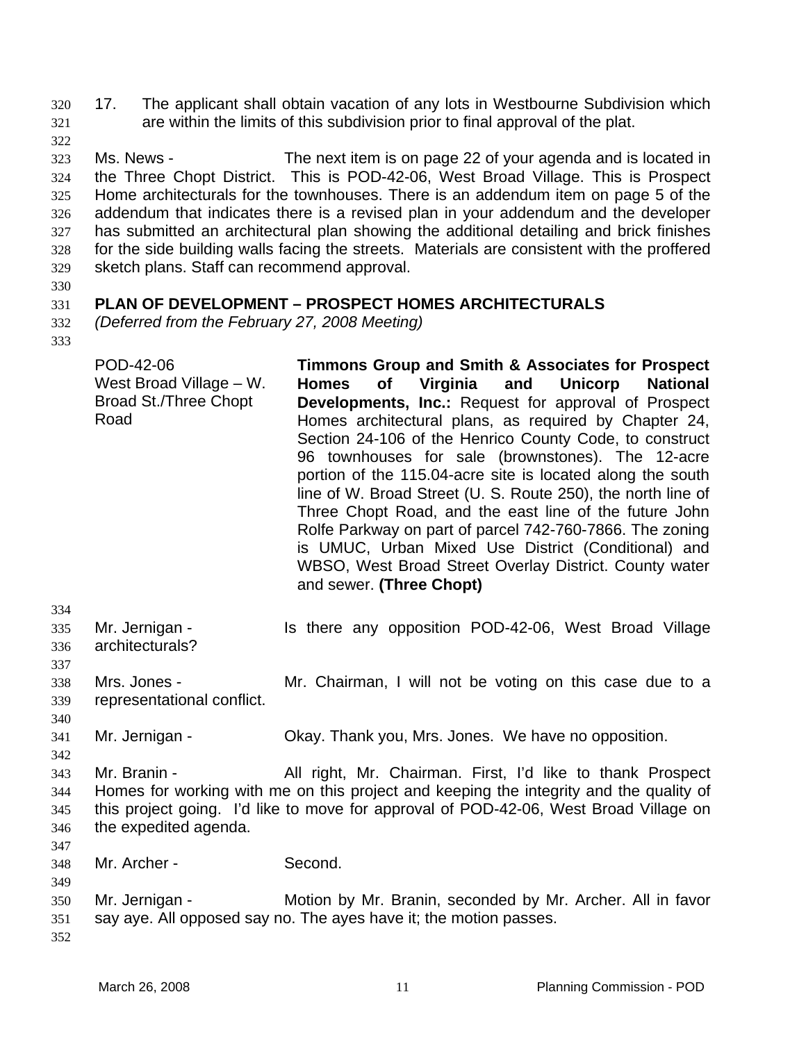17. The applicant shall obtain vacation of any lots in Westbourne Subdivision which are within the limits of this subdivision prior to final approval of the plat.

Ms. News - The next item is on page 22 of your agenda and is located in the Three Chopt District. This is POD-42-06, West Broad Village. This is Prospect Home architecturals for the townhouses. There is an addendum item on page 5 of the addendum that indicates there is a revised plan in your addendum and the developer has submitted an architectural plan showing the additional detailing and brick finishes for the side building walls facing the streets. Materials are consistent with the proffered sketch plans. Staff can recommend approval.

**PLAN OF DEVELOPMENT – PROSPECT HOMES ARCHITECTURALS**
*(Deferred from the February 27, 2008 Meeting)*

POD-42-06
West Broad Village – W. Broad St./Three Chopt Road

**Timmons Group and Smith & Associates for Prospect Homes of Virginia and Unicorp National Developments, Inc.:** Request for approval of Prospect Homes architectural plans, as required by Chapter 24, Section 24-106 of the Henrico County Code, to construct 96 townhouses for sale (brownstones). The 12-acre portion of the 115.04-acre site is located along the south line of W. Broad Street (U. S. Route 250), the north line of Three Chopt Road, and the east line of the future John Rolfe Parkway on part of parcel 742-760-7866. The zoning is UMUC, Urban Mixed Use District (Conditional) and WBSO, West Broad Street Overlay District. County water and sewer. **(Three Chopt)**

Mr. Jernigan - Is there any opposition POD-42-06, West Broad Village architecturals?

Mrs. Jones - Mr. Chairman, I will not be voting on this case due to a representational conflict.

Mr. Jernigan - Okay. Thank you, Mrs. Jones. We have no opposition.

Mr. Branin - All right, Mr. Chairman. First, I'd like to thank Prospect Homes for working with me on this project and keeping the integrity and the quality of this project going. I'd like to move for approval of POD-42-06, West Broad Village on the expedited agenda.

Mr. Archer - Second.

Mr. Jernigan - Motion by Mr. Branin, seconded by Mr. Archer. All in favor say aye. All opposed say no. The ayes have it; the motion passes.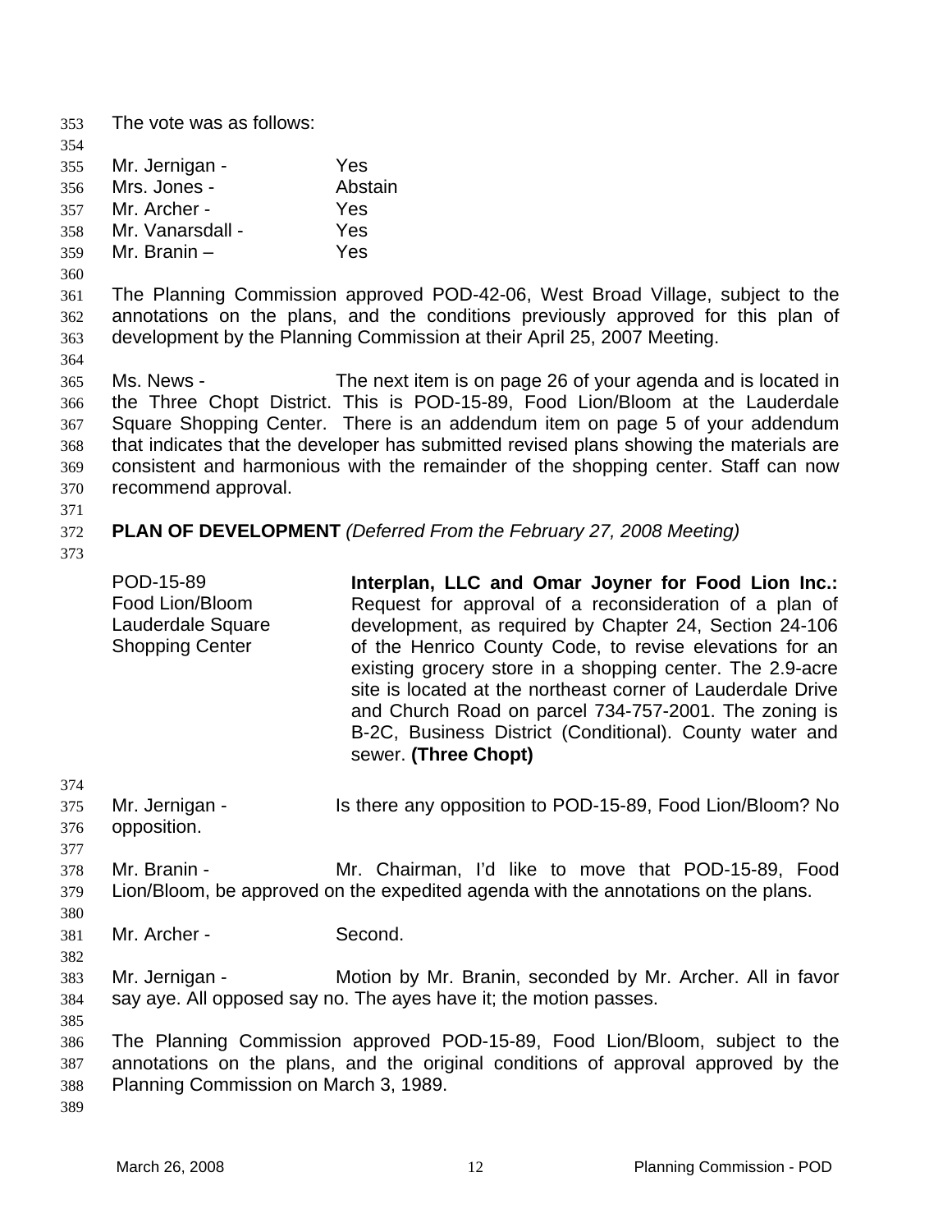The vote was as follows:

Mr. Jernigan - Yes
Mrs. Jones - Abstain
Mr. Archer - Yes
Mr. Vanarsdall - Yes
Mr. Branin – Yes

The Planning Commission approved POD-42-06, West Broad Village, subject to the annotations on the plans, and the conditions previously approved for this plan of development by the Planning Commission at their April 25, 2007 Meeting.

Ms. News - The next item is on page 26 of your agenda and is located in the Three Chopt District. This is POD-15-89, Food Lion/Bloom at the Lauderdale Square Shopping Center. There is an addendum item on page 5 of your addendum that indicates that the developer has submitted revised plans showing the materials are consistent and harmonious with the remainder of the shopping center. Staff can now recommend approval.

**PLAN OF DEVELOPMENT** *(Deferred From the February 27, 2008 Meeting)*

POD-15-89
Food Lion/Bloom
Lauderdale Square
Shopping Center

**Interplan, LLC and Omar Joyner for Food Lion Inc.:** Request for approval of a reconsideration of a plan of development, as required by Chapter 24, Section 24-106 of the Henrico County Code, to revise elevations for an existing grocery store in a shopping center. The 2.9-acre site is located at the northeast corner of Lauderdale Drive and Church Road on parcel 734-757-2001. The zoning is B-2C, Business District (Conditional). County water and sewer. **(Three Chopt)**

Mr. Jernigan - Is there any opposition to POD-15-89, Food Lion/Bloom? No opposition.

Mr. Branin - Mr. Chairman, I'd like to move that POD-15-89, Food Lion/Bloom, be approved on the expedited agenda with the annotations on the plans.

Mr. Archer - Second.

Mr. Jernigan - Motion by Mr. Branin, seconded by Mr. Archer. All in favor say aye. All opposed say no. The ayes have it; the motion passes.

The Planning Commission approved POD-15-89, Food Lion/Bloom, subject to the annotations on the plans, and the original conditions of approval approved by the Planning Commission on March 3, 1989.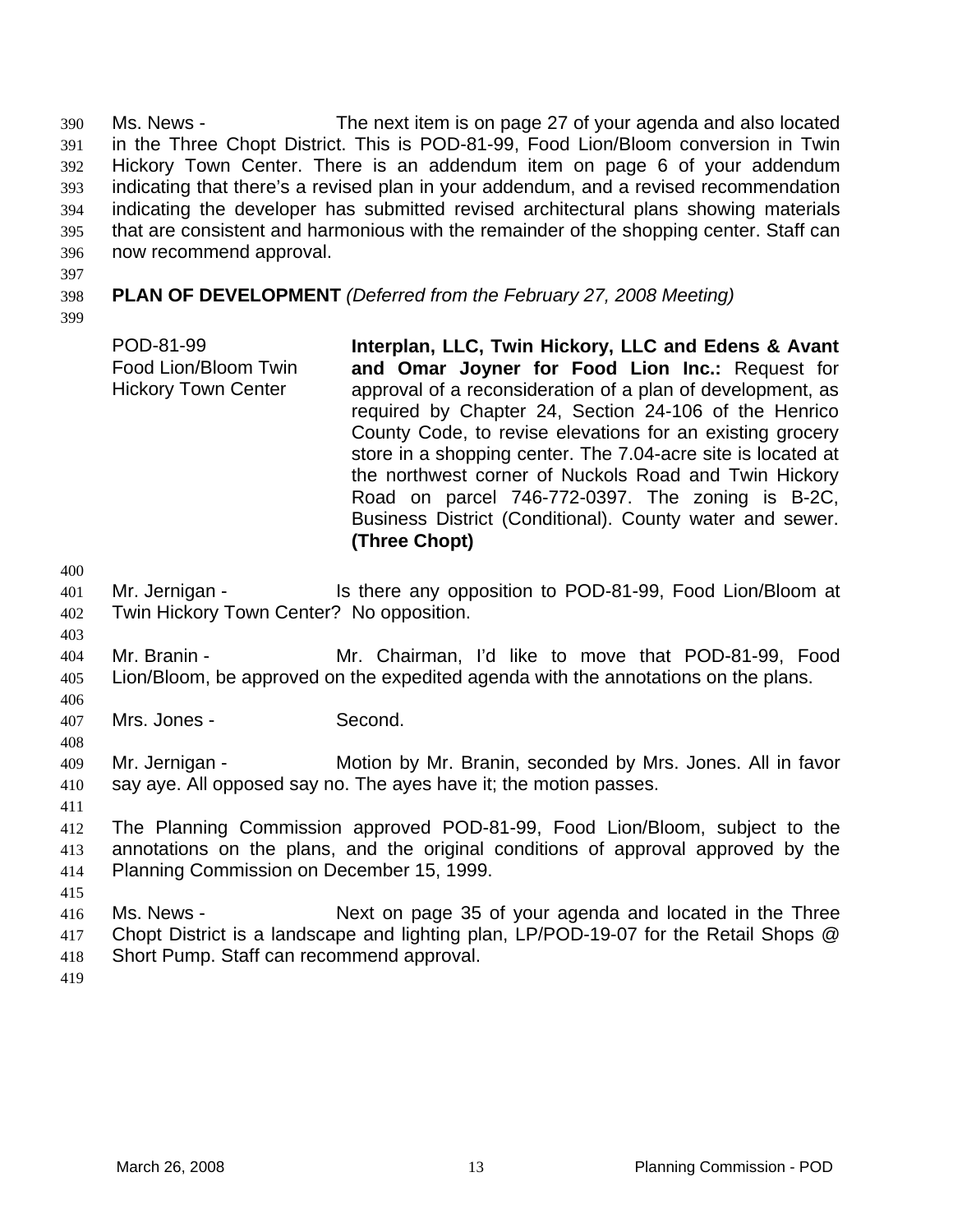Ms. News - The next item is on page 27 of your agenda and also located in the Three Chopt District. This is POD-81-99, Food Lion/Bloom conversion in Twin Hickory Town Center. There is an addendum item on page 6 of your addendum indicating that there's a revised plan in your addendum, and a revised recommendation indicating the developer has submitted revised architectural plans showing materials that are consistent and harmonious with the remainder of the shopping center. Staff can now recommend approval.

**PLAN OF DEVELOPMENT** *(Deferred from the February 27, 2008 Meeting)*

POD-81-99
Food Lion/Bloom Twin Hickory Town Center

**Interplan, LLC, Twin Hickory, LLC and Edens & Avant and Omar Joyner for Food Lion Inc.:** Request for approval of a reconsideration of a plan of development, as required by Chapter 24, Section 24-106 of the Henrico County Code, to revise elevations for an existing grocery store in a shopping center. The 7.04-acre site is located at the northwest corner of Nuckols Road and Twin Hickory Road on parcel 746-772-0397. The zoning is B-2C, Business District (Conditional). County water and sewer. **(Three Chopt)**

Mr. Jernigan - Is there any opposition to POD-81-99, Food Lion/Bloom at Twin Hickory Town Center? No opposition.

Mr. Branin - Mr. Chairman, I'd like to move that POD-81-99, Food Lion/Bloom, be approved on the expedited agenda with the annotations on the plans.

Mrs. Jones - Second.

Mr. Jernigan - Motion by Mr. Branin, seconded by Mrs. Jones. All in favor say aye. All opposed say no. The ayes have it; the motion passes.

The Planning Commission approved POD-81-99, Food Lion/Bloom, subject to the annotations on the plans, and the original conditions of approval approved by the Planning Commission on December 15, 1999.

Ms. News - Next on page 35 of your agenda and located in the Three Chopt District is a landscape and lighting plan, LP/POD-19-07 for the Retail Shops @ Short Pump. Staff can recommend approval.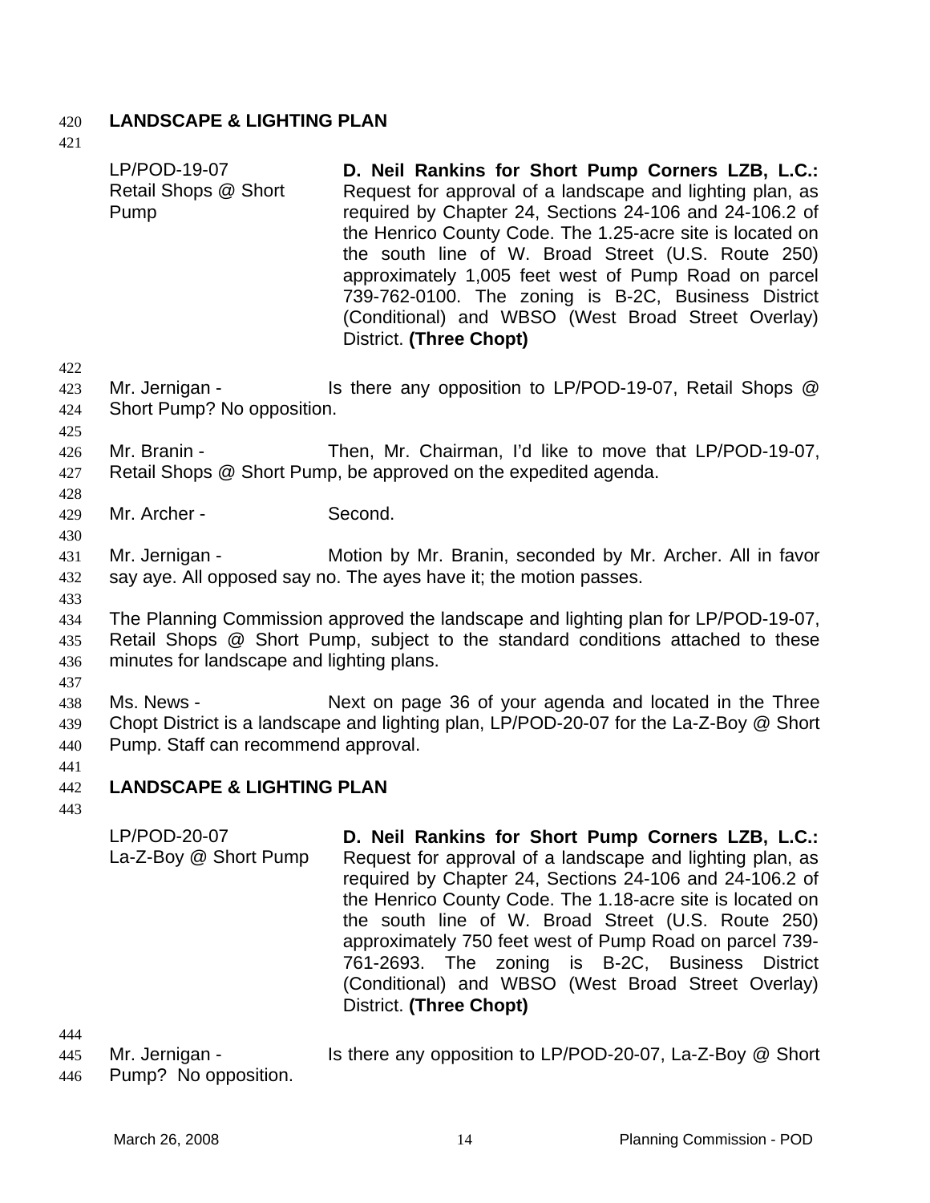## LANDSCAPE & LIGHTING PLAN

LP/POD-19-07
Retail Shops @ Short Pump

**D. Neil Rankins for Short Pump Corners LZB, L.C.:** Request for approval of a landscape and lighting plan, as required by Chapter 24, Sections 24-106 and 24-106.2 of the Henrico County Code. The 1.25-acre site is located on the south line of W. Broad Street (U.S. Route 250) approximately 1,005 feet west of Pump Road on parcel 739-762-0100. The zoning is B-2C, Business District (Conditional) and WBSO (West Broad Street Overlay) District. **(Three Chopt)**

Mr. Jernigan - Is there any opposition to LP/POD-19-07, Retail Shops @ Short Pump? No opposition.

Mr. Branin - Then, Mr. Chairman, I'd like to move that LP/POD-19-07, Retail Shops @ Short Pump, be approved on the expedited agenda.

Mr. Archer - Second.

Mr. Jernigan - Motion by Mr. Branin, seconded by Mr. Archer. All in favor say aye. All opposed say no. The ayes have it; the motion passes.

The Planning Commission approved the landscape and lighting plan for LP/POD-19-07, Retail Shops @ Short Pump, subject to the standard conditions attached to these minutes for landscape and lighting plans.

Ms. News - Next on page 36 of your agenda and located in the Three Chopt District is a landscape and lighting plan, LP/POD-20-07 for the La-Z-Boy @ Short Pump. Staff can recommend approval.

## LANDSCAPE & LIGHTING PLAN

LP/POD-20-07
La-Z-Boy @ Short Pump

**D. Neil Rankins for Short Pump Corners LZB, L.C.:** Request for approval of a landscape and lighting plan, as required by Chapter 24, Sections 24-106 and 24-106.2 of the Henrico County Code. The 1.18-acre site is located on the south line of W. Broad Street (U.S. Route 250) approximately 750 feet west of Pump Road on parcel 739-761-2693. The zoning is B-2C, Business District (Conditional) and WBSO (West Broad Street Overlay) District. **(Three Chopt)**

Mr. Jernigan - Is there any opposition to LP/POD-20-07, La-Z-Boy @ Short Pump? No opposition.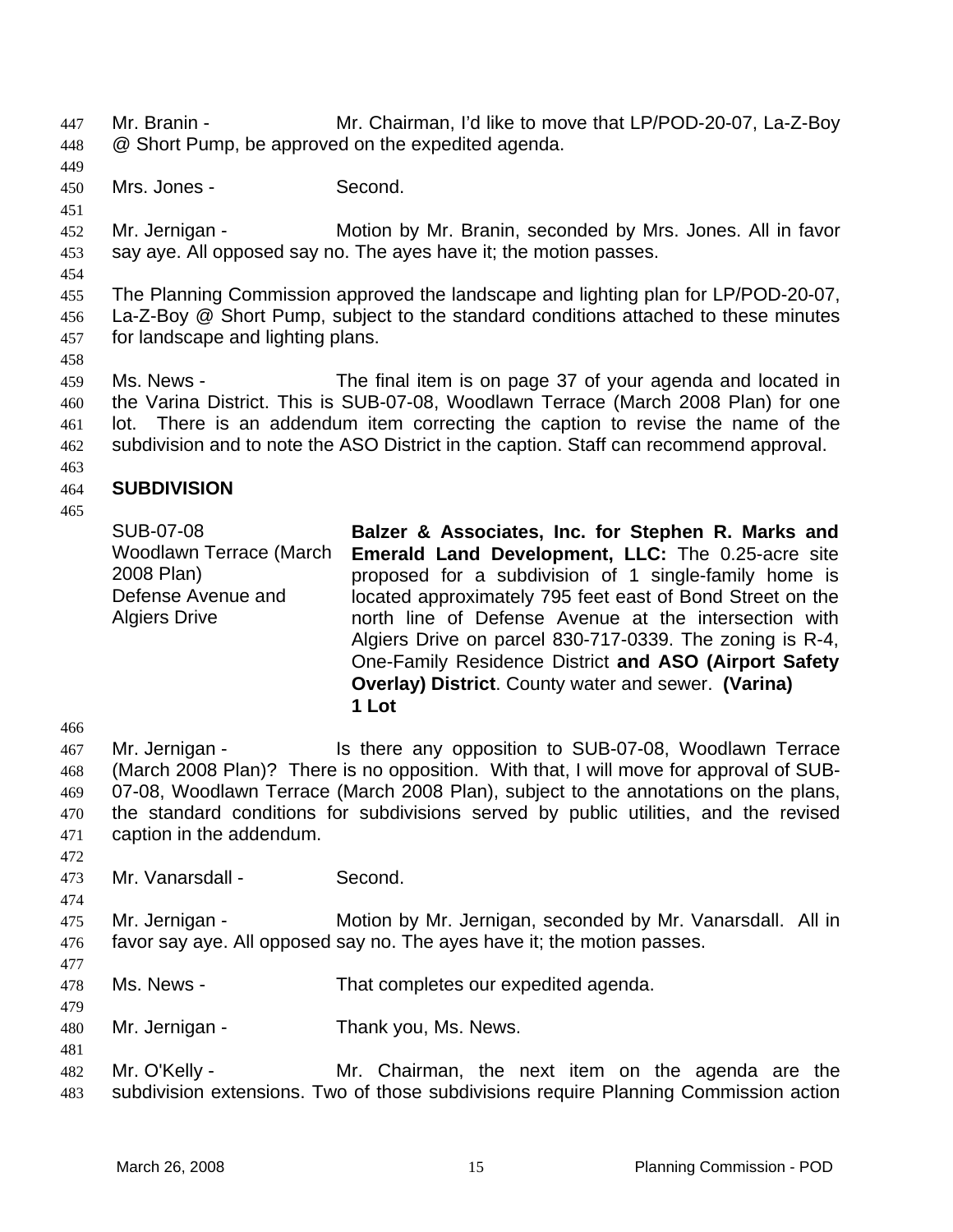Mr. Branin - Mr. Chairman, I'd like to move that LP/POD-20-07, La-Z-Boy @ Short Pump, be approved on the expedited agenda.

Mrs. Jones - Second.

Mr. Jernigan - Motion by Mr. Branin, seconded by Mrs. Jones. All in favor say aye. All opposed say no. The ayes have it; the motion passes.

The Planning Commission approved the landscape and lighting plan for LP/POD-20-07, La-Z-Boy @ Short Pump, subject to the standard conditions attached to these minutes for landscape and lighting plans.

Ms. News - The final item is on page 37 of your agenda and located in the Varina District. This is SUB-07-08, Woodlawn Terrace (March 2008 Plan) for one lot. There is an addendum item correcting the caption to revise the name of the subdivision and to note the ASO District in the caption. Staff can recommend approval.

## SUBDIVISION

SUB-07-08
Woodlawn Terrace (March 2008 Plan)
Defense Avenue and Algiers Drive

**Balzer & Associates, Inc. for Stephen R. Marks and Emerald Land Development, LLC:** The 0.25-acre site proposed for a subdivision of 1 single-family home is located approximately 795 feet east of Bond Street on the north line of Defense Avenue at the intersection with Algiers Drive on parcel 830-717-0339. The zoning is R-4, One-Family Residence District **and ASO (Airport Safety Overlay) District**. County water and sewer. **(Varina) 1 Lot**

Mr. Jernigan - Is there any opposition to SUB-07-08, Woodlawn Terrace (March 2008 Plan)? There is no opposition. With that, I will move for approval of SUB-07-08, Woodlawn Terrace (March 2008 Plan), subject to the annotations on the plans, the standard conditions for subdivisions served by public utilities, and the revised caption in the addendum.

Mr. Vanarsdall - Second.

Mr. Jernigan - Motion by Mr. Jernigan, seconded by Mr. Vanarsdall. All in favor say aye. All opposed say no. The ayes have it; the motion passes.

Ms. News - That completes our expedited agenda.

Mr. Jernigan - Thank you, Ms. News.

Mr. O'Kelly - Mr. Chairman, the next item on the agenda are the subdivision extensions. Two of those subdivisions require Planning Commission action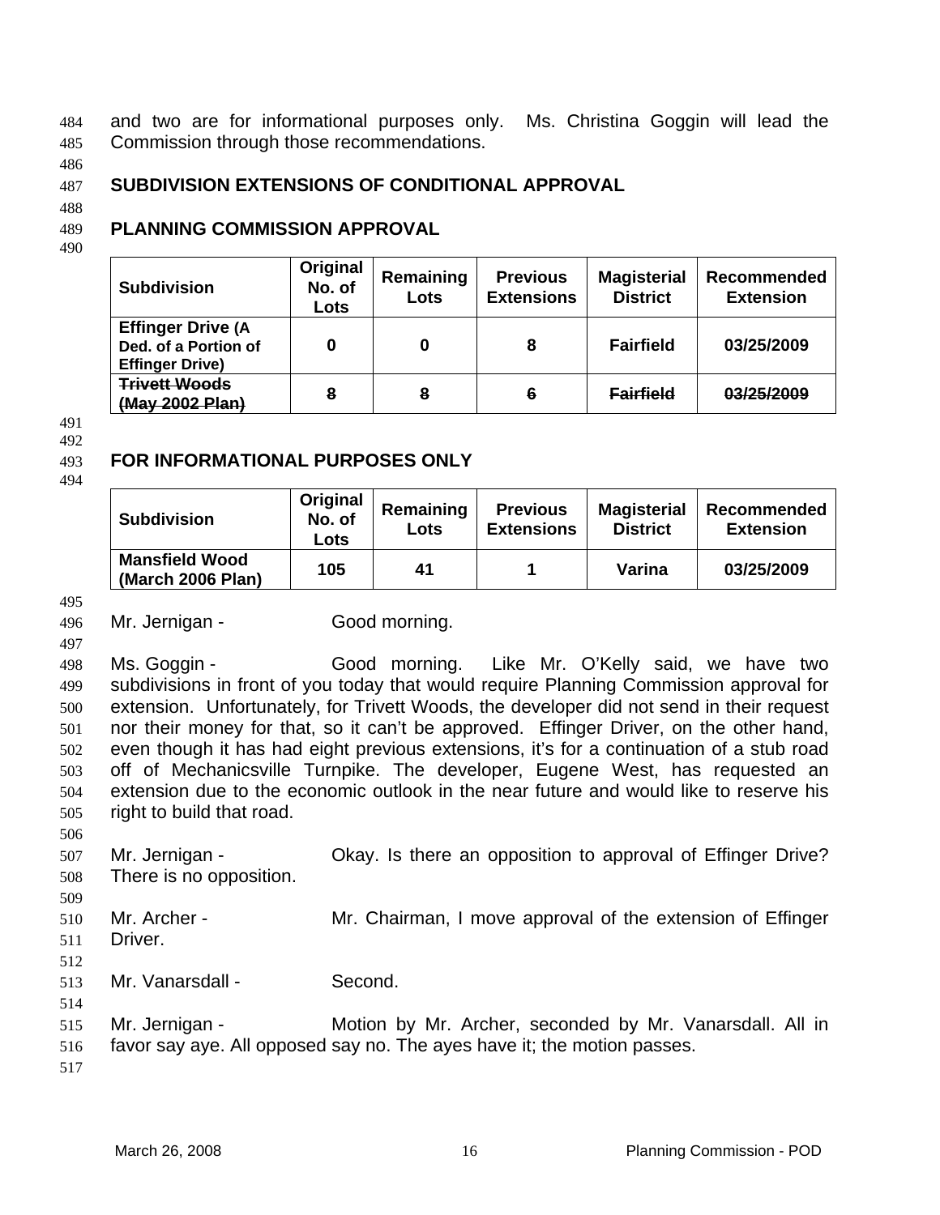and two are for informational purposes only. Ms. Christina Goggin will lead the Commission through those recommendations.

**SUBDIVISION EXTENSIONS OF CONDITIONAL APPROVAL**

**PLANNING COMMISSION APPROVAL**

| Subdivision | Original No. of Lots | Remaining Lots | Previous Extensions | Magisterial District | Recommended Extension |
|---|---|---|---|---|---|
| **Effinger Drive (A Ded. of a Portion of Effinger Drive)** | **0** | **0** | **8** | **Fairfield** | **03/25/2009** |
| ~~**Trivett Woods (May 2002 Plan)**~~ | ~~**8**~~ | ~~**8**~~ | ~~**6**~~ | ~~**Fairfield**~~ | ~~**03/25/2009**~~ |

**FOR INFORMATIONAL PURPOSES ONLY**

| Subdivision | Original No. of Lots | Remaining Lots | Previous Extensions | Magisterial District | Recommended Extension |
|---|---|---|---|---|---|
| **Mansfield Wood (March 2006 Plan)** | **105** | **41** | **1** | **Varina** | **03/25/2009** |

Mr. Jernigan - Good morning.

Ms. Goggin - Good morning. Like Mr. O'Kelly said, we have two subdivisions in front of you today that would require Planning Commission approval for extension. Unfortunately, for Trivett Woods, the developer did not send in their request nor their money for that, so it can't be approved. Effinger Driver, on the other hand, even though it has had eight previous extensions, it's for a continuation of a stub road off of Mechanicsville Turnpike. The developer, Eugene West, has requested an extension due to the economic outlook in the near future and would like to reserve his right to build that road.

Mr. Jernigan - Okay. Is there an opposition to approval of Effinger Drive? There is no opposition.

Mr. Archer - Mr. Chairman, I move approval of the extension of Effinger Driver.

Mr. Vanarsdall - Second.

Mr. Jernigan - Motion by Mr. Archer, seconded by Mr. Vanarsdall. All in favor say aye. All opposed say no. The ayes have it; the motion passes.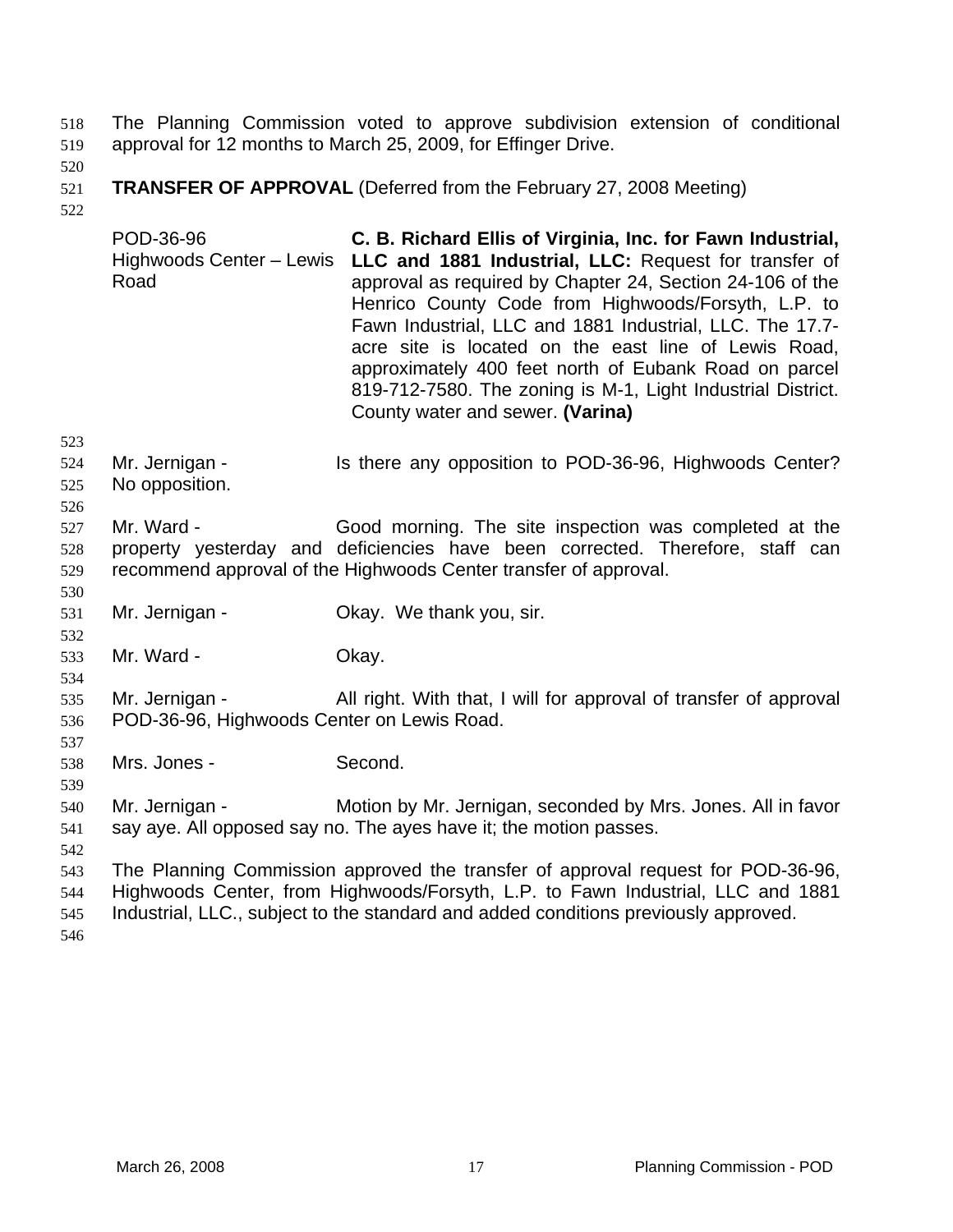The Planning Commission voted to approve subdivision extension of conditional approval for 12 months to March 25, 2009, for Effinger Drive.

**TRANSFER OF APPROVAL** (Deferred from the February 27, 2008 Meeting)

| | |
|---|---|
| POD-36-96<br>Highwoods Center – Lewis Road | **C. B. Richard Ellis of Virginia, Inc. for Fawn Industrial, LLC and 1881 Industrial, LLC:** Request for transfer of approval as required by Chapter 24, Section 24-106 of the Henrico County Code from Highwoods/Forsyth, L.P. to Fawn Industrial, LLC and 1881 Industrial, LLC. The 17.7-acre site is located on the east line of Lewis Road, approximately 400 feet north of Eubank Road on parcel 819-712-7580. The zoning is M-1, Light Industrial District. County water and sewer. **(Varina)** |

Mr. Jernigan - Is there any opposition to POD-36-96, Highwoods Center? No opposition.

Mr. Ward - Good morning. The site inspection was completed at the property yesterday and deficiencies have been corrected. Therefore, staff can recommend approval of the Highwoods Center transfer of approval.

Mr. Jernigan - Okay. We thank you, sir.

Mr. Ward - Okay.

Mr. Jernigan - All right. With that, I will for approval of transfer of approval POD-36-96, Highwoods Center on Lewis Road.

Mrs. Jones - Second.

Mr. Jernigan - Motion by Mr. Jernigan, seconded by Mrs. Jones. All in favor say aye. All opposed say no. The ayes have it; the motion passes.

The Planning Commission approved the transfer of approval request for POD-36-96, Highwoods Center, from Highwoods/Forsyth, L.P. to Fawn Industrial, LLC and 1881 Industrial, LLC., subject to the standard and added conditions previously approved.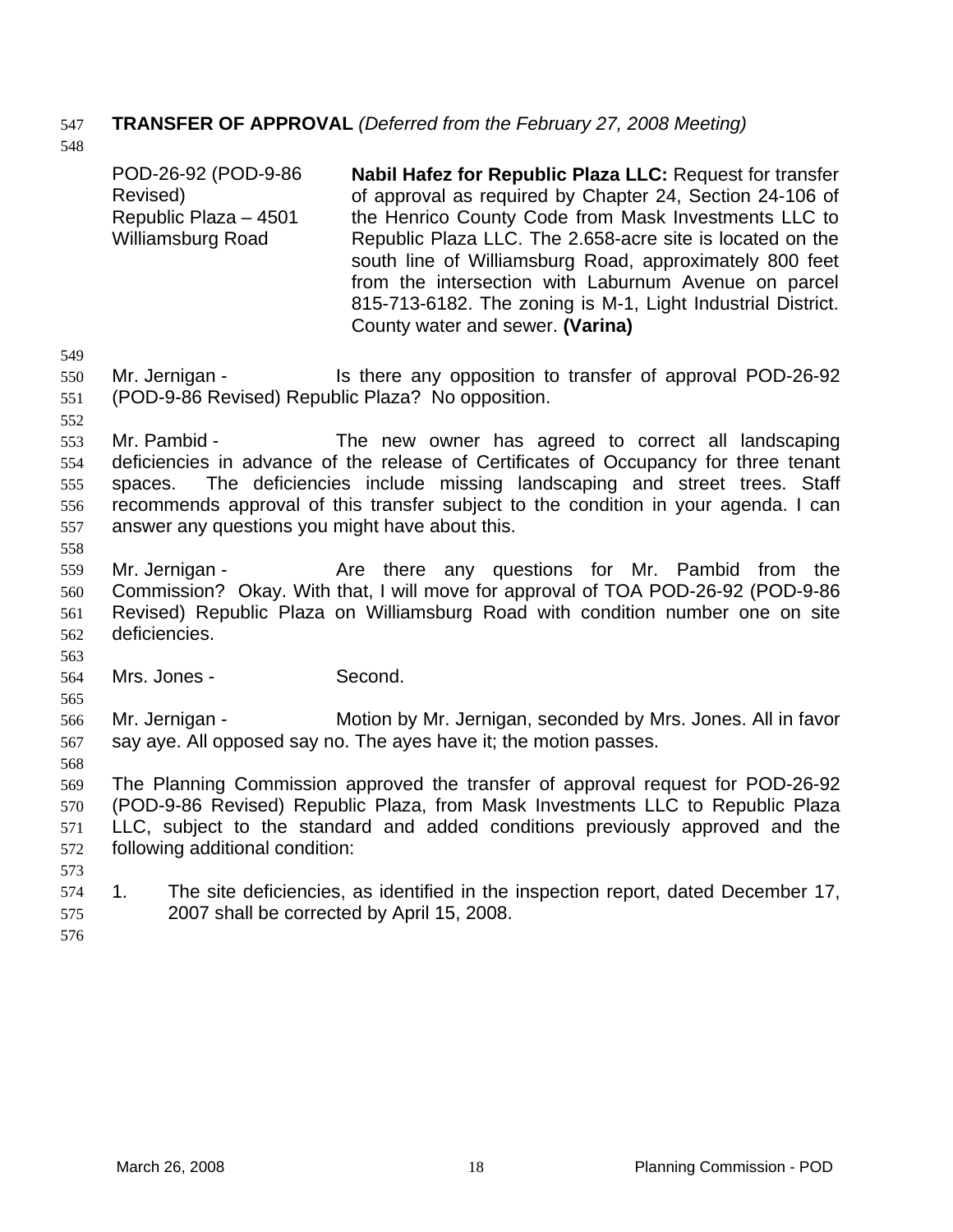**TRANSFER OF APPROVAL** *(Deferred from the February 27, 2008 Meeting)*

| | |
|---|---|
| POD-26-92 (POD-9-86 Revised) Republic Plaza – 4501 Williamsburg Road | **Nabil Hafez for Republic Plaza LLC:** Request for transfer of approval as required by Chapter 24, Section 24-106 of the Henrico County Code from Mask Investments LLC to Republic Plaza LLC. The 2.658-acre site is located on the south line of Williamsburg Road, approximately 800 feet from the intersection with Laburnum Avenue on parcel 815-713-6182. The zoning is M-1, Light Industrial District. County water and sewer. **(Varina)** |

Mr. Jernigan - Is there any opposition to transfer of approval POD-26-92 (POD-9-86 Revised) Republic Plaza? No opposition.

Mr. Pambid - The new owner has agreed to correct all landscaping deficiencies in advance of the release of Certificates of Occupancy for three tenant spaces. The deficiencies include missing landscaping and street trees. Staff recommends approval of this transfer subject to the condition in your agenda. I can answer any questions you might have about this.

Mr. Jernigan - Are there any questions for Mr. Pambid from the Commission? Okay. With that, I will move for approval of TOA POD-26-92 (POD-9-86 Revised) Republic Plaza on Williamsburg Road with condition number one on site deficiencies.

Mrs. Jones - Second.

Mr. Jernigan - Motion by Mr. Jernigan, seconded by Mrs. Jones. All in favor say aye. All opposed say no. The ayes have it; the motion passes.

The Planning Commission approved the transfer of approval request for POD-26-92 (POD-9-86 Revised) Republic Plaza, from Mask Investments LLC to Republic Plaza LLC, subject to the standard and added conditions previously approved and the following additional condition:

1. The site deficiencies, as identified in the inspection report, dated December 17, 2007 shall be corrected by April 15, 2008.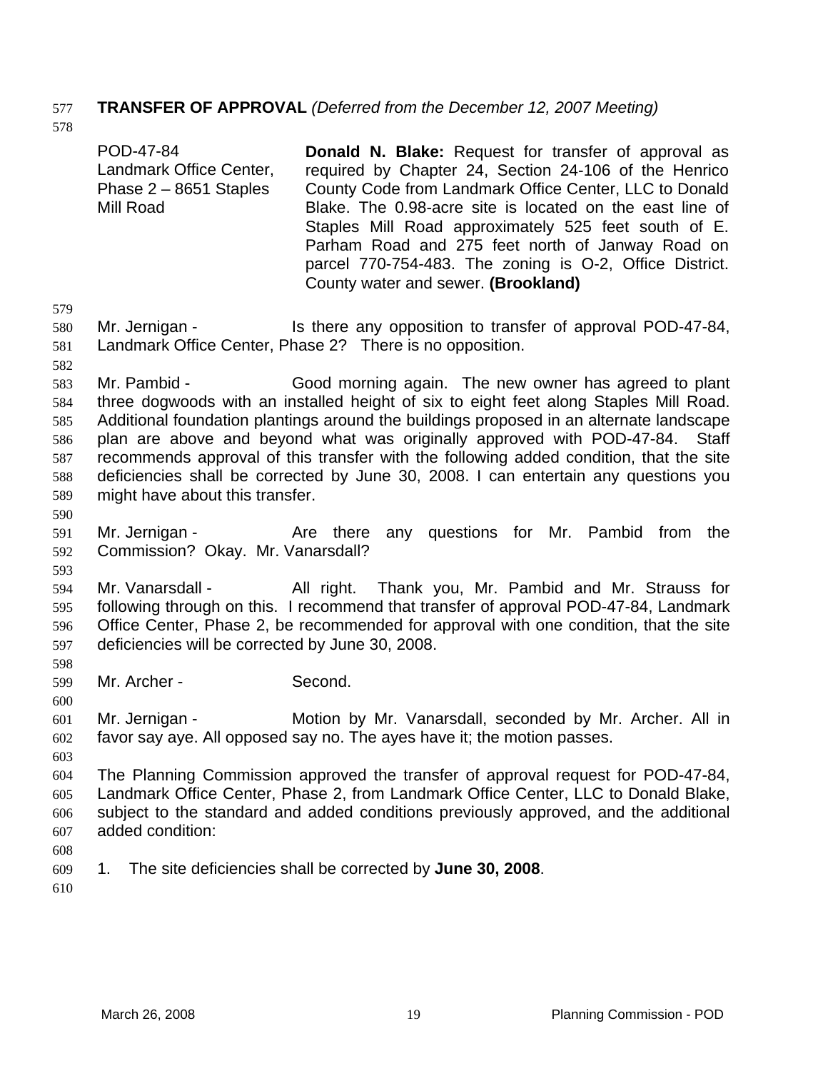**TRANSFER OF APPROVAL** *(Deferred from the December 12, 2007 Meeting)*

| | |
|---|---|
| POD-47-84<br>Landmark Office Center, Phase 2 – 8651 Staples Mill Road | **Donald N. Blake:** Request for transfer of approval as required by Chapter 24, Section 24-106 of the Henrico County Code from Landmark Office Center, LLC to Donald Blake. The 0.98-acre site is located on the east line of Staples Mill Road approximately 525 feet south of E. Parham Road and 275 feet north of Janway Road on parcel 770-754-483. The zoning is O-2, Office District. County water and sewer. **(Brookland)** |

Mr. Jernigan - Is there any opposition to transfer of approval POD-47-84, Landmark Office Center, Phase 2? There is no opposition.

Mr. Pambid - Good morning again. The new owner has agreed to plant three dogwoods with an installed height of six to eight feet along Staples Mill Road. Additional foundation plantings around the buildings proposed in an alternate landscape plan are above and beyond what was originally approved with POD-47-84. Staff recommends approval of this transfer with the following added condition, that the site deficiencies shall be corrected by June 30, 2008. I can entertain any questions you might have about this transfer.

Mr. Jernigan - Are there any questions for Mr. Pambid from the Commission? Okay. Mr. Vanarsdall?

Mr. Vanarsdall - All right. Thank you, Mr. Pambid and Mr. Strauss for following through on this. I recommend that transfer of approval POD-47-84, Landmark Office Center, Phase 2, be recommended for approval with one condition, that the site deficiencies will be corrected by June 30, 2008.

Mr. Archer - Second.

Mr. Jernigan - Motion by Mr. Vanarsdall, seconded by Mr. Archer. All in favor say aye. All opposed say no. The ayes have it; the motion passes.

The Planning Commission approved the transfer of approval request for POD-47-84, Landmark Office Center, Phase 2, from Landmark Office Center, LLC to Donald Blake, subject to the standard and added conditions previously approved, and the additional added condition:

1. The site deficiencies shall be corrected by **June 30, 2008**.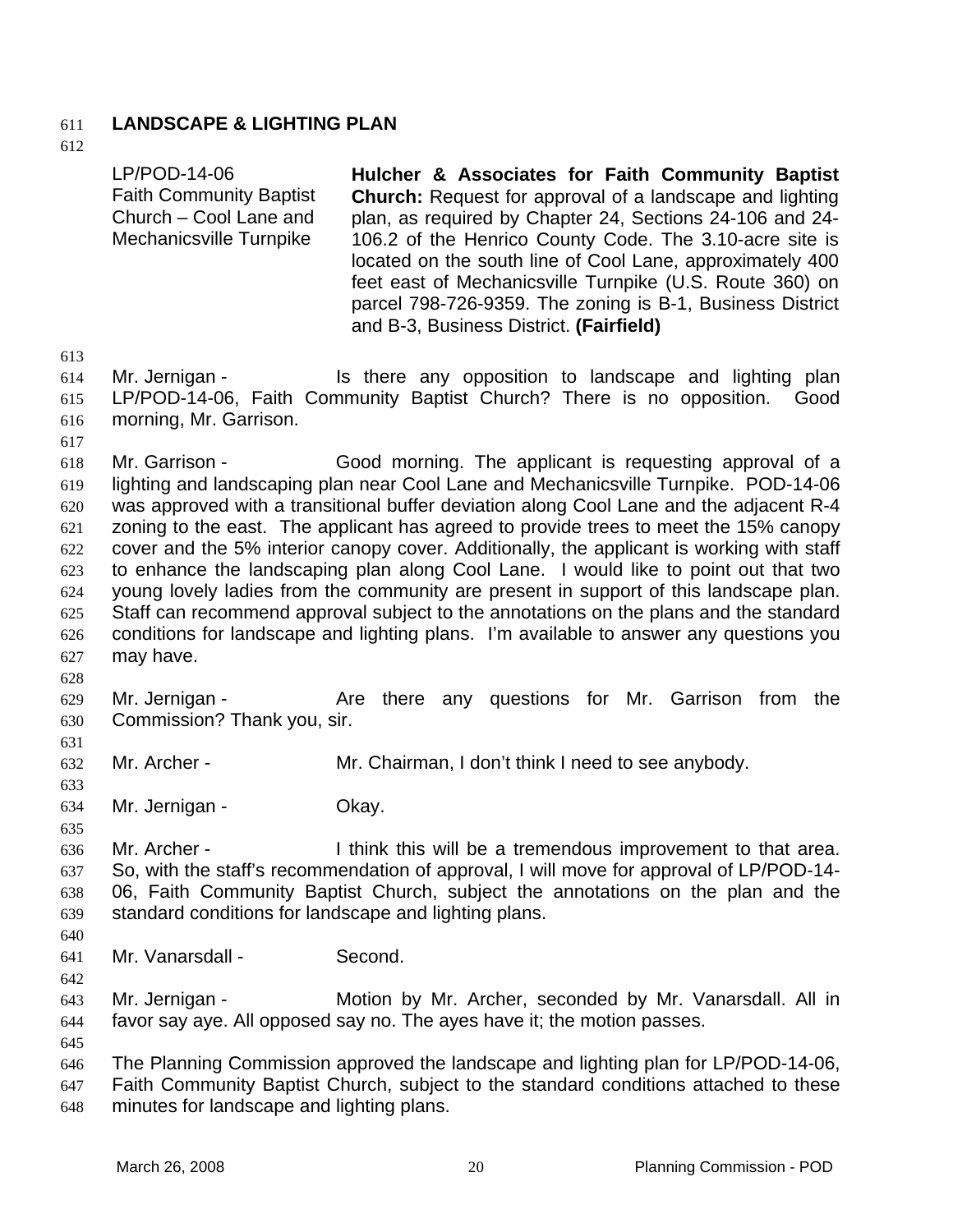## LANDSCAPE & LIGHTING PLAN

| | |
|---|---|
| LP/POD-14-06<br>Faith Community Baptist Church – Cool Lane and Mechanicsville Turnpike | **Hulcher & Associates for Faith Community Baptist Church:** Request for approval of a landscape and lighting plan, as required by Chapter 24, Sections 24-106 and 24-106.2 of the Henrico County Code. The 3.10-acre site is located on the south line of Cool Lane, approximately 400 feet east of Mechanicsville Turnpike (U.S. Route 360) on parcel 798-726-9359. The zoning is B-1, Business District and B-3, Business District. **(Fairfield)** |

Mr. Jernigan - Is there any opposition to landscape and lighting plan LP/POD-14-06, Faith Community Baptist Church? There is no opposition. Good morning, Mr. Garrison.

Mr. Garrison - Good morning. The applicant is requesting approval of a lighting and landscaping plan near Cool Lane and Mechanicsville Turnpike. POD-14-06 was approved with a transitional buffer deviation along Cool Lane and the adjacent R-4 zoning to the east. The applicant has agreed to provide trees to meet the 15% canopy cover and the 5% interior canopy cover. Additionally, the applicant is working with staff to enhance the landscaping plan along Cool Lane. I would like to point out that two young lovely ladies from the community are present in support of this landscape plan. Staff can recommend approval subject to the annotations on the plans and the standard conditions for landscape and lighting plans. I'm available to answer any questions you may have.

Mr. Jernigan - Are there any questions for Mr. Garrison from the Commission? Thank you, sir.

Mr. Archer - Mr. Chairman, I don't think I need to see anybody.

Mr. Jernigan - Okay.

Mr. Archer - I think this will be a tremendous improvement to that area. So, with the staff's recommendation of approval, I will move for approval of LP/POD-14-06, Faith Community Baptist Church, subject the annotations on the plan and the standard conditions for landscape and lighting plans.

Mr. Vanarsdall - Second.

Mr. Jernigan - Motion by Mr. Archer, seconded by Mr. Vanarsdall. All in favor say aye. All opposed say no. The ayes have it; the motion passes.

The Planning Commission approved the landscape and lighting plan for LP/POD-14-06, Faith Community Baptist Church, subject to the standard conditions attached to these minutes for landscape and lighting plans.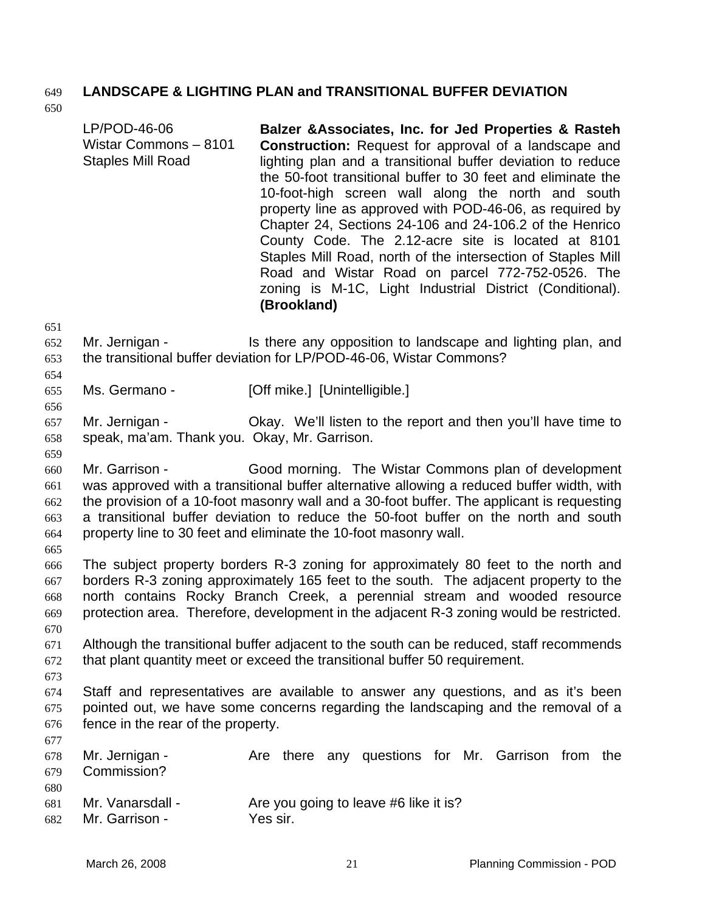**LANDSCAPE & LIGHTING PLAN and TRANSITIONAL BUFFER DEVIATION**

| | |
|---|---|
| LP/POD-46-06<br>Wistar Commons – 8101 Staples Mill Road | **Balzer &Associates, Inc. for Jed Properties & Rasteh Construction:** Request for approval of a landscape and lighting plan and a transitional buffer deviation to reduce the 50-foot transitional buffer to 30 feet and eliminate the 10-foot-high screen wall along the north and south property line as approved with POD-46-06, as required by Chapter 24, Sections 24-106 and 24-106.2 of the Henrico County Code. The 2.12-acre site is located at 8101 Staples Mill Road, north of the intersection of Staples Mill Road and Wistar Road on parcel 772-752-0526. The zoning is M-1C, Light Industrial District (Conditional). **(Brookland)** |

Mr. Jernigan - Is there any opposition to landscape and lighting plan, and the transitional buffer deviation for LP/POD-46-06, Wistar Commons?

Ms. Germano - [Off mike.] [Unintelligible.]

Mr. Jernigan - Okay. We'll listen to the report and then you'll have time to speak, ma'am. Thank you. Okay, Mr. Garrison.

Mr. Garrison - Good morning. The Wistar Commons plan of development was approved with a transitional buffer alternative allowing a reduced buffer width, with the provision of a 10-foot masonry wall and a 30-foot buffer. The applicant is requesting a transitional buffer deviation to reduce the 50-foot buffer on the north and south property line to 30 feet and eliminate the 10-foot masonry wall.

The subject property borders R-3 zoning for approximately 80 feet to the north and borders R-3 zoning approximately 165 feet to the south. The adjacent property to the north contains Rocky Branch Creek, a perennial stream and wooded resource protection area. Therefore, development in the adjacent R-3 zoning would be restricted.

Although the transitional buffer adjacent to the south can be reduced, staff recommends that plant quantity meet or exceed the transitional buffer 50 requirement.

Staff and representatives are available to answer any questions, and as it's been pointed out, we have some concerns regarding the landscaping and the removal of a fence in the rear of the property.

Mr. Jernigan - Are there any questions for Mr. Garrison from the Commission?

Mr. Vanarsdall - Are you going to leave #6 like it is?

Mr. Garrison - Yes sir.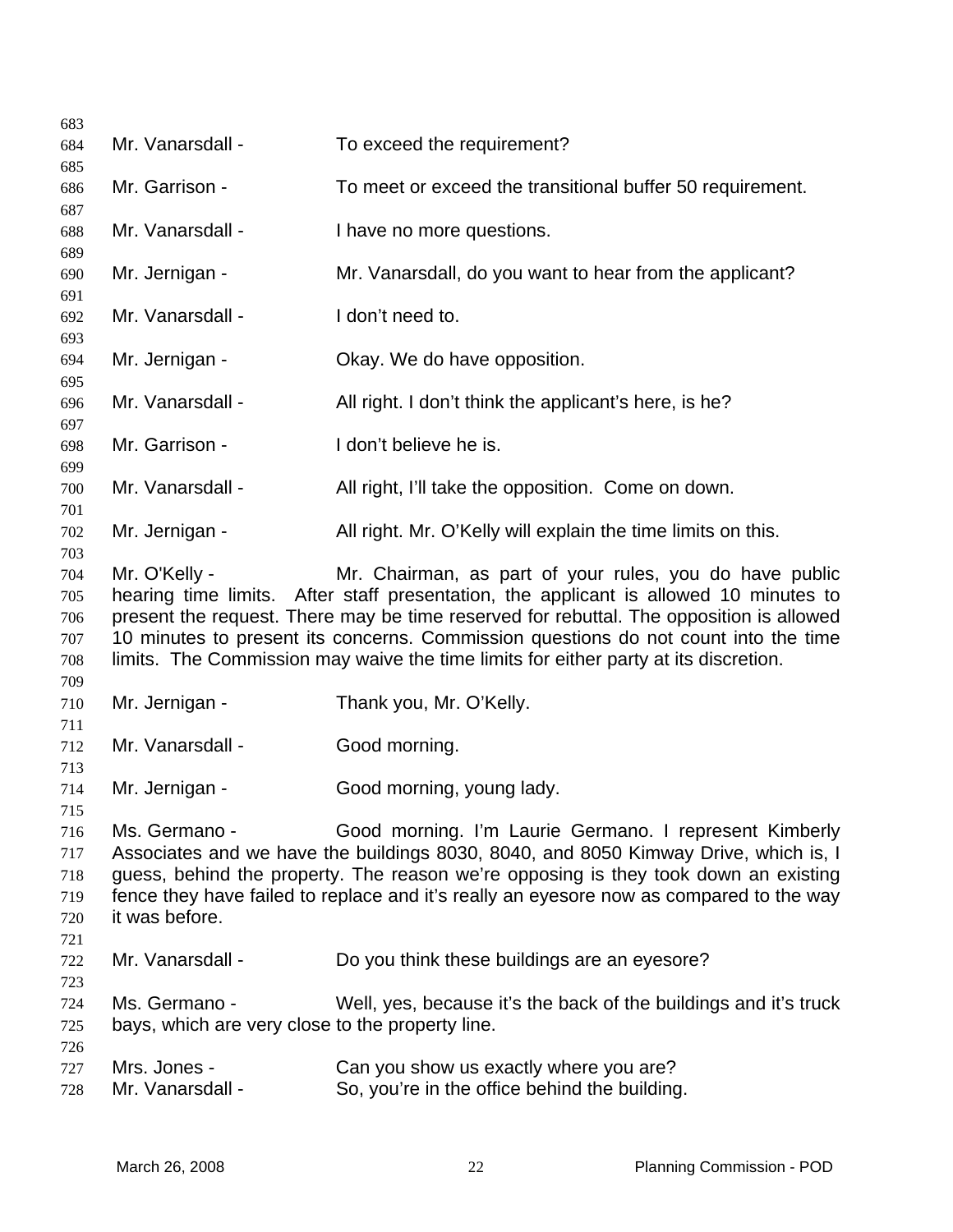Mr. Vanarsdall - To exceed the requirement?

Mr. Garrison - To meet or exceed the transitional buffer 50 requirement.

Mr. Vanarsdall - I have no more questions.

Mr. Jernigan - Mr. Vanarsdall, do you want to hear from the applicant?

Mr. Vanarsdall - I don't need to.

Mr. Jernigan - Okay. We do have opposition.

Mr. Vanarsdall - All right. I don't think the applicant's here, is he?

Mr. Garrison - I don't believe he is.

Mr. Vanarsdall - All right, I'll take the opposition. Come on down.

Mr. Jernigan - All right. Mr. O'Kelly will explain the time limits on this.

Mr. O'Kelly - Mr. Chairman, as part of your rules, you do have public hearing time limits. After staff presentation, the applicant is allowed 10 minutes to present the request. There may be time reserved for rebuttal. The opposition is allowed 10 minutes to present its concerns. Commission questions do not count into the time limits. The Commission may waive the time limits for either party at its discretion.

Mr. Jernigan - Thank you, Mr. O'Kelly.

Mr. Vanarsdall - Good morning.

Mr. Jernigan - Good morning, young lady.

Ms. Germano - Good morning. I'm Laurie Germano. I represent Kimberly Associates and we have the buildings 8030, 8040, and 8050 Kimway Drive, which is, I guess, behind the property. The reason we're opposing is they took down an existing fence they have failed to replace and it's really an eyesore now as compared to the way it was before.

Mr. Vanarsdall - Do you think these buildings are an eyesore?

Ms. Germano - Well, yes, because it's the back of the buildings and it's truck bays, which are very close to the property line.

Mrs. Jones - Can you show us exactly where you are?

Mr. Vanarsdall - So, you're in the office behind the building.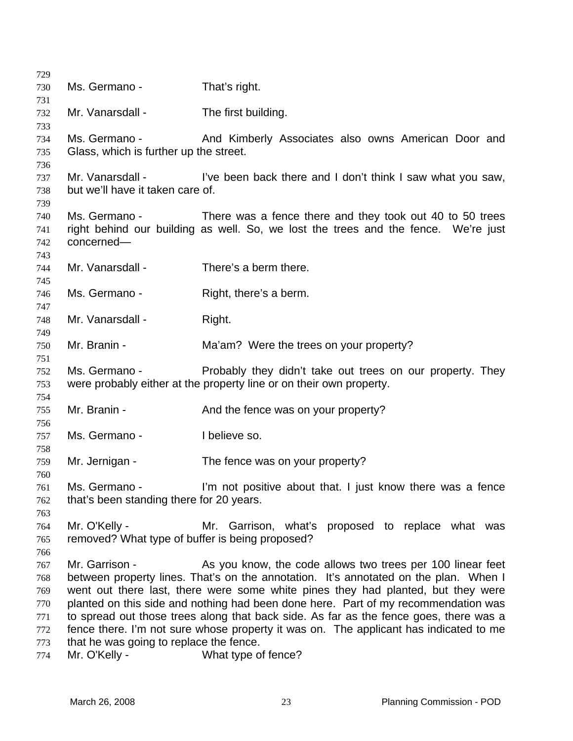Ms. Germano - That's right.

Mr. Vanarsdall - The first building.

Ms. Germano - And Kimberly Associates also owns American Door and Glass, which is further up the street.

Mr. Vanarsdall - I've been back there and I don't think I saw what you saw, but we'll have it taken care of.

Ms. Germano - There was a fence there and they took out 40 to 50 trees right behind our building as well. So, we lost the trees and the fence. We're just concerned—

Mr. Vanarsdall - There's a berm there.

Ms. Germano - Right, there's a berm.

Mr. Vanarsdall - Right.

Mr. Branin - Ma'am? Were the trees on your property?

Ms. Germano - Probably they didn't take out trees on our property. They were probably either at the property line or on their own property.

Mr. Branin - And the fence was on your property?

Ms. Germano - I believe so.

Mr. Jernigan - The fence was on your property?

Ms. Germano - I'm not positive about that. I just know there was a fence that's been standing there for 20 years.

Mr. O'Kelly - Mr. Garrison, what's proposed to replace what was removed? What type of buffer is being proposed?

Mr. Garrison - As you know, the code allows two trees per 100 linear feet between property lines. That's on the annotation. It's annotated on the plan. When I went out there last, there were some white pines they had planted, but they were planted on this side and nothing had been done here. Part of my recommendation was to spread out those trees along that back side. As far as the fence goes, there was a fence there. I'm not sure whose property it was on. The applicant has indicated to me that he was going to replace the fence.

Mr. O'Kelly - What type of fence?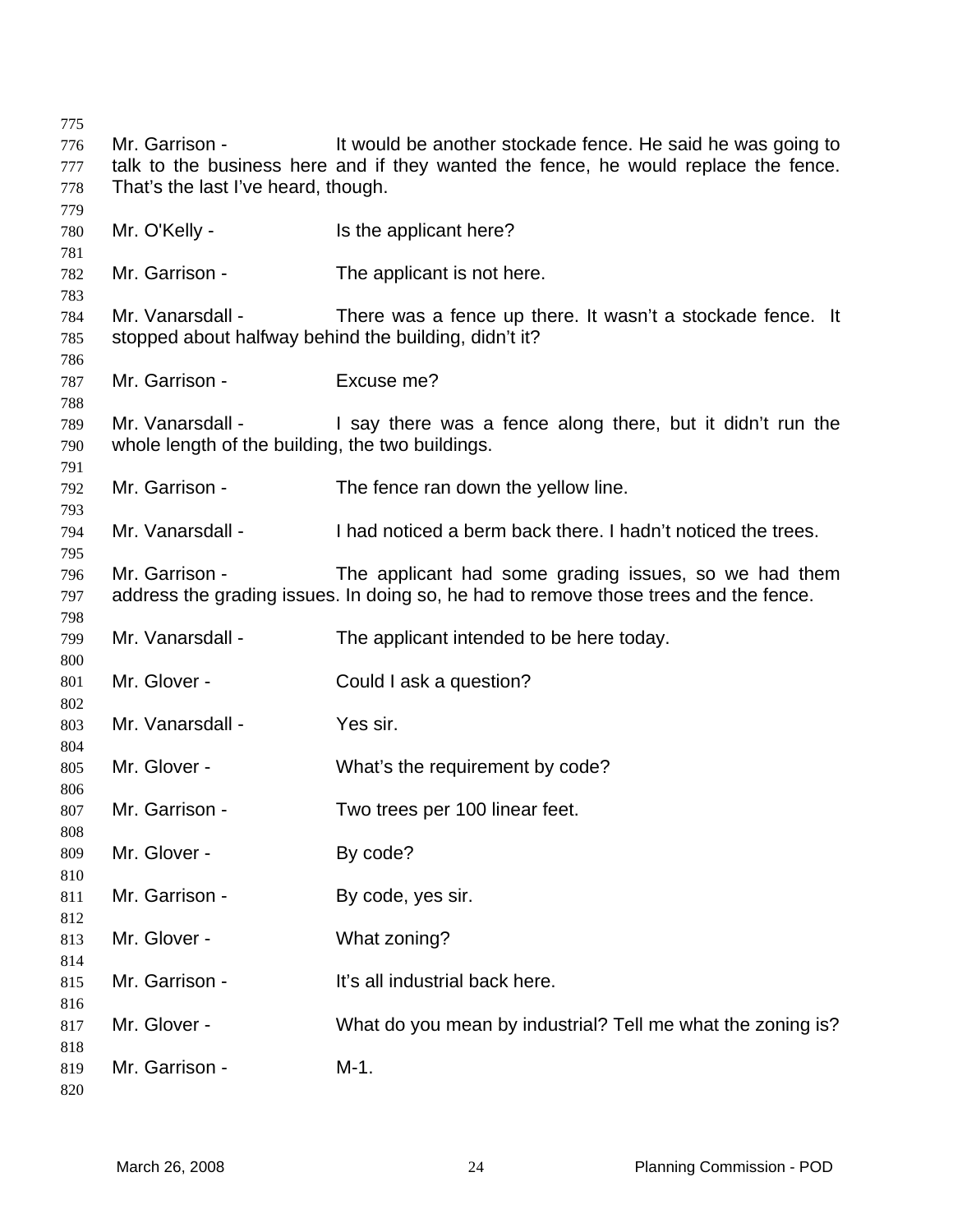Mr. Garrison - It would be another stockade fence. He said he was going to talk to the business here and if they wanted the fence, he would replace the fence. That's the last I've heard, though.

Mr. O'Kelly - Is the applicant here?

Mr. Garrison - The applicant is not here.

Mr. Vanarsdall - There was a fence up there. It wasn't a stockade fence. It stopped about halfway behind the building, didn't it?

Mr. Garrison - Excuse me?

Mr. Vanarsdall - I say there was a fence along there, but it didn't run the whole length of the building, the two buildings.

Mr. Garrison - The fence ran down the yellow line.

Mr. Vanarsdall - I had noticed a berm back there. I hadn't noticed the trees.

Mr. Garrison - The applicant had some grading issues, so we had them address the grading issues. In doing so, he had to remove those trees and the fence.

Mr. Vanarsdall - The applicant intended to be here today.

Mr. Glover - Could I ask a question?

Mr. Vanarsdall - Yes sir.

Mr. Glover - What's the requirement by code?

Mr. Garrison - Two trees per 100 linear feet.

Mr. Glover - By code?

Mr. Garrison - By code, yes sir.

Mr. Glover - What zoning?

Mr. Garrison - It's all industrial back here.

Mr. Glover - What do you mean by industrial? Tell me what the zoning is?

Mr. Garrison - M-1.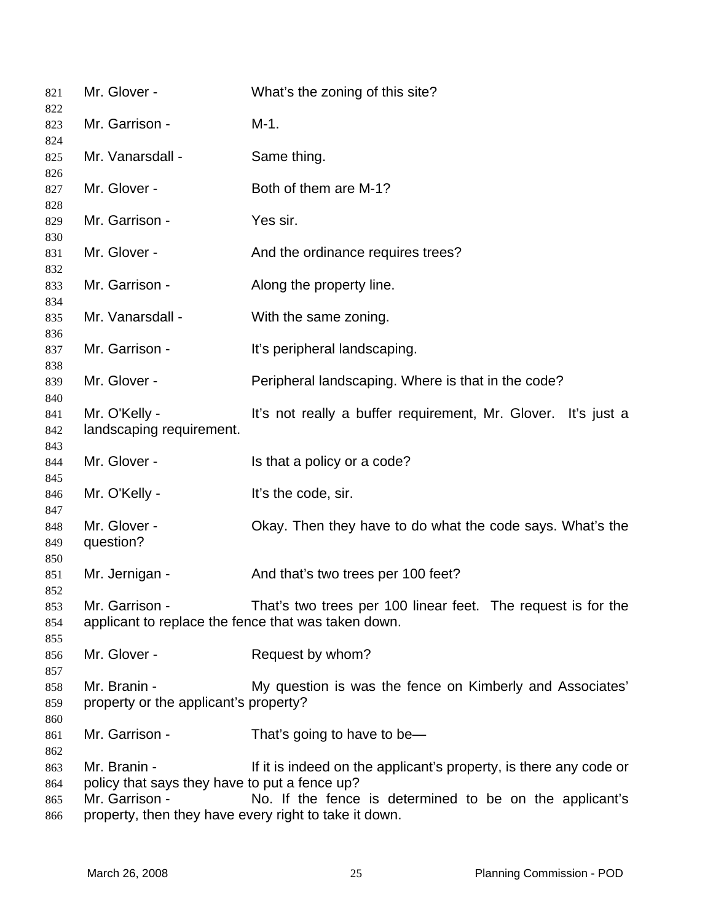Mr. Glover - What's the zoning of this site?

Mr. Garrison - M-1.

Mr. Vanarsdall - Same thing.

Mr. Glover - Both of them are M-1?

Mr. Garrison - Yes sir.

Mr. Glover - And the ordinance requires trees?

Mr. Garrison - Along the property line.

Mr. Vanarsdall - With the same zoning.

Mr. Garrison - It's peripheral landscaping.

Mr. Glover - Peripheral landscaping. Where is that in the code?

Mr. O'Kelly - It's not really a buffer requirement, Mr. Glover. It's just a landscaping requirement.

Mr. Glover - Is that a policy or a code?

Mr. O'Kelly - It's the code, sir.

Mr. Glover - Okay. Then they have to do what the code says. What's the question?

Mr. Jernigan - And that's two trees per 100 feet?

Mr. Garrison - That's two trees per 100 linear feet. The request is for the applicant to replace the fence that was taken down.

Mr. Glover - Request by whom?

Mr. Branin - My question is was the fence on Kimberly and Associates' property or the applicant's property?

Mr. Garrison - That's going to have to be—

Mr. Branin - If it is indeed on the applicant's property, is there any code or policy that says they have to put a fence up?

Mr. Garrison - No. If the fence is determined to be on the applicant's property, then they have every right to take it down.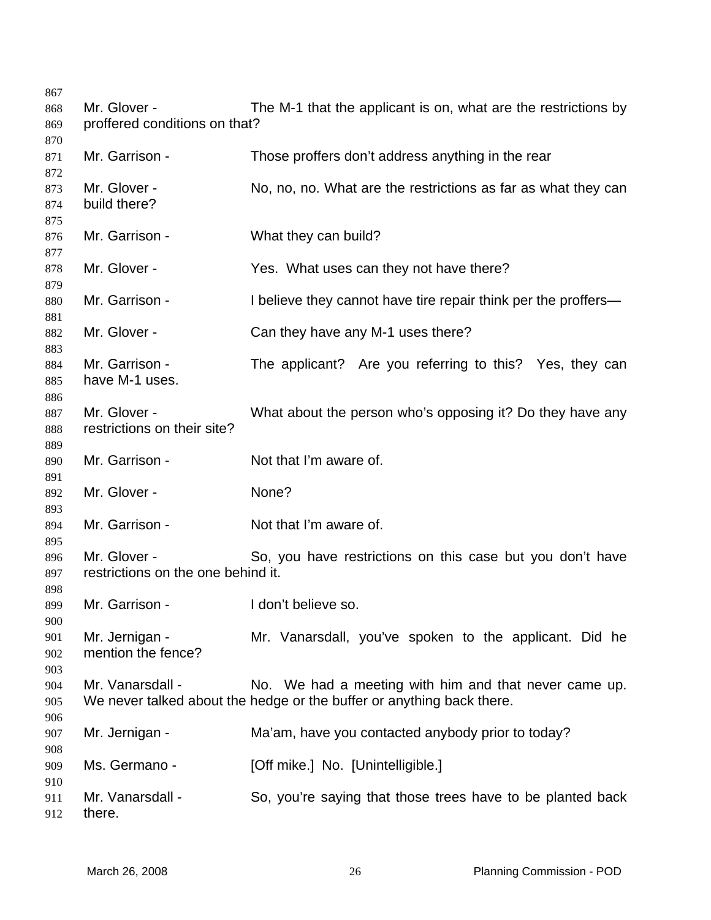Mr. Glover - The M-1 that the applicant is on, what are the restrictions by proffered conditions on that?

Mr. Garrison - Those proffers don't address anything in the rear

Mr. Glover - No, no, no. What are the restrictions as far as what they can build there?

Mr. Garrison - What they can build?

Mr. Glover - Yes. What uses can they not have there?

Mr. Garrison - I believe they cannot have tire repair think per the proffers—

Mr. Glover - Can they have any M-1 uses there?

Mr. Garrison - The applicant? Are you referring to this? Yes, they can have M-1 uses.

Mr. Glover - What about the person who's opposing it? Do they have any restrictions on their site?

Mr. Garrison - Not that I'm aware of.

Mr. Glover - None?

Mr. Garrison - Not that I'm aware of.

Mr. Glover - So, you have restrictions on this case but you don't have restrictions on the one behind it.

Mr. Garrison - I don't believe so.

Mr. Jernigan - Mr. Vanarsdall, you've spoken to the applicant. Did he mention the fence?

Mr. Vanarsdall - No. We had a meeting with him and that never came up. We never talked about the hedge or the buffer or anything back there.

Mr. Jernigan - Ma'am, have you contacted anybody prior to today?

Ms. Germano - [Off mike.] No. [Unintelligible.]

Mr. Vanarsdall - So, you're saying that those trees have to be planted back there.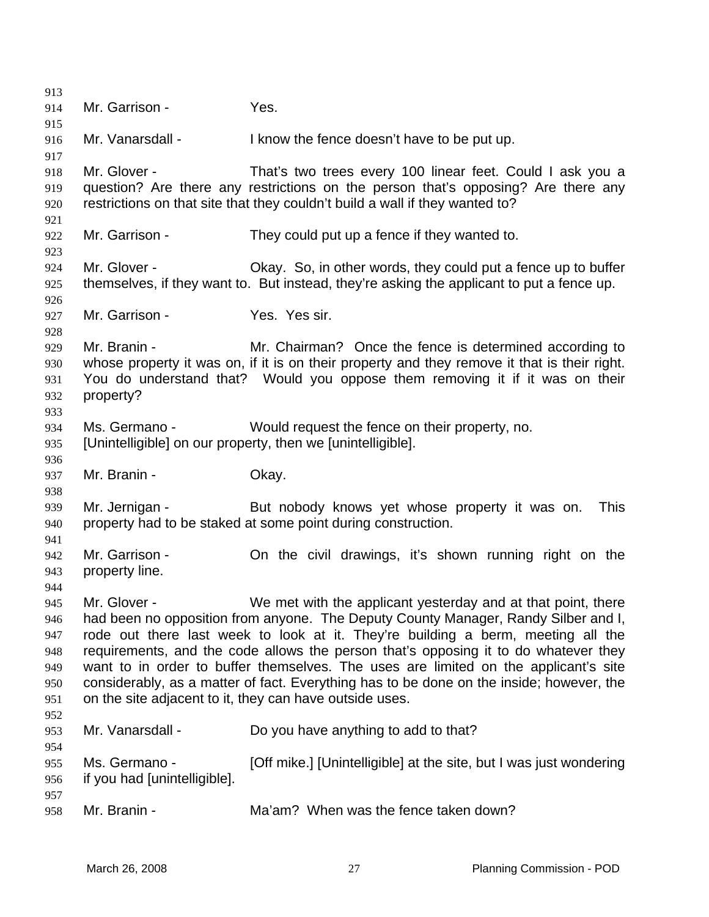Mr. Garrison - Yes.

Mr. Vanarsdall - I know the fence doesn't have to be put up.

Mr. Glover - That's two trees every 100 linear feet. Could I ask you a question? Are there any restrictions on the person that's opposing? Are there any restrictions on that site that they couldn't build a wall if they wanted to?

Mr. Garrison - They could put up a fence if they wanted to.

Mr. Glover - Okay. So, in other words, they could put a fence up to buffer themselves, if they want to. But instead, they're asking the applicant to put a fence up.

Mr. Garrison - Yes. Yes sir.

Mr. Branin - Mr. Chairman? Once the fence is determined according to whose property it was on, if it is on their property and they remove it that is their right. You do understand that? Would you oppose them removing it if it was on their property?

Ms. Germano - Would request the fence on their property, no. [Unintelligible] on our property, then we [unintelligible].

Mr. Branin - Okay.

Mr. Jernigan - But nobody knows yet whose property it was on. This property had to be staked at some point during construction.

Mr. Garrison - On the civil drawings, it's shown running right on the property line.

Mr. Glover - We met with the applicant yesterday and at that point, there had been no opposition from anyone. The Deputy County Manager, Randy Silber and I, rode out there last week to look at it. They're building a berm, meeting all the requirements, and the code allows the person that's opposing it to do whatever they want to in order to buffer themselves. The uses are limited on the applicant's site considerably, as a matter of fact. Everything has to be done on the inside; however, the on the site adjacent to it, they can have outside uses.

Mr. Vanarsdall - Do you have anything to add to that?

Ms. Germano - [Off mike.] [Unintelligible] at the site, but I was just wondering if you had [unintelligible].

Mr. Branin - Ma'am? When was the fence taken down?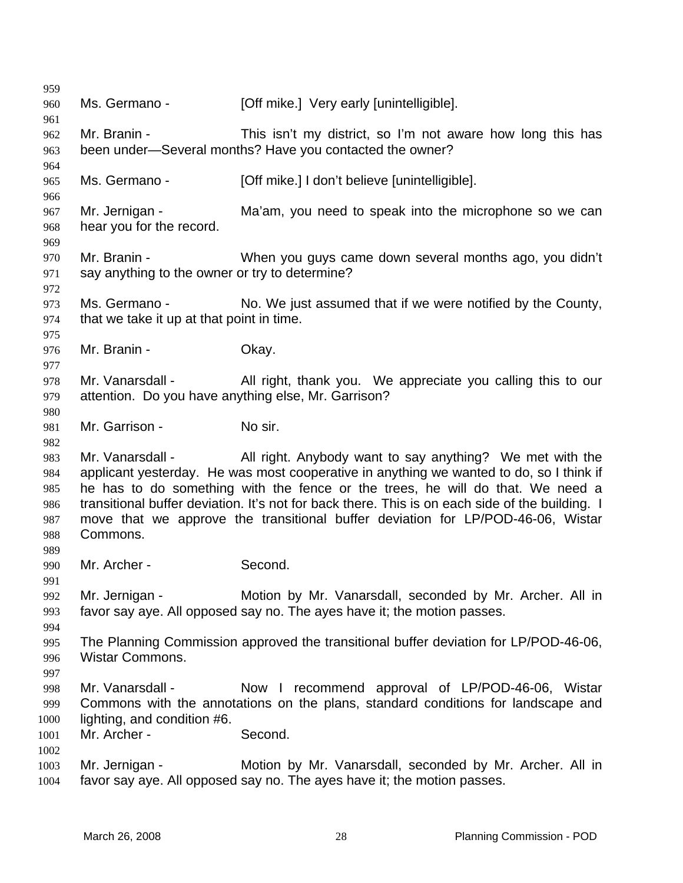Ms. Germano - [Off mike.] Very early [unintelligible].

Mr. Branin - This isn't my district, so I'm not aware how long this has been under—Several months? Have you contacted the owner?

Ms. Germano - [Off mike.] I don't believe [unintelligible].

Mr. Jernigan - Ma'am, you need to speak into the microphone so we can hear you for the record.

Mr. Branin - When you guys came down several months ago, you didn't say anything to the owner or try to determine?

Ms. Germano - No. We just assumed that if we were notified by the County, that we take it up at that point in time.

Mr. Branin - Okay.

Mr. Vanarsdall - All right, thank you. We appreciate you calling this to our attention. Do you have anything else, Mr. Garrison?

Mr. Garrison - No sir.

Mr. Vanarsdall - All right. Anybody want to say anything? We met with the applicant yesterday. He was most cooperative in anything we wanted to do, so I think if he has to do something with the fence or the trees, he will do that. We need a transitional buffer deviation. It's not for back there. This is on each side of the building. I move that we approve the transitional buffer deviation for LP/POD-46-06, Wistar Commons.

Mr. Archer - Second.

Mr. Jernigan - Motion by Mr. Vanarsdall, seconded by Mr. Archer. All in favor say aye. All opposed say no. The ayes have it; the motion passes.

The Planning Commission approved the transitional buffer deviation for LP/POD-46-06, Wistar Commons.

Mr. Vanarsdall - Now I recommend approval of LP/POD-46-06, Wistar Commons with the annotations on the plans, standard conditions for landscape and lighting, and condition #6.

Mr. Archer - Second.

Mr. Jernigan - Motion by Mr. Vanarsdall, seconded by Mr. Archer. All in favor say aye. All opposed say no. The ayes have it; the motion passes.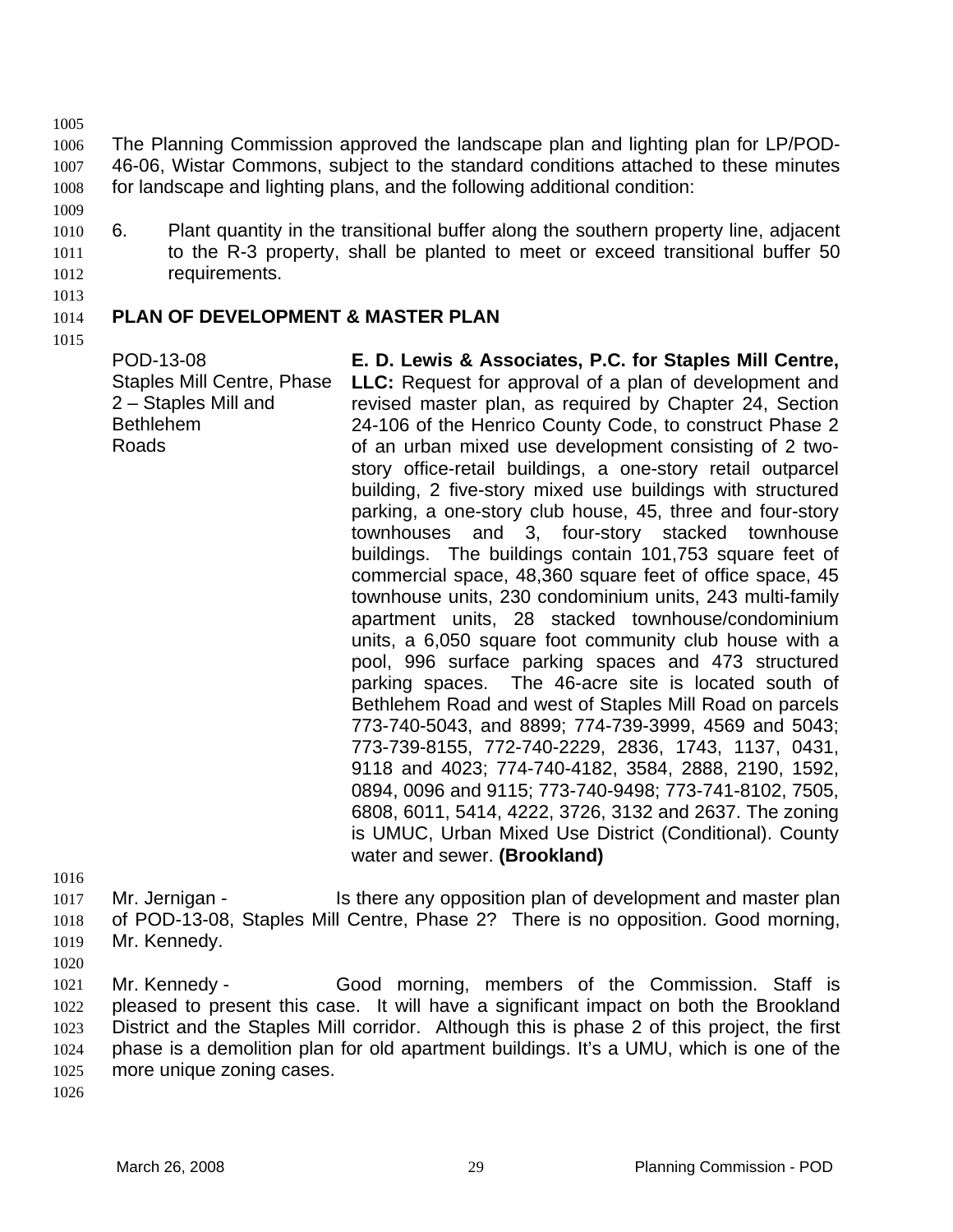The Planning Commission approved the landscape plan and lighting plan for LP/POD-46-06, Wistar Commons, subject to the standard conditions attached to these minutes for landscape and lighting plans, and the following additional condition:

6. Plant quantity in the transitional buffer along the southern property line, adjacent to the R-3 property, shall be planted to meet or exceed transitional buffer 50 requirements.

## PLAN OF DEVELOPMENT & MASTER PLAN

| | |
|---|---|
| POD-13-08<br>Staples Mill Centre, Phase 2 – Staples Mill and Bethlehem Roads | **E. D. Lewis & Associates, P.C. for Staples Mill Centre, LLC:** Request for approval of a plan of development and revised master plan, as required by Chapter 24, Section 24-106 of the Henrico County Code, to construct Phase 2 of an urban mixed use development consisting of 2 two-story office-retail buildings, a one-story retail outparcel building, 2 five-story mixed use buildings with structured parking, a one-story club house, 45, three and four-story townhouses and 3, four-story stacked townhouse buildings. The buildings contain 101,753 square feet of commercial space, 48,360 square feet of office space, 45 townhouse units, 230 condominium units, 243 multi-family apartment units, 28 stacked townhouse/condominium units, a 6,050 square foot community club house with a pool, 996 surface parking spaces and 473 structured parking spaces. The 46-acre site is located south of Bethlehem Road and west of Staples Mill Road on parcels 773-740-5043, and 8899; 774-739-3999, 4569 and 5043; 773-739-8155, 772-740-2229, 2836, 1743, 1137, 0431, 9118 and 4023; 774-740-4182, 3584, 2888, 2190, 1592, 0894, 0096 and 9115; 773-740-9498; 773-741-8102, 7505, 6808, 6011, 5414, 4222, 3726, 3132 and 2637. The zoning is UMUC, Urban Mixed Use District (Conditional). County water and sewer. **(Brookland)** |

Mr. Jernigan - Is there any opposition plan of development and master plan of POD-13-08, Staples Mill Centre, Phase 2? There is no opposition. Good morning, Mr. Kennedy.

Mr. Kennedy - Good morning, members of the Commission. Staff is pleased to present this case. It will have a significant impact on both the Brookland District and the Staples Mill corridor. Although this is phase 2 of this project, the first phase is a demolition plan for old apartment buildings. It's a UMU, which is one of the more unique zoning cases.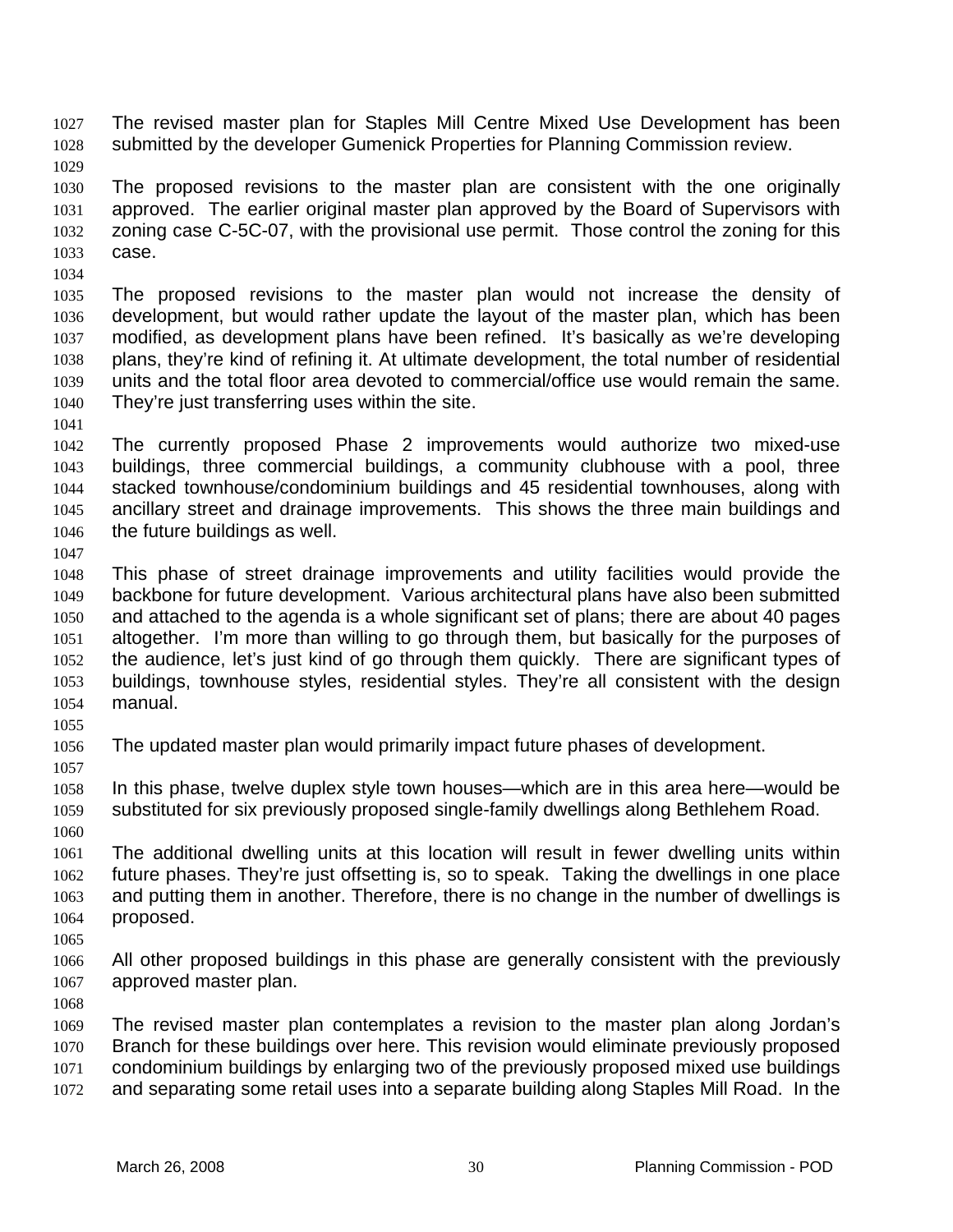The revised master plan for Staples Mill Centre Mixed Use Development has been submitted by the developer Gumenick Properties for Planning Commission review.

The proposed revisions to the master plan are consistent with the one originally approved. The earlier original master plan approved by the Board of Supervisors with zoning case C-5C-07, with the provisional use permit. Those control the zoning for this case.

The proposed revisions to the master plan would not increase the density of development, but would rather update the layout of the master plan, which has been modified, as development plans have been refined. It's basically as we're developing plans, they're kind of refining it. At ultimate development, the total number of residential units and the total floor area devoted to commercial/office use would remain the same. They're just transferring uses within the site.

The currently proposed Phase 2 improvements would authorize two mixed-use buildings, three commercial buildings, a community clubhouse with a pool, three stacked townhouse/condominium buildings and 45 residential townhouses, along with ancillary street and drainage improvements. This shows the three main buildings and the future buildings as well.

This phase of street drainage improvements and utility facilities would provide the backbone for future development. Various architectural plans have also been submitted and attached to the agenda is a whole significant set of plans; there are about 40 pages altogether. I'm more than willing to go through them, but basically for the purposes of the audience, let's just kind of go through them quickly. There are significant types of buildings, townhouse styles, residential styles. They're all consistent with the design manual.

The updated master plan would primarily impact future phases of development.

In this phase, twelve duplex style town houses—which are in this area here—would be substituted for six previously proposed single-family dwellings along Bethlehem Road.

The additional dwelling units at this location will result in fewer dwelling units within future phases. They're just offsetting is, so to speak. Taking the dwellings in one place and putting them in another. Therefore, there is no change in the number of dwellings is proposed.

All other proposed buildings in this phase are generally consistent with the previously approved master plan.

The revised master plan contemplates a revision to the master plan along Jordan's Branch for these buildings over here. This revision would eliminate previously proposed condominium buildings by enlarging two of the previously proposed mixed use buildings and separating some retail uses into a separate building along Staples Mill Road. In the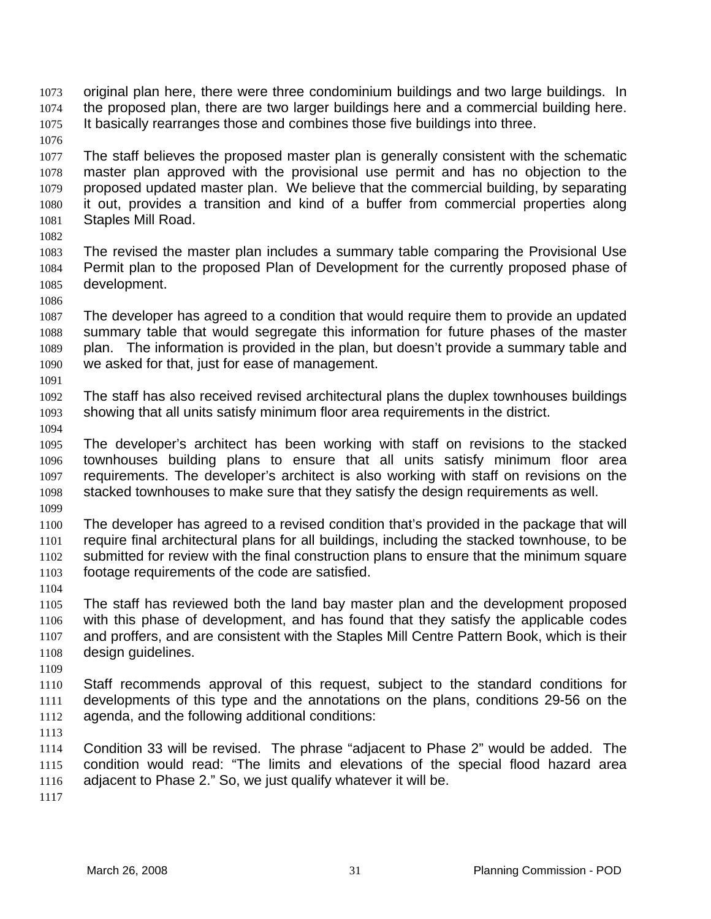original plan here, there were three condominium buildings and two large buildings. In the proposed plan, there are two larger buildings here and a commercial building here. It basically rearranges those and combines those five buildings into three.

The staff believes the proposed master plan is generally consistent with the schematic master plan approved with the provisional use permit and has no objection to the proposed updated master plan. We believe that the commercial building, by separating it out, provides a transition and kind of a buffer from commercial properties along Staples Mill Road.

The revised the master plan includes a summary table comparing the Provisional Use Permit plan to the proposed Plan of Development for the currently proposed phase of development.

The developer has agreed to a condition that would require them to provide an updated summary table that would segregate this information for future phases of the master plan. The information is provided in the plan, but doesn't provide a summary table and we asked for that, just for ease of management.

The staff has also received revised architectural plans the duplex townhouses buildings showing that all units satisfy minimum floor area requirements in the district.

The developer's architect has been working with staff on revisions to the stacked townhouses building plans to ensure that all units satisfy minimum floor area requirements. The developer's architect is also working with staff on revisions on the stacked townhouses to make sure that they satisfy the design requirements as well.

The developer has agreed to a revised condition that's provided in the package that will require final architectural plans for all buildings, including the stacked townhouse, to be submitted for review with the final construction plans to ensure that the minimum square footage requirements of the code are satisfied.

The staff has reviewed both the land bay master plan and the development proposed with this phase of development, and has found that they satisfy the applicable codes and proffers, and are consistent with the Staples Mill Centre Pattern Book, which is their design guidelines.

Staff recommends approval of this request, subject to the standard conditions for developments of this type and the annotations on the plans, conditions 29-56 on the agenda, and the following additional conditions:

Condition 33 will be revised. The phrase "adjacent to Phase 2" would be added. The condition would read: "The limits and elevations of the special flood hazard area adjacent to Phase 2." So, we just qualify whatever it will be.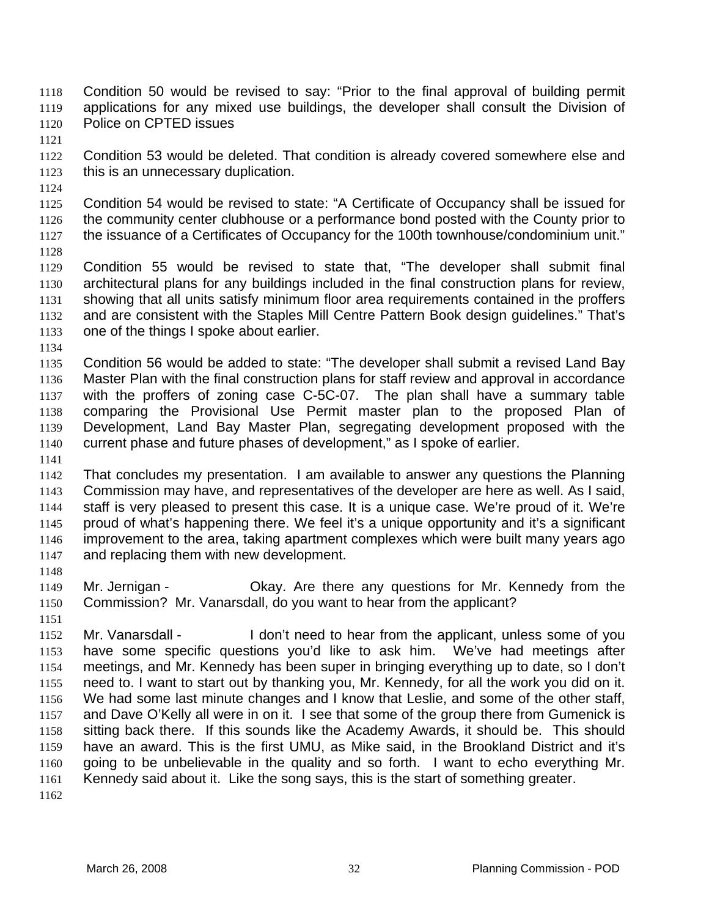Condition 50 would be revised to say: "Prior to the final approval of building permit applications for any mixed use buildings, the developer shall consult the Division of Police on CPTED issues

Condition 53 would be deleted. That condition is already covered somewhere else and this is an unnecessary duplication.

Condition 54 would be revised to state: "A Certificate of Occupancy shall be issued for the community center clubhouse or a performance bond posted with the County prior to the issuance of a Certificates of Occupancy for the 100th townhouse/condominium unit."

Condition 55 would be revised to state that, "The developer shall submit final architectural plans for any buildings included in the final construction plans for review, showing that all units satisfy minimum floor area requirements contained in the proffers and are consistent with the Staples Mill Centre Pattern Book design guidelines." That's one of the things I spoke about earlier.

Condition 56 would be added to state: "The developer shall submit a revised Land Bay Master Plan with the final construction plans for staff review and approval in accordance with the proffers of zoning case C-5C-07. The plan shall have a summary table comparing the Provisional Use Permit master plan to the proposed Plan of Development, Land Bay Master Plan, segregating development proposed with the current phase and future phases of development," as I spoke of earlier.

That concludes my presentation. I am available to answer any questions the Planning Commission may have, and representatives of the developer are here as well. As I said, staff is very pleased to present this case. It is a unique case. We're proud of it. We're proud of what's happening there. We feel it's a unique opportunity and it's a significant improvement to the area, taking apartment complexes which were built many years ago and replacing them with new development.

Mr. Jernigan - Okay. Are there any questions for Mr. Kennedy from the Commission? Mr. Vanarsdall, do you want to hear from the applicant?

Mr. Vanarsdall - I don't need to hear from the applicant, unless some of you have some specific questions you'd like to ask him. We've had meetings after meetings, and Mr. Kennedy has been super in bringing everything up to date, so I don't need to. I want to start out by thanking you, Mr. Kennedy, for all the work you did on it. We had some last minute changes and I know that Leslie, and some of the other staff, and Dave O'Kelly all were in on it. I see that some of the group there from Gumenick is sitting back there. If this sounds like the Academy Awards, it should be. This should have an award. This is the first UMU, as Mike said, in the Brookland District and it's going to be unbelievable in the quality and so forth. I want to echo everything Mr. Kennedy said about it. Like the song says, this is the start of something greater.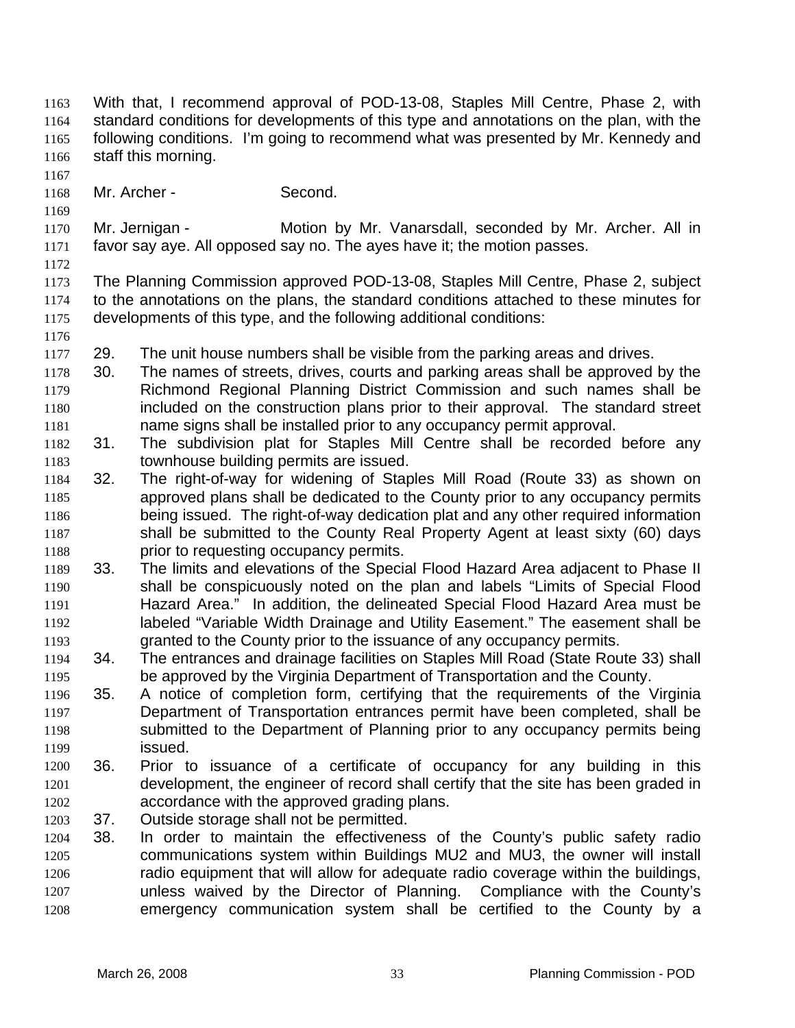With that, I recommend approval of POD-13-08, Staples Mill Centre, Phase 2, with standard conditions for developments of this type and annotations on the plan, with the following conditions. I'm going to recommend what was presented by Mr. Kennedy and staff this morning.

Mr. Archer - Second.

Mr. Jernigan - Motion by Mr. Vanarsdall, seconded by Mr. Archer. All in favor say aye. All opposed say no. The ayes have it; the motion passes.

The Planning Commission approved POD-13-08, Staples Mill Centre, Phase 2, subject to the annotations on the plans, the standard conditions attached to these minutes for developments of this type, and the following additional conditions:

29. The unit house numbers shall be visible from the parking areas and drives.
30. The names of streets, drives, courts and parking areas shall be approved by the Richmond Regional Planning District Commission and such names shall be included on the construction plans prior to their approval. The standard street name signs shall be installed prior to any occupancy permit approval.
31. The subdivision plat for Staples Mill Centre shall be recorded before any townhouse building permits are issued.
32. The right-of-way for widening of Staples Mill Road (Route 33) as shown on approved plans shall be dedicated to the County prior to any occupancy permits being issued. The right-of-way dedication plat and any other required information shall be submitted to the County Real Property Agent at least sixty (60) days prior to requesting occupancy permits.
33. The limits and elevations of the Special Flood Hazard Area adjacent to Phase II shall be conspicuously noted on the plan and labels "Limits of Special Flood Hazard Area." In addition, the delineated Special Flood Hazard Area must be labeled "Variable Width Drainage and Utility Easement." The easement shall be granted to the County prior to the issuance of any occupancy permits.
34. The entrances and drainage facilities on Staples Mill Road (State Route 33) shall be approved by the Virginia Department of Transportation and the County.
35. A notice of completion form, certifying that the requirements of the Virginia Department of Transportation entrances permit have been completed, shall be submitted to the Department of Planning prior to any occupancy permits being issued.
36. Prior to issuance of a certificate of occupancy for any building in this development, the engineer of record shall certify that the site has been graded in accordance with the approved grading plans.
37. Outside storage shall not be permitted.
38. In order to maintain the effectiveness of the County's public safety radio communications system within Buildings MU2 and MU3, the owner will install radio equipment that will allow for adequate radio coverage within the buildings, unless waived by the Director of Planning. Compliance with the County's emergency communication system shall be certified to the County by a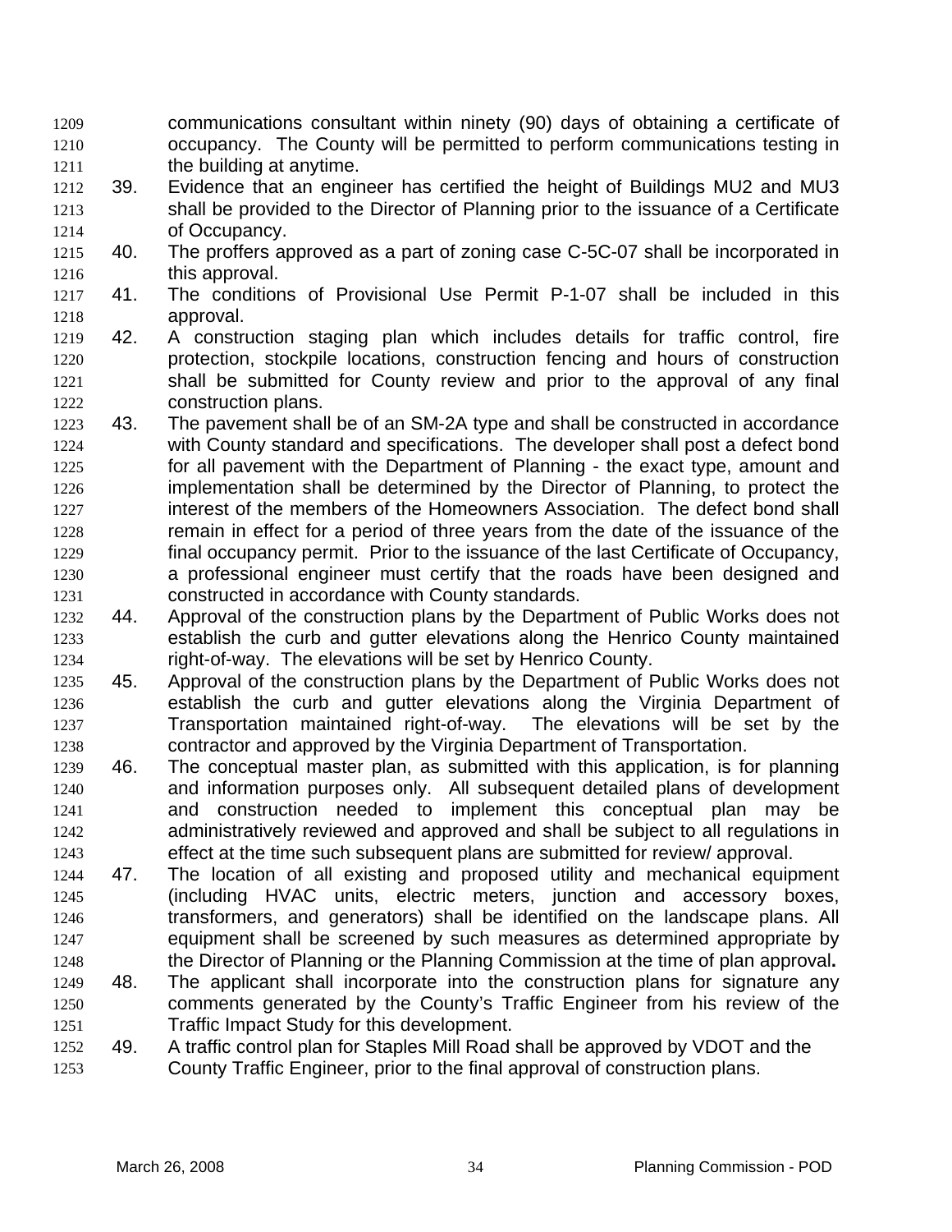communications consultant within ninety (90) days of obtaining a certificate of occupancy. The County will be permitted to perform communications testing in the building at anytime.

39. Evidence that an engineer has certified the height of Buildings MU2 and MU3 shall be provided to the Director of Planning prior to the issuance of a Certificate of Occupancy.
40. The proffers approved as a part of zoning case C-5C-07 shall be incorporated in this approval.
41. The conditions of Provisional Use Permit P-1-07 shall be included in this approval.
42. A construction staging plan which includes details for traffic control, fire protection, stockpile locations, construction fencing and hours of construction shall be submitted for County review and prior to the approval of any final construction plans.
43. The pavement shall be of an SM-2A type and shall be constructed in accordance with County standard and specifications. The developer shall post a defect bond for all pavement with the Department of Planning - the exact type, amount and implementation shall be determined by the Director of Planning, to protect the interest of the members of the Homeowners Association. The defect bond shall remain in effect for a period of three years from the date of the issuance of the final occupancy permit. Prior to the issuance of the last Certificate of Occupancy, a professional engineer must certify that the roads have been designed and constructed in accordance with County standards.
44. Approval of the construction plans by the Department of Public Works does not establish the curb and gutter elevations along the Henrico County maintained right-of-way. The elevations will be set by Henrico County.
45. Approval of the construction plans by the Department of Public Works does not establish the curb and gutter elevations along the Virginia Department of Transportation maintained right-of-way. The elevations will be set by the contractor and approved by the Virginia Department of Transportation.
46. The conceptual master plan, as submitted with this application, is for planning and information purposes only. All subsequent detailed plans of development and construction needed to implement this conceptual plan may be administratively reviewed and approved and shall be subject to all regulations in effect at the time such subsequent plans are submitted for review/ approval.
47. The location of all existing and proposed utility and mechanical equipment (including HVAC units, electric meters, junction and accessory boxes, transformers, and generators) shall be identified on the landscape plans. All equipment shall be screened by such measures as determined appropriate by the Director of Planning or the Planning Commission at the time of plan approval**.**
48. The applicant shall incorporate into the construction plans for signature any comments generated by the County's Traffic Engineer from his review of the Traffic Impact Study for this development.
49. A traffic control plan for Staples Mill Road shall be approved by VDOT and the County Traffic Engineer, prior to the final approval of construction plans.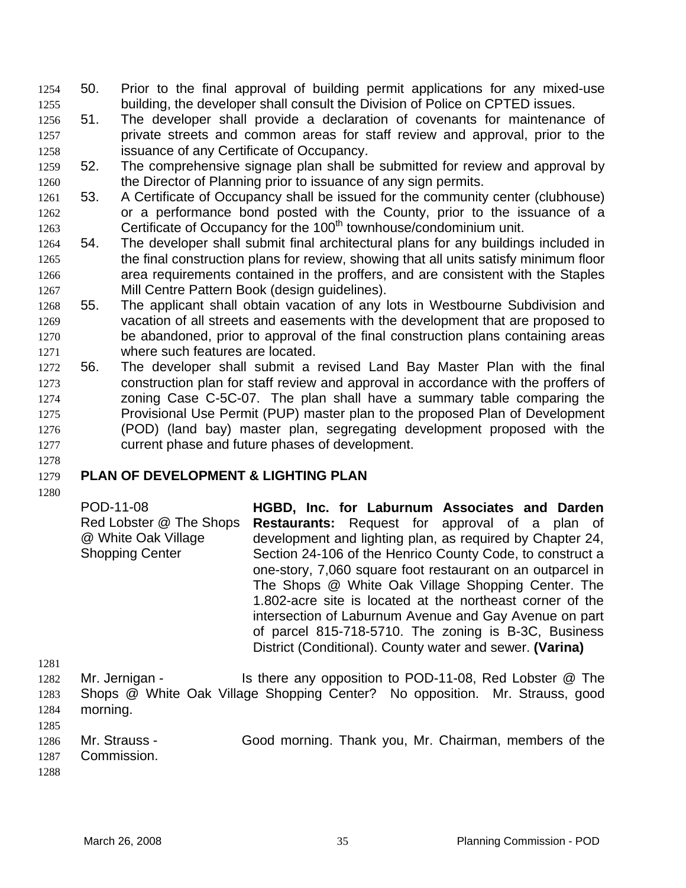50. Prior to the final approval of building permit applications for any mixed-use building, the developer shall consult the Division of Police on CPTED issues.
51. The developer shall provide a declaration of covenants for maintenance of private streets and common areas for staff review and approval, prior to the issuance of any Certificate of Occupancy.
52. The comprehensive signage plan shall be submitted for review and approval by the Director of Planning prior to issuance of any sign permits.
53. A Certificate of Occupancy shall be issued for the community center (clubhouse) or a performance bond posted with the County, prior to the issuance of a Certificate of Occupancy for the 100th townhouse/condominium unit.
54. The developer shall submit final architectural plans for any buildings included in the final construction plans for review, showing that all units satisfy minimum floor area requirements contained in the proffers, and are consistent with the Staples Mill Centre Pattern Book (design guidelines).
55. The applicant shall obtain vacation of any lots in Westbourne Subdivision and vacation of all streets and easements with the development that are proposed to be abandoned, prior to approval of the final construction plans containing areas where such features are located.
56. The developer shall submit a revised Land Bay Master Plan with the final construction plan for staff review and approval in accordance with the proffers of zoning Case C-5C-07. The plan shall have a summary table comparing the Provisional Use Permit (PUP) master plan to the proposed Plan of Development (POD) (land bay) master plan, segregating development proposed with the current phase and future phases of development.

## PLAN OF DEVELOPMENT & LIGHTING PLAN

POD-11-08
Red Lobster @ The Shops @ White Oak Village Shopping Center

**HGBD, Inc. for Laburnum Associates and Darden Restaurants:** Request for approval of a plan of development and lighting plan, as required by Chapter 24, Section 24-106 of the Henrico County Code, to construct a one-story, 7,060 square foot restaurant on an outparcel in The Shops @ White Oak Village Shopping Center. The 1.802-acre site is located at the northeast corner of the intersection of Laburnum Avenue and Gay Avenue on part of parcel 815-718-5710. The zoning is B-3C, Business District (Conditional). County water and sewer. **(Varina)**

Mr. Jernigan - Is there any opposition to POD-11-08, Red Lobster @ The Shops @ White Oak Village Shopping Center? No opposition. Mr. Strauss, good morning.

Mr. Strauss - Good morning. Thank you, Mr. Chairman, members of the Commission.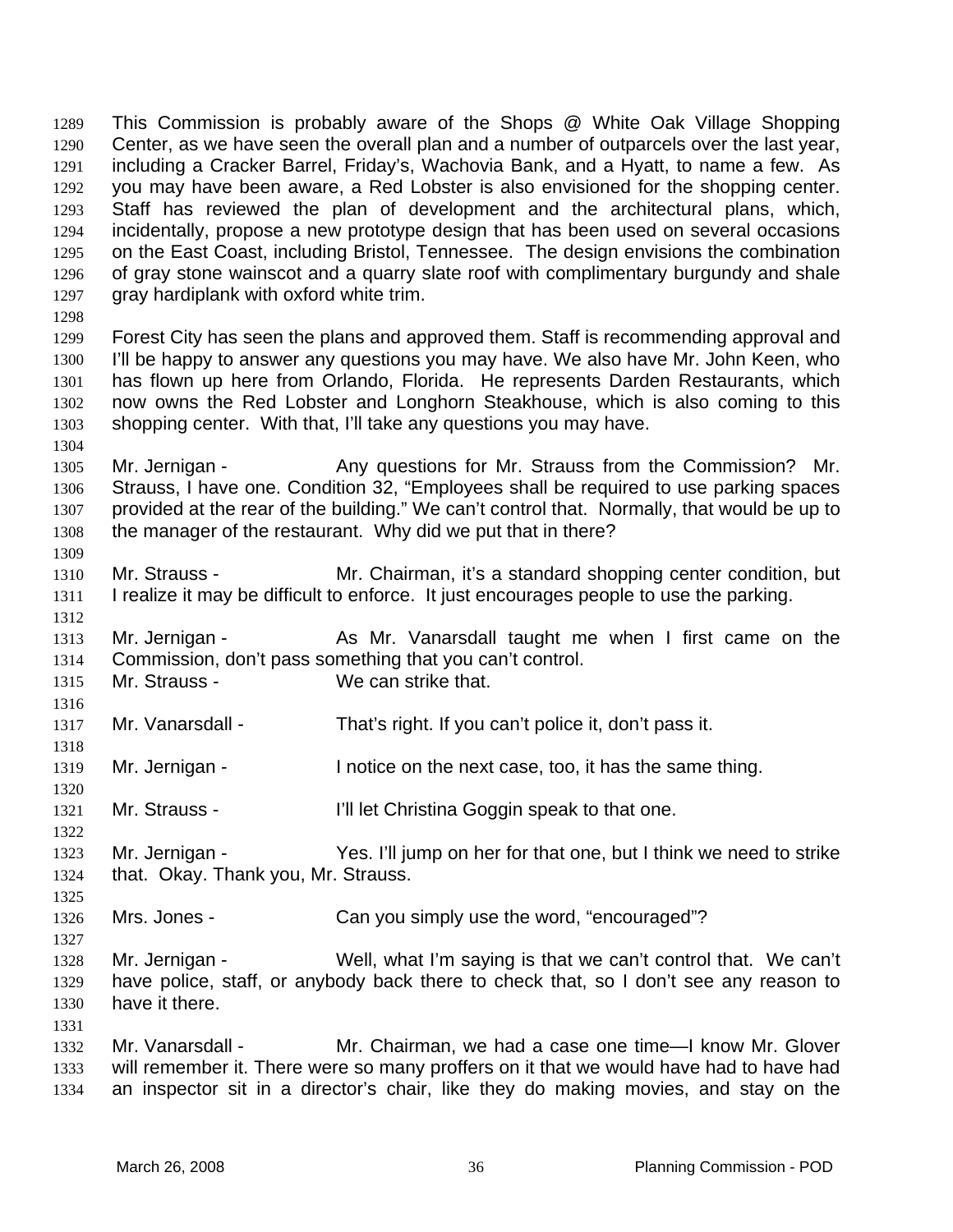This Commission is probably aware of the Shops @ White Oak Village Shopping Center, as we have seen the overall plan and a number of outparcels over the last year, including a Cracker Barrel, Friday's, Wachovia Bank, and a Hyatt, to name a few. As you may have been aware, a Red Lobster is also envisioned for the shopping center. Staff has reviewed the plan of development and the architectural plans, which, incidentally, propose a new prototype design that has been used on several occasions on the East Coast, including Bristol, Tennessee. The design envisions the combination of gray stone wainscot and a quarry slate roof with complimentary burgundy and shale gray hardiplank with oxford white trim.

Forest City has seen the plans and approved them. Staff is recommending approval and I'll be happy to answer any questions you may have. We also have Mr. John Keen, who has flown up here from Orlando, Florida. He represents Darden Restaurants, which now owns the Red Lobster and Longhorn Steakhouse, which is also coming to this shopping center. With that, I'll take any questions you may have.

Mr. Jernigan - Any questions for Mr. Strauss from the Commission? Mr. Strauss, I have one. Condition 32, "Employees shall be required to use parking spaces provided at the rear of the building." We can't control that. Normally, that would be up to the manager of the restaurant. Why did we put that in there?

Mr. Strauss - Mr. Chairman, it's a standard shopping center condition, but I realize it may be difficult to enforce. It just encourages people to use the parking.

Mr. Jernigan - As Mr. Vanarsdall taught me when I first came on the Commission, don't pass something that you can't control.

Mr. Strauss - We can strike that.

Mr. Vanarsdall - That's right. If you can't police it, don't pass it.

Mr. Jernigan - I notice on the next case, too, it has the same thing.

Mr. Strauss - I'll let Christina Goggin speak to that one.

Mr. Jernigan - Yes. I'll jump on her for that one, but I think we need to strike that. Okay. Thank you, Mr. Strauss.

Mrs. Jones - Can you simply use the word, "encouraged"?

Mr. Jernigan - Well, what I'm saying is that we can't control that. We can't have police, staff, or anybody back there to check that, so I don't see any reason to have it there.

Mr. Vanarsdall - Mr. Chairman, we had a case one time—I know Mr. Glover will remember it. There were so many proffers on it that we would have had to have had an inspector sit in a director's chair, like they do making movies, and stay on the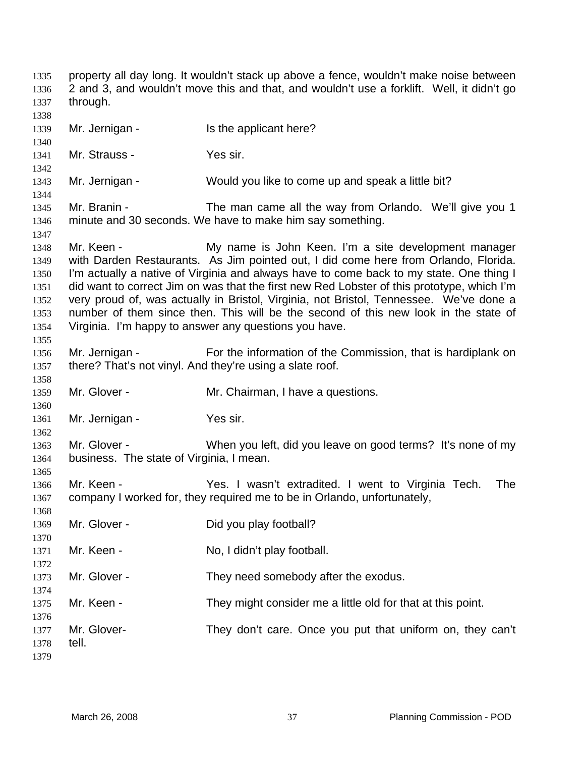property all day long. It wouldn't stack up above a fence, wouldn't make noise between 2 and 3, and wouldn't move this and that, and wouldn't use a forklift. Well, it didn't go through.

Mr. Jernigan - Is the applicant here?

Mr. Strauss - Yes sir.

Mr. Jernigan - Would you like to come up and speak a little bit?

Mr. Branin - The man came all the way from Orlando. We'll give you 1 minute and 30 seconds. We have to make him say something.

Mr. Keen - My name is John Keen. I'm a site development manager with Darden Restaurants. As Jim pointed out, I did come here from Orlando, Florida. I'm actually a native of Virginia and always have to come back to my state. One thing I did want to correct Jim on was that the first new Red Lobster of this prototype, which I'm very proud of, was actually in Bristol, Virginia, not Bristol, Tennessee. We've done a number of them since then. This will be the second of this new look in the state of Virginia. I'm happy to answer any questions you have.

Mr. Jernigan - For the information of the Commission, that is hardiplank on there? That's not vinyl. And they're using a slate roof.

Mr. Glover - Mr. Chairman, I have a questions.

Mr. Jernigan - Yes sir.

Mr. Glover - When you left, did you leave on good terms? It's none of my business. The state of Virginia, I mean.

Mr. Keen - Yes. I wasn't extradited. I went to Virginia Tech. The company I worked for, they required me to be in Orlando, unfortunately,

Mr. Glover - Did you play football?

Mr. Keen - No, I didn't play football.

Mr. Glover - They need somebody after the exodus.

Mr. Keen - They might consider me a little old for that at this point.

Mr. Glover- They don't care. Once you put that uniform on, they can't tell.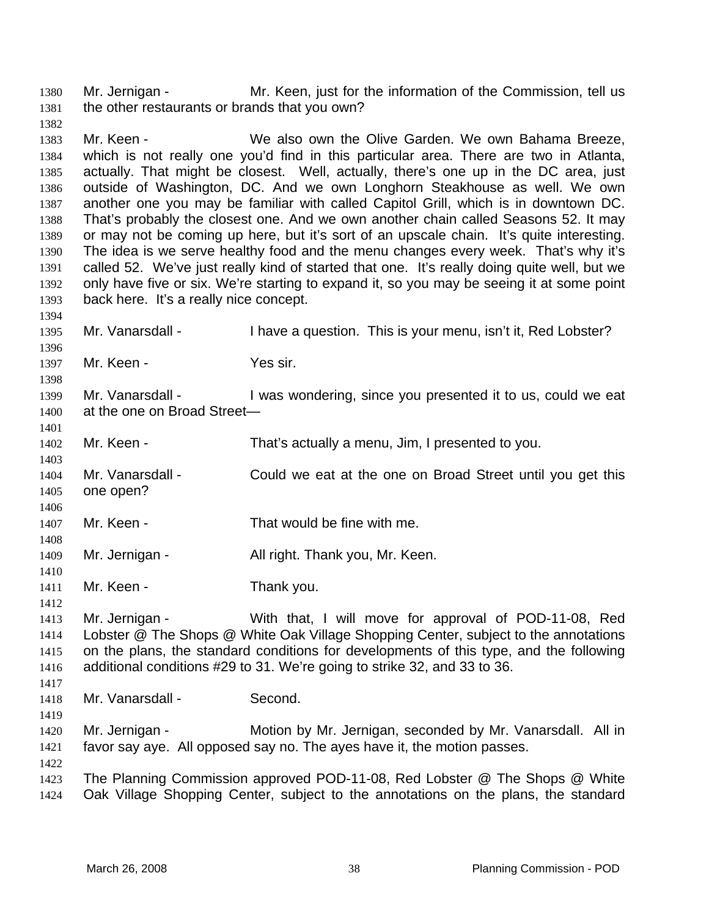Mr. Jernigan - Mr. Keen, just for the information of the Commission, tell us the other restaurants or brands that you own?

Mr. Keen - We also own the Olive Garden. We own Bahama Breeze, which is not really one you'd find in this particular area. There are two in Atlanta, actually. That might be closest. Well, actually, there's one up in the DC area, just outside of Washington, DC. And we own Longhorn Steakhouse as well. We own another one you may be familiar with called Capitol Grill, which is in downtown DC. That's probably the closest one. And we own another chain called Seasons 52. It may or may not be coming up here, but it's sort of an upscale chain. It's quite interesting. The idea is we serve healthy food and the menu changes every week. That's why it's called 52. We've just really kind of started that one. It's really doing quite well, but we only have five or six. We're starting to expand it, so you may be seeing it at some point back here. It's a really nice concept.

Mr. Vanarsdall - I have a question. This is your menu, isn't it, Red Lobster?

Mr. Keen - Yes sir.

Mr. Vanarsdall - I was wondering, since you presented it to us, could we eat at the one on Broad Street—

Mr. Keen - That's actually a menu, Jim, I presented to you.

Mr. Vanarsdall - Could we eat at the one on Broad Street until you get this one open?

Mr. Keen - That would be fine with me.

Mr. Jernigan - All right. Thank you, Mr. Keen.

Mr. Keen - Thank you.

Mr. Jernigan - With that, I will move for approval of POD-11-08, Red Lobster @ The Shops @ White Oak Village Shopping Center, subject to the annotations on the plans, the standard conditions for developments of this type, and the following additional conditions #29 to 31. We're going to strike 32, and 33 to 36.

Mr. Vanarsdall - Second.

Mr. Jernigan - Motion by Mr. Jernigan, seconded by Mr. Vanarsdall. All in favor say aye. All opposed say no. The ayes have it, the motion passes.

The Planning Commission approved POD-11-08, Red Lobster @ The Shops @ White Oak Village Shopping Center, subject to the annotations on the plans, the standard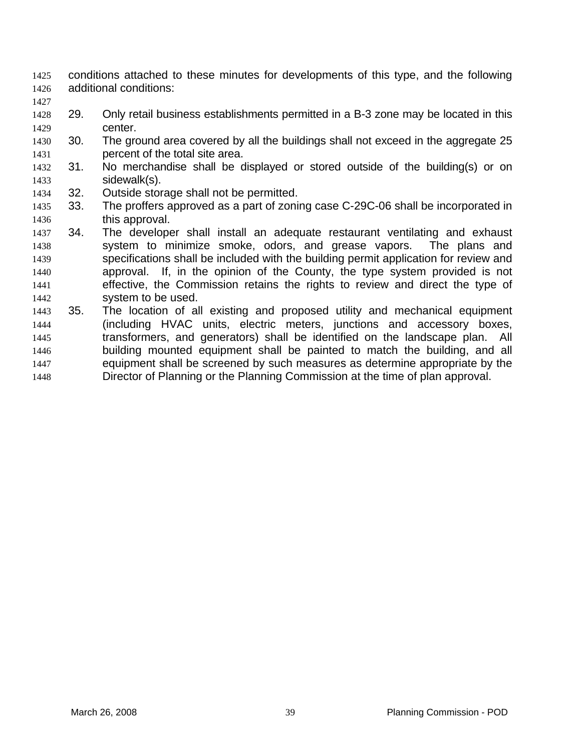conditions attached to these minutes for developments of this type, and the following additional conditions:

29. Only retail business establishments permitted in a B-3 zone may be located in this center.
30. The ground area covered by all the buildings shall not exceed in the aggregate 25 percent of the total site area.
31. No merchandise shall be displayed or stored outside of the building(s) or on sidewalk(s).
32. Outside storage shall not be permitted.
33. The proffers approved as a part of zoning case C-29C-06 shall be incorporated in this approval.
34. The developer shall install an adequate restaurant ventilating and exhaust system to minimize smoke, odors, and grease vapors. The plans and specifications shall be included with the building permit application for review and approval. If, in the opinion of the County, the type system provided is not effective, the Commission retains the rights to review and direct the type of system to be used.
35. The location of all existing and proposed utility and mechanical equipment (including HVAC units, electric meters, junctions and accessory boxes, transformers, and generators) shall be identified on the landscape plan. All building mounted equipment shall be painted to match the building, and all equipment shall be screened by such measures as determine appropriate by the Director of Planning or the Planning Commission at the time of plan approval.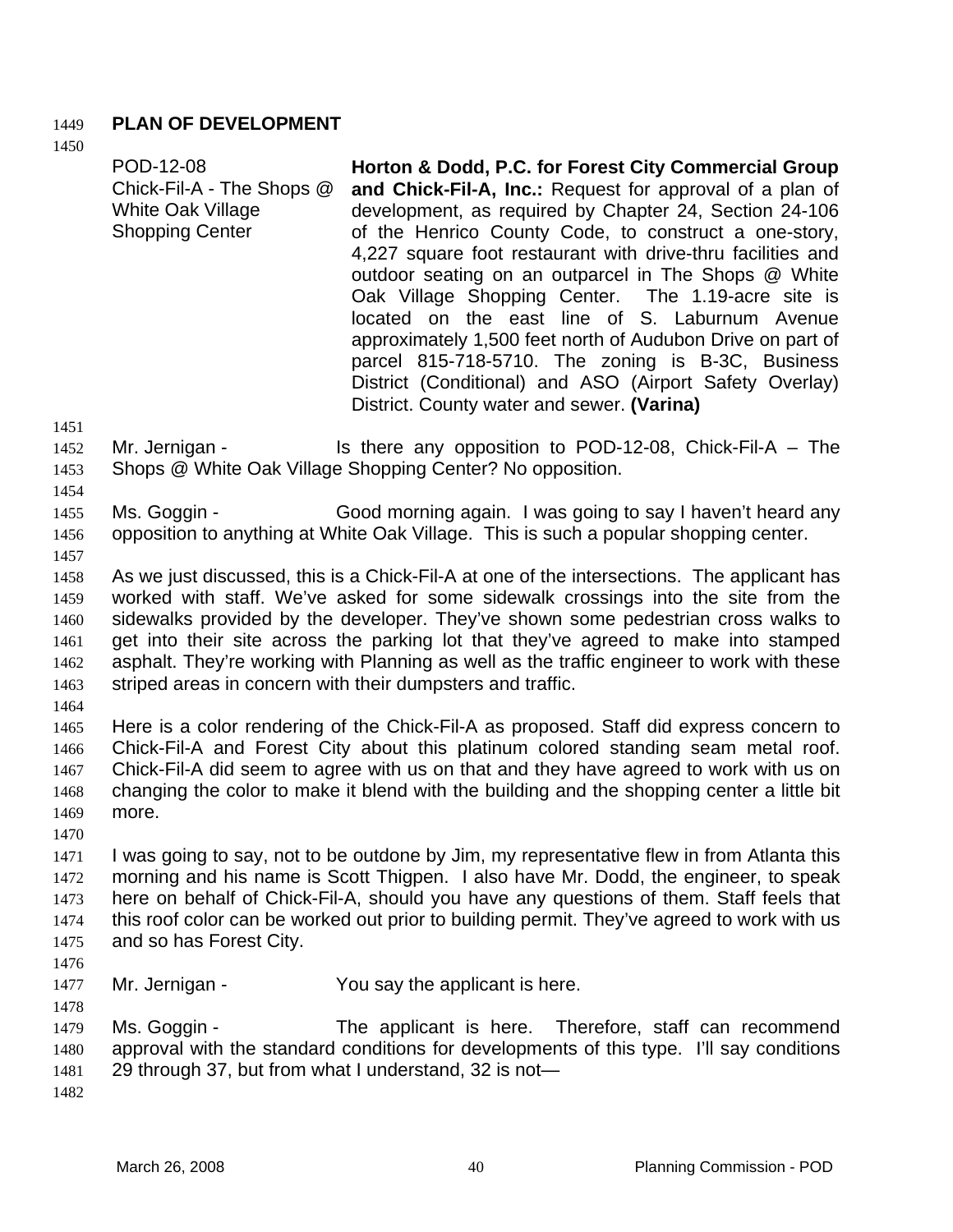## PLAN OF DEVELOPMENT

| | |
|---|---|
| POD-12-08<br>Chick-Fil-A - The Shops @ White Oak Village Shopping Center | **Horton & Dodd, P.C. for Forest City Commercial Group and Chick-Fil-A, Inc.:** Request for approval of a plan of development, as required by Chapter 24, Section 24-106 of the Henrico County Code, to construct a one-story, 4,227 square foot restaurant with drive-thru facilities and outdoor seating on an outparcel in The Shops @ White Oak Village Shopping Center. The 1.19-acre site is located on the east line of S. Laburnum Avenue approximately 1,500 feet north of Audubon Drive on part of parcel 815-718-5710. The zoning is B-3C, Business District (Conditional) and ASO (Airport Safety Overlay) District. County water and sewer. **(Varina)** |

Mr. Jernigan - Is there any opposition to POD-12-08, Chick-Fil-A – The Shops @ White Oak Village Shopping Center? No opposition.

Ms. Goggin - Good morning again. I was going to say I haven't heard any opposition to anything at White Oak Village. This is such a popular shopping center.

As we just discussed, this is a Chick-Fil-A at one of the intersections. The applicant has worked with staff. We've asked for some sidewalk crossings into the site from the sidewalks provided by the developer. They've shown some pedestrian cross walks to get into their site across the parking lot that they've agreed to make into stamped asphalt. They're working with Planning as well as the traffic engineer to work with these striped areas in concern with their dumpsters and traffic.

Here is a color rendering of the Chick-Fil-A as proposed. Staff did express concern to Chick-Fil-A and Forest City about this platinum colored standing seam metal roof. Chick-Fil-A did seem to agree with us on that and they have agreed to work with us on changing the color to make it blend with the building and the shopping center a little bit more.

I was going to say, not to be outdone by Jim, my representative flew in from Atlanta this morning and his name is Scott Thigpen. I also have Mr. Dodd, the engineer, to speak here on behalf of Chick-Fil-A, should you have any questions of them. Staff feels that this roof color can be worked out prior to building permit. They've agreed to work with us and so has Forest City.

Mr. Jernigan - You say the applicant is here.

Ms. Goggin - The applicant is here. Therefore, staff can recommend approval with the standard conditions for developments of this type. I'll say conditions 29 through 37, but from what I understand, 32 is not—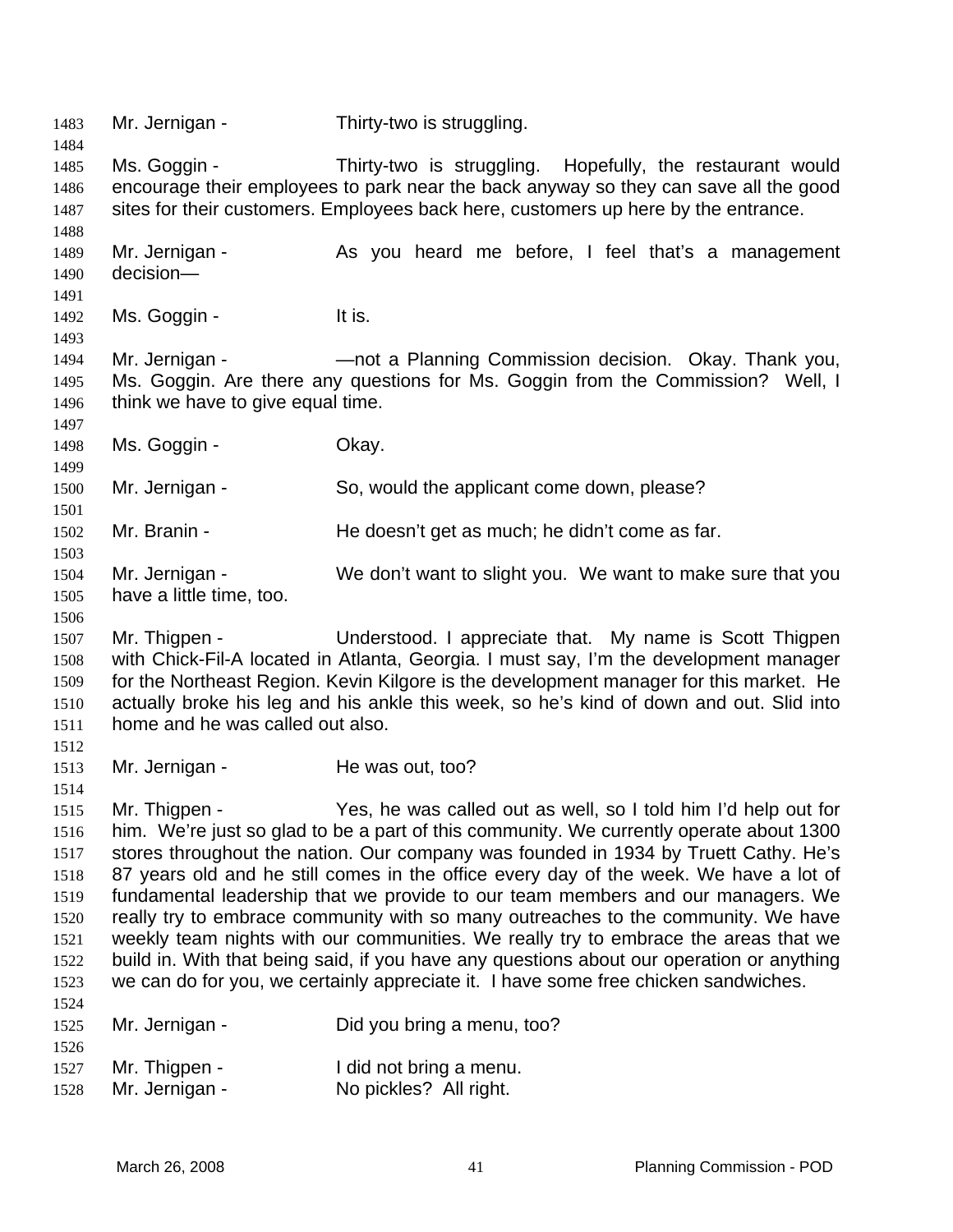1483 Mr. Jernigan - Thirty-two is struggling.

1485 Ms. Goggin - Thirty-two is struggling. Hopefully, the restaurant would
1486 encourage their employees to park near the back anyway so they can save all the good
1487 sites for their customers. Employees back here, customers up here by the entrance.

1489 Mr. Jernigan - As you heard me before, I feel that's a management
1490 decision—

1492 Ms. Goggin - It is.

1494 Mr. Jernigan - —not a Planning Commission decision. Okay. Thank you,
1495 Ms. Goggin. Are there any questions for Ms. Goggin from the Commission? Well, I
1496 think we have to give equal time.

1498 Ms. Goggin - Okay.

1500 Mr. Jernigan - So, would the applicant come down, please?

1502 Mr. Branin - He doesn't get as much; he didn't come as far.

1504 Mr. Jernigan - We don't want to slight you. We want to make sure that you
1505 have a little time, too.

1507 Mr. Thigpen - Understood. I appreciate that. My name is Scott Thigpen
1508 with Chick-Fil-A located in Atlanta, Georgia. I must say, I'm the development manager
1509 for the Northeast Region. Kevin Kilgore is the development manager for this market. He
1510 actually broke his leg and his ankle this week, so he's kind of down and out. Slid into
1511 home and he was called out also.

1513 Mr. Jernigan - He was out, too?

1515 Mr. Thigpen - Yes, he was called out as well, so I told him I'd help out for
1516 him. We're just so glad to be a part of this community. We currently operate about 1300
1517 stores throughout the nation. Our company was founded in 1934 by Truett Cathy. He's
1518 87 years old and he still comes in the office every day of the week. We have a lot of
1519 fundamental leadership that we provide to our team members and our managers. We
1520 really try to embrace community with so many outreaches to the community. We have
1521 weekly team nights with our communities. We really try to embrace the areas that we
1522 build in. With that being said, if you have any questions about our operation or anything
1523 we can do for you, we certainly appreciate it. I have some free chicken sandwiches.

1525 Mr. Jernigan - Did you bring a menu, too?

1527 Mr. Thigpen - I did not bring a menu.
1528 Mr. Jernigan - No pickles? All right.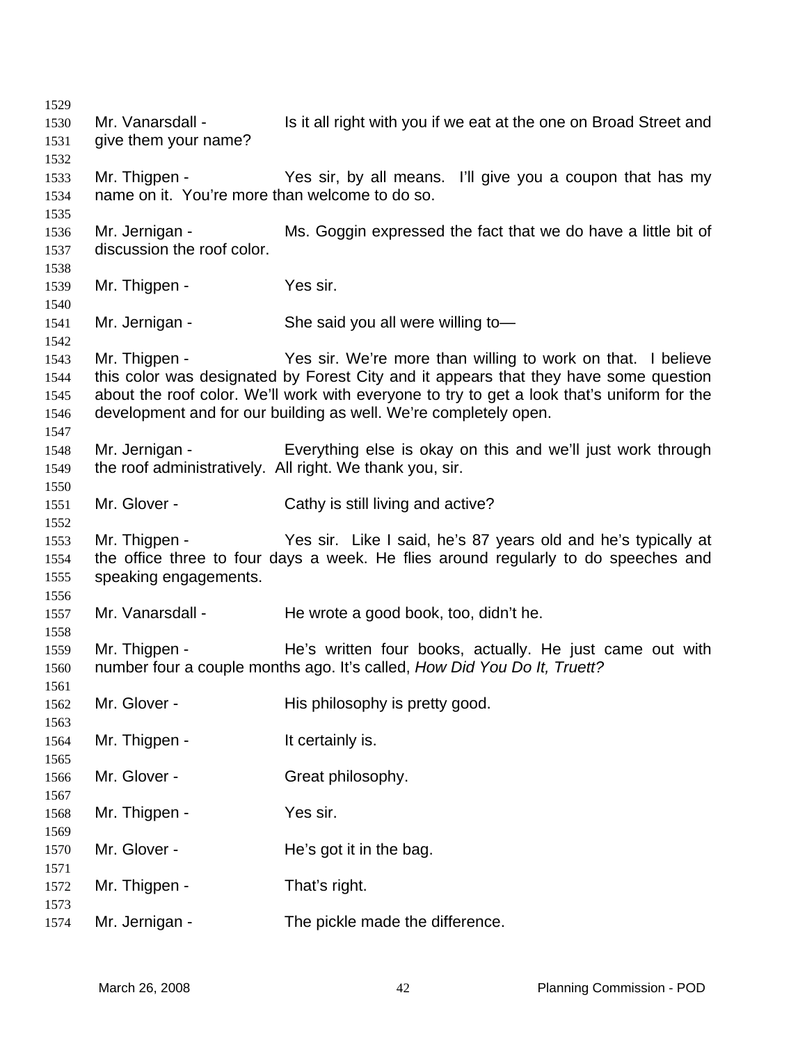Mr. Vanarsdall - Is it all right with you if we eat at the one on Broad Street and give them your name?

Mr. Thigpen - Yes sir, by all means. I'll give you a coupon that has my name on it. You're more than welcome to do so.

Mr. Jernigan - Ms. Goggin expressed the fact that we do have a little bit of discussion the roof color.

Mr. Thigpen - Yes sir.

Mr. Jernigan - She said you all were willing to—

Mr. Thigpen - Yes sir. We're more than willing to work on that. I believe this color was designated by Forest City and it appears that they have some question about the roof color. We'll work with everyone to try to get a look that's uniform for the development and for our building as well. We're completely open.

Mr. Jernigan - Everything else is okay on this and we'll just work through the roof administratively. All right. We thank you, sir.

Mr. Glover - Cathy is still living and active?

Mr. Thigpen - Yes sir. Like I said, he's 87 years old and he's typically at the office three to four days a week. He flies around regularly to do speeches and speaking engagements.

Mr. Vanarsdall - He wrote a good book, too, didn't he.

Mr. Thigpen - He's written four books, actually. He just came out with number four a couple months ago. It's called, *How Did You Do It, Truett?*

Mr. Glover - His philosophy is pretty good.

Mr. Thigpen - It certainly is.

Mr. Glover - Great philosophy.

Mr. Thigpen - Yes sir.

Mr. Glover - He's got it in the bag.

Mr. Thigpen - That's right.

Mr. Jernigan - The pickle made the difference.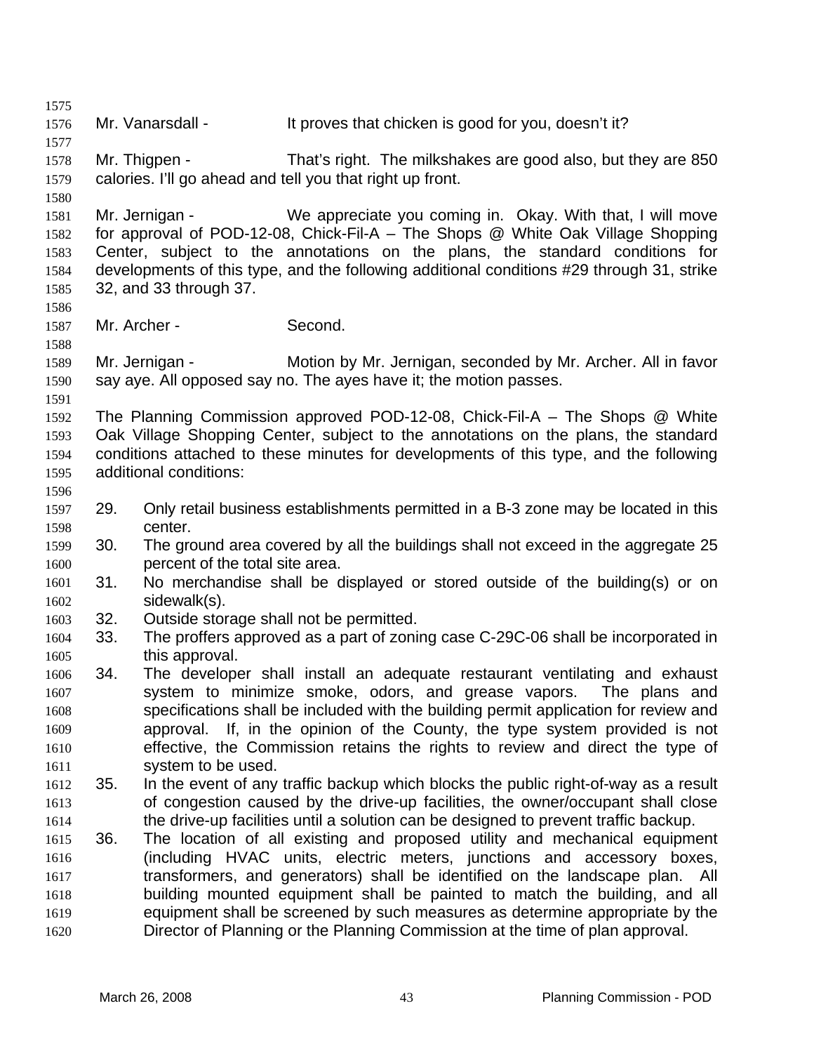Mr. Vanarsdall - It proves that chicken is good for you, doesn't it?

Mr. Thigpen - That's right. The milkshakes are good also, but they are 850 calories. I'll go ahead and tell you that right up front.

Mr. Jernigan - We appreciate you coming in. Okay. With that, I will move for approval of POD-12-08, Chick-Fil-A – The Shops @ White Oak Village Shopping Center, subject to the annotations on the plans, the standard conditions for developments of this type, and the following additional conditions #29 through 31, strike 32, and 33 through 37.

Mr. Archer - Second.

Mr. Jernigan - Motion by Mr. Jernigan, seconded by Mr. Archer. All in favor say aye. All opposed say no. The ayes have it; the motion passes.

The Planning Commission approved POD-12-08, Chick-Fil-A – The Shops @ White Oak Village Shopping Center, subject to the annotations on the plans, the standard conditions attached to these minutes for developments of this type, and the following additional conditions:

29. Only retail business establishments permitted in a B-3 zone may be located in this center.
30. The ground area covered by all the buildings shall not exceed in the aggregate 25 percent of the total site area.
31. No merchandise shall be displayed or stored outside of the building(s) or on sidewalk(s).
32. Outside storage shall not be permitted.
33. The proffers approved as a part of zoning case C-29C-06 shall be incorporated in this approval.
34. The developer shall install an adequate restaurant ventilating and exhaust system to minimize smoke, odors, and grease vapors. The plans and specifications shall be included with the building permit application for review and approval. If, in the opinion of the County, the type system provided is not effective, the Commission retains the rights to review and direct the type of system to be used.
35. In the event of any traffic backup which blocks the public right-of-way as a result of congestion caused by the drive-up facilities, the owner/occupant shall close the drive-up facilities until a solution can be designed to prevent traffic backup.
36. The location of all existing and proposed utility and mechanical equipment (including HVAC units, electric meters, junctions and accessory boxes, transformers, and generators) shall be identified on the landscape plan. All building mounted equipment shall be painted to match the building, and all equipment shall be screened by such measures as determine appropriate by the Director of Planning or the Planning Commission at the time of plan approval.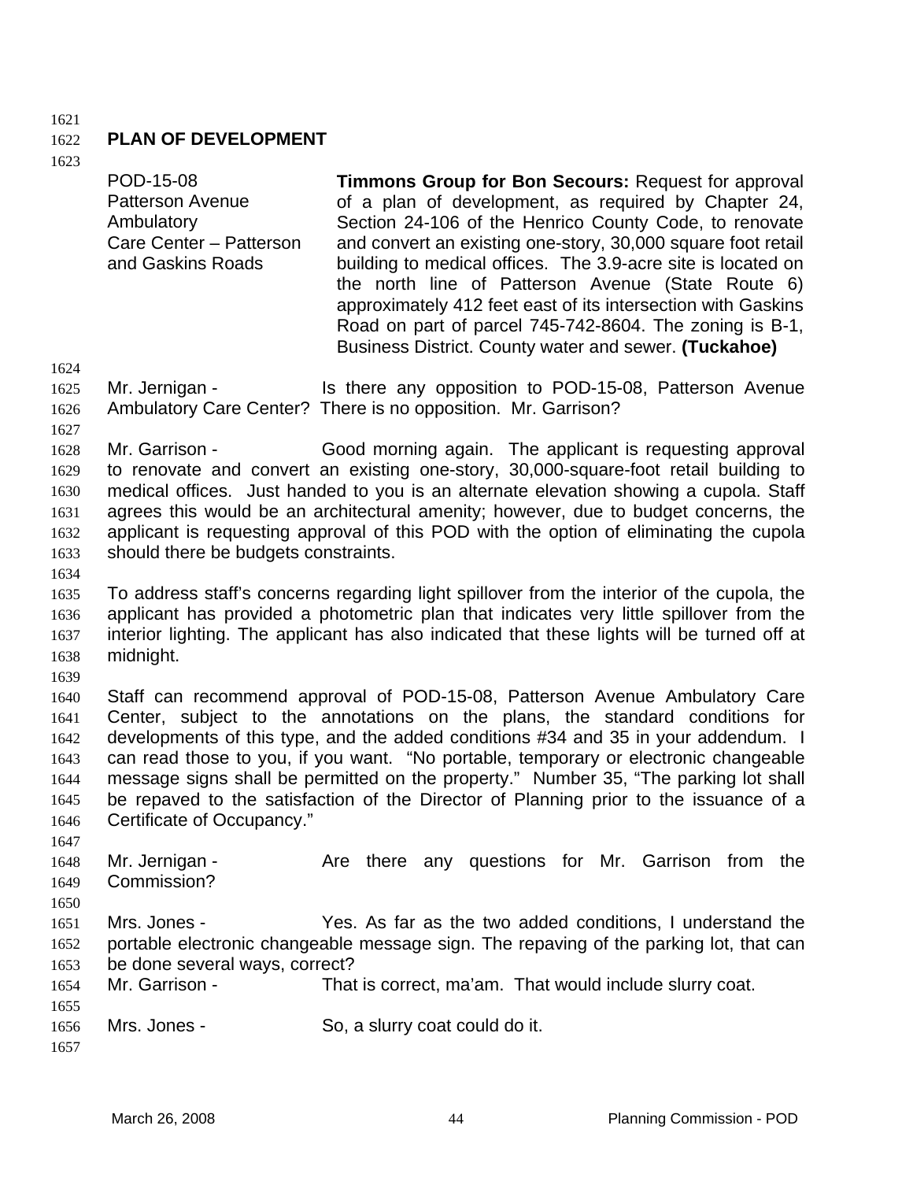## PLAN OF DEVELOPMENT

| | |
|---|---|
| POD-15-08<br>Patterson Avenue Ambulatory Care Center – Patterson and Gaskins Roads | **Timmons Group for Bon Secours:** Request for approval of a plan of development, as required by Chapter 24, Section 24-106 of the Henrico County Code, to renovate and convert an existing one-story, 30,000 square foot retail building to medical offices. The 3.9-acre site is located on the north line of Patterson Avenue (State Route 6) approximately 412 feet east of its intersection with Gaskins Road on part of parcel 745-742-8604. The zoning is B-1, Business District. County water and sewer. **(Tuckahoe)** |

Mr. Jernigan - Is there any opposition to POD-15-08, Patterson Avenue Ambulatory Care Center? There is no opposition. Mr. Garrison?

Mr. Garrison - Good morning again. The applicant is requesting approval to renovate and convert an existing one-story, 30,000-square-foot retail building to medical offices. Just handed to you is an alternate elevation showing a cupola. Staff agrees this would be an architectural amenity; however, due to budget concerns, the applicant is requesting approval of this POD with the option of eliminating the cupola should there be budgets constraints.

To address staff's concerns regarding light spillover from the interior of the cupola, the applicant has provided a photometric plan that indicates very little spillover from the interior lighting. The applicant has also indicated that these lights will be turned off at midnight.

Staff can recommend approval of POD-15-08, Patterson Avenue Ambulatory Care Center, subject to the annotations on the plans, the standard conditions for developments of this type, and the added conditions #34 and 35 in your addendum. I can read those to you, if you want. "No portable, temporary or electronic changeable message signs shall be permitted on the property." Number 35, "The parking lot shall be repaved to the satisfaction of the Director of Planning prior to the issuance of a Certificate of Occupancy."

Mr. Jernigan - Are there any questions for Mr. Garrison from the Commission?

Mrs. Jones - Yes. As far as the two added conditions, I understand the portable electronic changeable message sign. The repaving of the parking lot, that can be done several ways, correct?

Mr. Garrison - That is correct, ma'am. That would include slurry coat.

Mrs. Jones - So, a slurry coat could do it.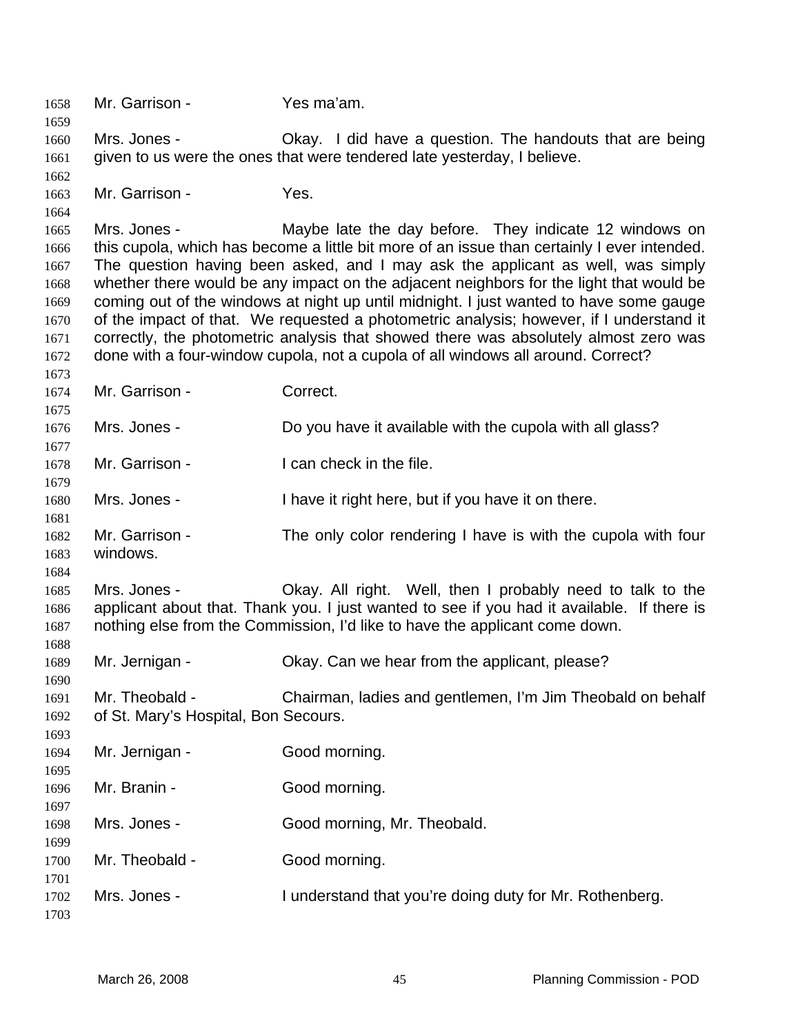1658 Mr. Garrison - Yes ma'am.

1659

1660 Mrs. Jones - Okay. I did have a question. The handouts that are being
1661 given to us were the ones that were tendered late yesterday, I believe.

1662

1663 Mr. Garrison - Yes.

1664

1665 Mrs. Jones - Maybe late the day before. They indicate 12 windows on
1666 this cupola, which has become a little bit more of an issue than certainly I ever intended.
1667 The question having been asked, and I may ask the applicant as well, was simply
1668 whether there would be any impact on the adjacent neighbors for the light that would be
1669 coming out of the windows at night up until midnight. I just wanted to have some gauge
1670 of the impact of that. We requested a photometric analysis; however, if I understand it
1671 correctly, the photometric analysis that showed there was absolutely almost zero was
1672 done with a four-window cupola, not a cupola of all windows all around. Correct?

1673

1674 Mr. Garrison - Correct.

1675

1676 Mrs. Jones - Do you have it available with the cupola with all glass?

1677

1678 Mr. Garrison - I can check in the file.

1679

1680 Mrs. Jones - I have it right here, but if you have it on there.

1681

1682 Mr. Garrison - The only color rendering I have is with the cupola with four
1683 windows.

1684

1685 Mrs. Jones - Okay. All right. Well, then I probably need to talk to the
1686 applicant about that. Thank you. I just wanted to see if you had it available. If there is
1687 nothing else from the Commission, I'd like to have the applicant come down.

1688

1689 Mr. Jernigan - Okay. Can we hear from the applicant, please?

1690

1691 Mr. Theobald - Chairman, ladies and gentlemen, I'm Jim Theobald on behalf
1692 of St. Mary's Hospital, Bon Secours.

1693

1694 Mr. Jernigan - Good morning.

1695

1696 Mr. Branin - Good morning.

1697

1698 Mrs. Jones - Good morning, Mr. Theobald.

1699

1700 Mr. Theobald - Good morning.

1701

1702 Mrs. Jones - I understand that you're doing duty for Mr. Rothenberg.

1703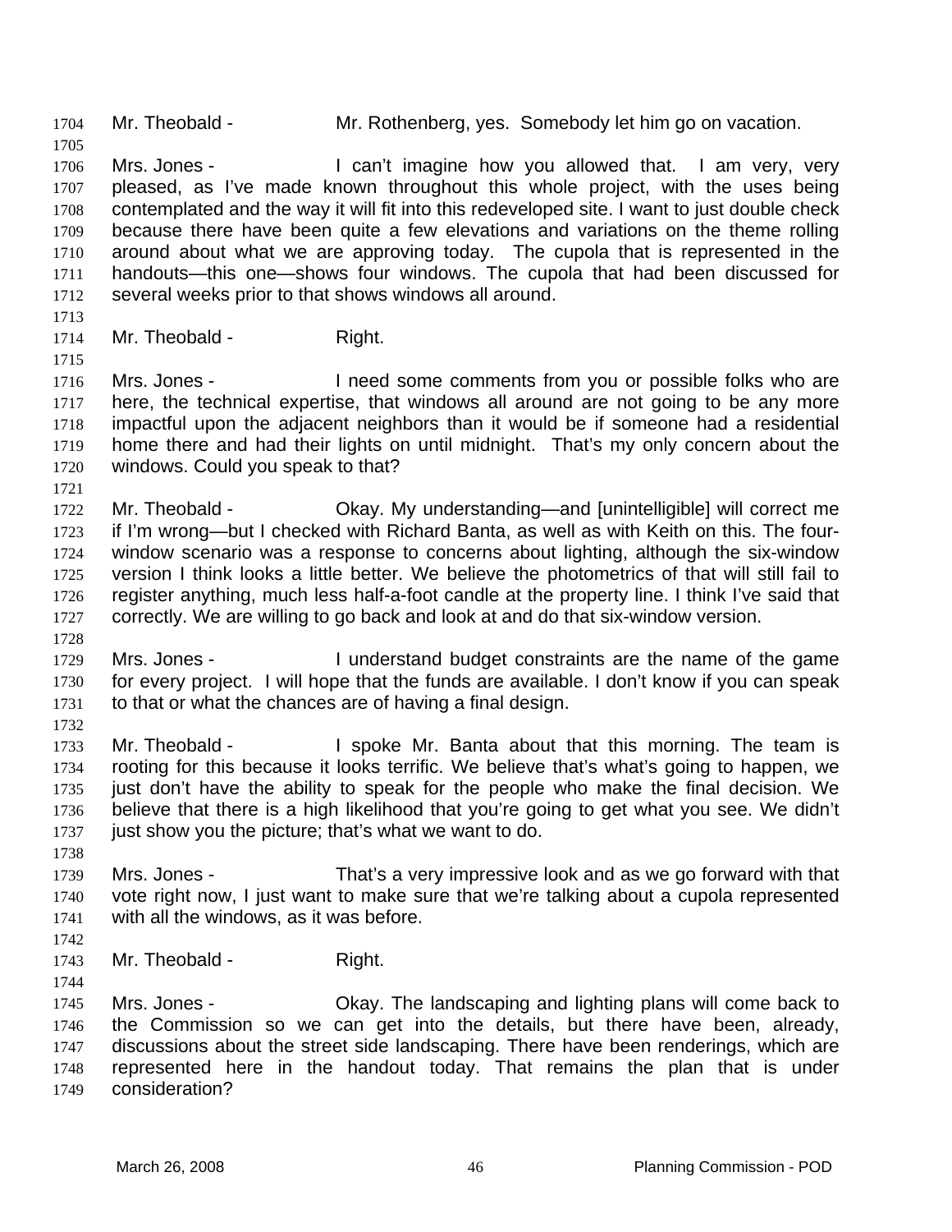1704 Mr. Theobald - Mr. Rothenberg, yes. Somebody let him go on vacation.

1705

1706 Mrs. Jones - I can't imagine how you allowed that. I am very, very
1707 pleased, as I've made known throughout this whole project, with the uses being
1708 contemplated and the way it will fit into this redeveloped site. I want to just double check
1709 because there have been quite a few elevations and variations on the theme rolling
1710 around about what we are approving today. The cupola that is represented in the
1711 handouts—this one—shows four windows. The cupola that had been discussed for
1712 several weeks prior to that shows windows all around.

1713

1714 Mr. Theobald - Right.

1715

1716 Mrs. Jones - I need some comments from you or possible folks who are
1717 here, the technical expertise, that windows all around are not going to be any more
1718 impactful upon the adjacent neighbors than it would be if someone had a residential
1719 home there and had their lights on until midnight. That's my only concern about the
1720 windows. Could you speak to that?

1721

1722 Mr. Theobald - Okay. My understanding—and [unintelligible] will correct me
1723 if I'm wrong—but I checked with Richard Banta, as well as with Keith on this. The four-
1724 window scenario was a response to concerns about lighting, although the six-window
1725 version I think looks a little better. We believe the photometrics of that will still fail to
1726 register anything, much less half-a-foot candle at the property line. I think I've said that
1727 correctly. We are willing to go back and look at and do that six-window version.

1728

1729 Mrs. Jones - I understand budget constraints are the name of the game
1730 for every project. I will hope that the funds are available. I don't know if you can speak
1731 to that or what the chances are of having a final design.

1732

1733 Mr. Theobald - I spoke Mr. Banta about that this morning. The team is
1734 rooting for this because it looks terrific. We believe that's what's going to happen, we
1735 just don't have the ability to speak for the people who make the final decision. We
1736 believe that there is a high likelihood that you're going to get what you see. We didn't
1737 just show you the picture; that's what we want to do.

1738

1739 Mrs. Jones - That's a very impressive look and as we go forward with that
1740 vote right now, I just want to make sure that we're talking about a cupola represented
1741 with all the windows, as it was before.

1742

1743 Mr. Theobald - Right.

1744

1745 Mrs. Jones - Okay. The landscaping and lighting plans will come back to
1746 the Commission so we can get into the details, but there have been, already,
1747 discussions about the street side landscaping. There have been renderings, which are
1748 represented here in the handout today. That remains the plan that is under
1749 consideration?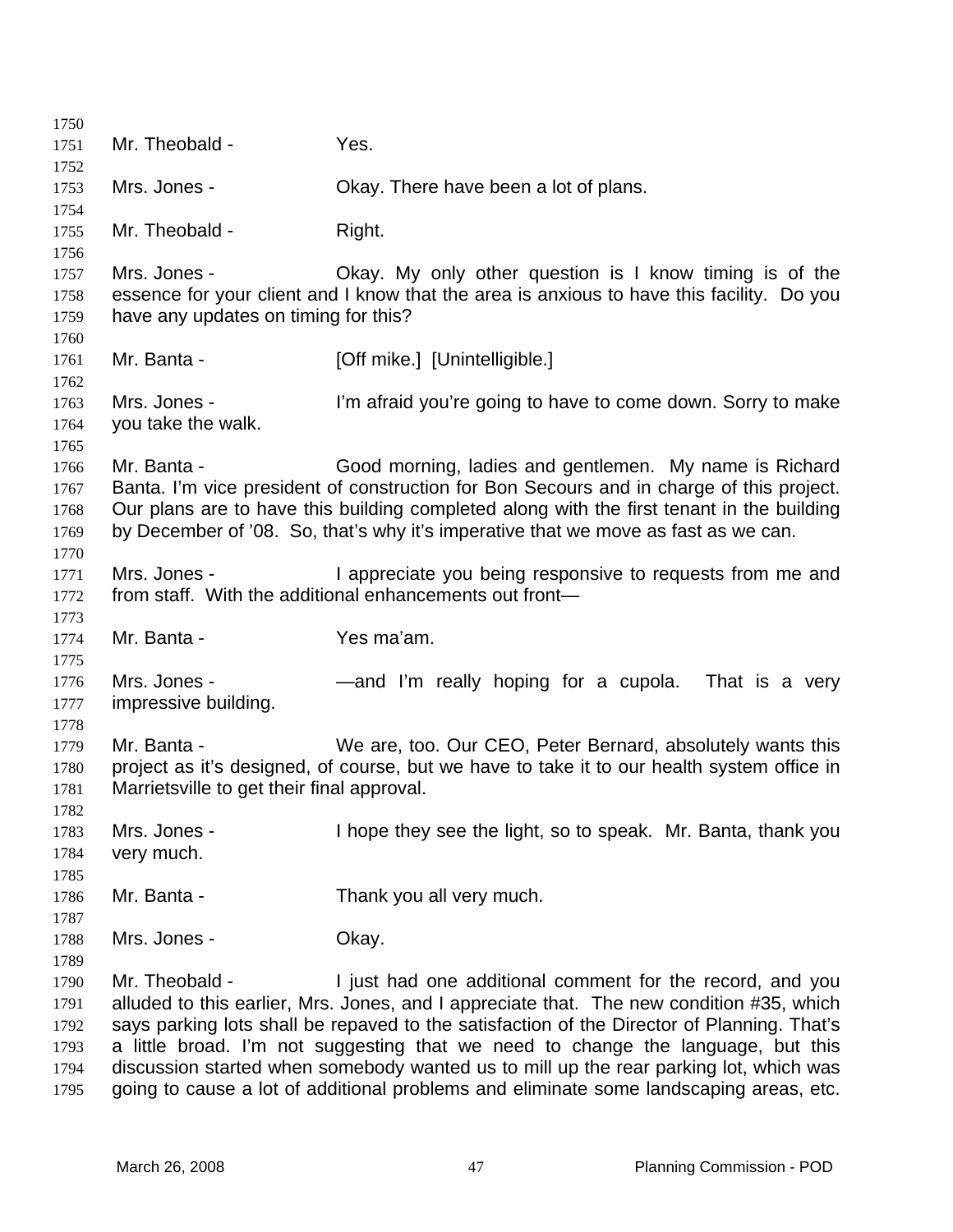Mr. Theobald - Yes.

Mrs. Jones - Okay. There have been a lot of plans.

Mr. Theobald - Right.

Mrs. Jones - Okay. My only other question is I know timing is of the essence for your client and I know that the area is anxious to have this facility. Do you have any updates on timing for this?

Mr. Banta - [Off mike.] [Unintelligible.]

Mrs. Jones - I'm afraid you're going to have to come down. Sorry to make you take the walk.

Mr. Banta - Good morning, ladies and gentlemen. My name is Richard Banta. I'm vice president of construction for Bon Secours and in charge of this project. Our plans are to have this building completed along with the first tenant in the building by December of '08. So, that's why it's imperative that we move as fast as we can.

Mrs. Jones - I appreciate you being responsive to requests from me and from staff. With the additional enhancements out front—

Mr. Banta - Yes ma'am.

Mrs. Jones - —and I'm really hoping for a cupola. That is a very impressive building.

Mr. Banta - We are, too. Our CEO, Peter Bernard, absolutely wants this project as it's designed, of course, but we have to take it to our health system office in Marrietsville to get their final approval.

Mrs. Jones - I hope they see the light, so to speak. Mr. Banta, thank you very much.

Mr. Banta - Thank you all very much.

Mrs. Jones - Okay.

Mr. Theobald - I just had one additional comment for the record, and you alluded to this earlier, Mrs. Jones, and I appreciate that. The new condition #35, which says parking lots shall be repaved to the satisfaction of the Director of Planning. That's a little broad. I'm not suggesting that we need to change the language, but this discussion started when somebody wanted us to mill up the rear parking lot, which was going to cause a lot of additional problems and eliminate some landscaping areas, etc.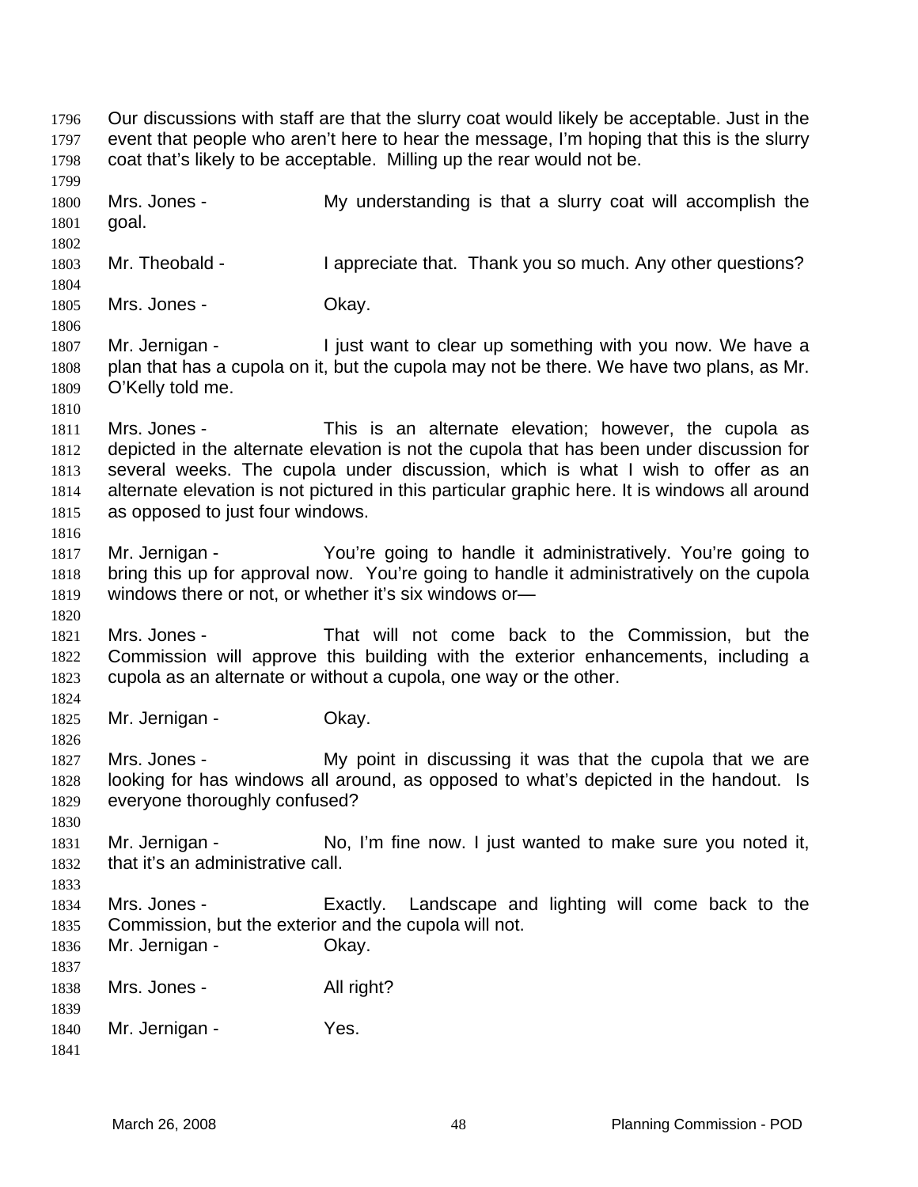Our discussions with staff are that the slurry coat would likely be acceptable. Just in the event that people who aren't here to hear the message, I'm hoping that this is the slurry coat that's likely to be acceptable. Milling up the rear would not be.

Mrs. Jones - My understanding is that a slurry coat will accomplish the goal.

Mr. Theobald - I appreciate that. Thank you so much. Any other questions?

Mrs. Jones - Okay.

Mr. Jernigan - I just want to clear up something with you now. We have a plan that has a cupola on it, but the cupola may not be there. We have two plans, as Mr. O'Kelly told me.

Mrs. Jones - This is an alternate elevation; however, the cupola as depicted in the alternate elevation is not the cupola that has been under discussion for several weeks. The cupola under discussion, which is what I wish to offer as an alternate elevation is not pictured in this particular graphic here. It is windows all around as opposed to just four windows.

Mr. Jernigan - You're going to handle it administratively. You're going to bring this up for approval now. You're going to handle it administratively on the cupola windows there or not, or whether it's six windows or—

Mrs. Jones - That will not come back to the Commission, but the Commission will approve this building with the exterior enhancements, including a cupola as an alternate or without a cupola, one way or the other.

Mr. Jernigan - Okay.

Mrs. Jones - My point in discussing it was that the cupola that we are looking for has windows all around, as opposed to what's depicted in the handout. Is everyone thoroughly confused?

Mr. Jernigan - No, I'm fine now. I just wanted to make sure you noted it, that it's an administrative call.

Mrs. Jones - Exactly. Landscape and lighting will come back to the Commission, but the exterior and the cupola will not.

Mr. Jernigan - Okay.

Mrs. Jones - All right?

Mr. Jernigan - Yes.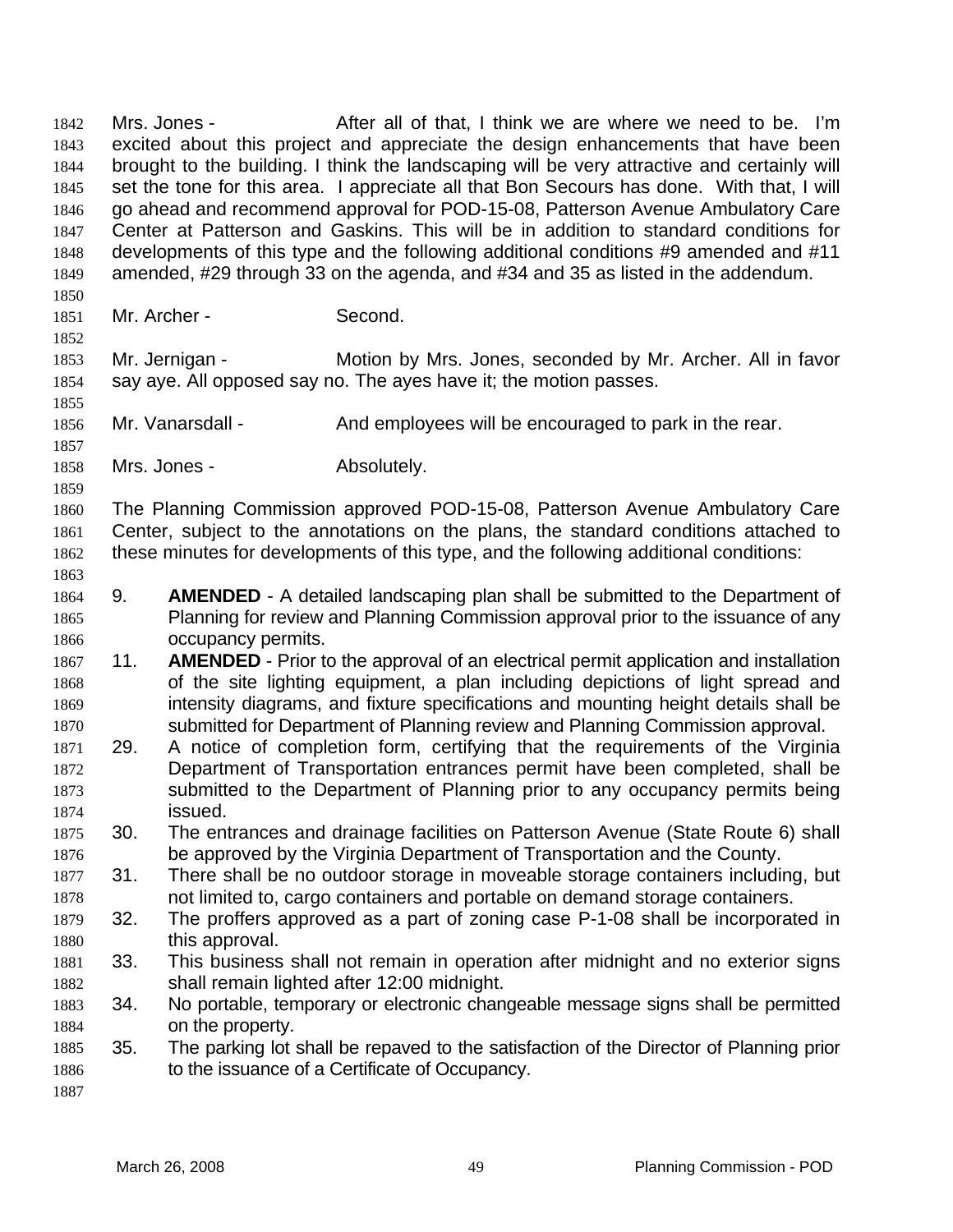Mrs. Jones - After all of that, I think we are where we need to be. I'm excited about this project and appreciate the design enhancements that have been brought to the building. I think the landscaping will be very attractive and certainly will set the tone for this area. I appreciate all that Bon Secours has done. With that, I will go ahead and recommend approval for POD-15-08, Patterson Avenue Ambulatory Care Center at Patterson and Gaskins. This will be in addition to standard conditions for developments of this type and the following additional conditions #9 amended and #11 amended, #29 through 33 on the agenda, and #34 and 35 as listed in the addendum.

Mr. Archer - Second.

Mr. Jernigan - Motion by Mrs. Jones, seconded by Mr. Archer. All in favor say aye. All opposed say no. The ayes have it; the motion passes.

Mr. Vanarsdall - And employees will be encouraged to park in the rear.

Mrs. Jones - Absolutely.

The Planning Commission approved POD-15-08, Patterson Avenue Ambulatory Care Center, subject to the annotations on the plans, the standard conditions attached to these minutes for developments of this type, and the following additional conditions:

9. **AMENDED** - A detailed landscaping plan shall be submitted to the Department of Planning for review and Planning Commission approval prior to the issuance of any occupancy permits.
11. **AMENDED** - Prior to the approval of an electrical permit application and installation of the site lighting equipment, a plan including depictions of light spread and intensity diagrams, and fixture specifications and mounting height details shall be submitted for Department of Planning review and Planning Commission approval.
29. A notice of completion form, certifying that the requirements of the Virginia Department of Transportation entrances permit have been completed, shall be submitted to the Department of Planning prior to any occupancy permits being issued.
30. The entrances and drainage facilities on Patterson Avenue (State Route 6) shall be approved by the Virginia Department of Transportation and the County.
31. There shall be no outdoor storage in moveable storage containers including, but not limited to, cargo containers and portable on demand storage containers.
32. The proffers approved as a part of zoning case P-1-08 shall be incorporated in this approval.
33. This business shall not remain in operation after midnight and no exterior signs shall remain lighted after 12:00 midnight.
34. No portable, temporary or electronic changeable message signs shall be permitted on the property.
35. The parking lot shall be repaved to the satisfaction of the Director of Planning prior to the issuance of a Certificate of Occupancy.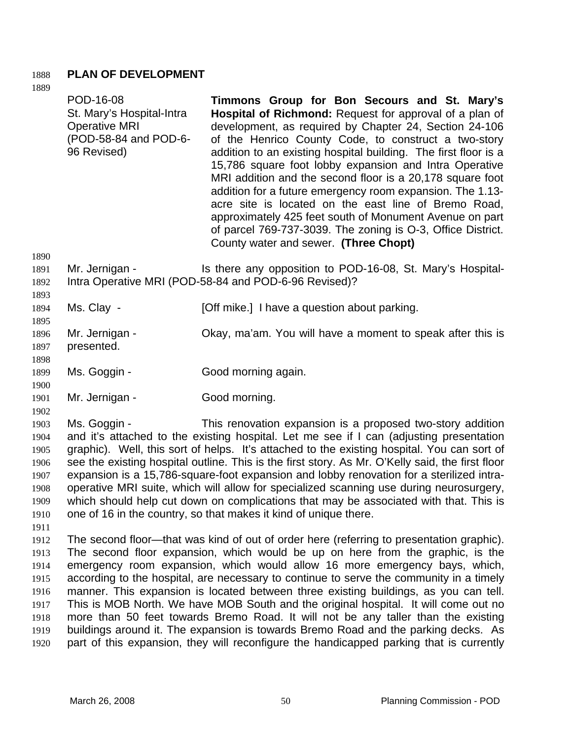## PLAN OF DEVELOPMENT

| | |
|---|---|
| POD-16-08<br>St. Mary's Hospital-Intra Operative MRI<br>(POD-58-84 and POD-6-96 Revised) | **Timmons Group for Bon Secours and St. Mary's Hospital of Richmond:** Request for approval of a plan of development, as required by Chapter 24, Section 24-106 of the Henrico County Code, to construct a two-story addition to an existing hospital building. The first floor is a 15,786 square foot lobby expansion and Intra Operative MRI addition and the second floor is a 20,178 square foot addition for a future emergency room expansion. The 1.13-acre site is located on the east line of Bremo Road, approximately 425 feet south of Monument Avenue on part of parcel 769-737-3039. The zoning is O-3, Office District. County water and sewer. **(Three Chopt)** |

Mr. Jernigan - Is there any opposition to POD-16-08, St. Mary's Hospital-Intra Operative MRI (POD-58-84 and POD-6-96 Revised)?

Ms. Clay - [Off mike.] I have a question about parking.

Mr. Jernigan - Okay, ma'am. You will have a moment to speak after this is presented.

Ms. Goggin - Good morning again.

Mr. Jernigan - Good morning.

Ms. Goggin - This renovation expansion is a proposed two-story addition and it's attached to the existing hospital. Let me see if I can (adjusting presentation graphic). Well, this sort of helps. It's attached to the existing hospital. You can sort of see the existing hospital outline. This is the first story. As Mr. O'Kelly said, the first floor expansion is a 15,786-square-foot expansion and lobby renovation for a sterilized intra-operative MRI suite, which will allow for specialized scanning use during neurosurgery, which should help cut down on complications that may be associated with that. This is one of 16 in the country, so that makes it kind of unique there.

The second floor—that was kind of out of order here (referring to presentation graphic). The second floor expansion, which would be up on here from the graphic, is the emergency room expansion, which would allow 16 more emergency bays, which, according to the hospital, are necessary to continue to serve the community in a timely manner. This expansion is located between three existing buildings, as you can tell. This is MOB North. We have MOB South and the original hospital. It will come out no more than 50 feet towards Bremo Road. It will not be any taller than the existing buildings around it. The expansion is towards Bremo Road and the parking decks. As part of this expansion, they will reconfigure the handicapped parking that is currently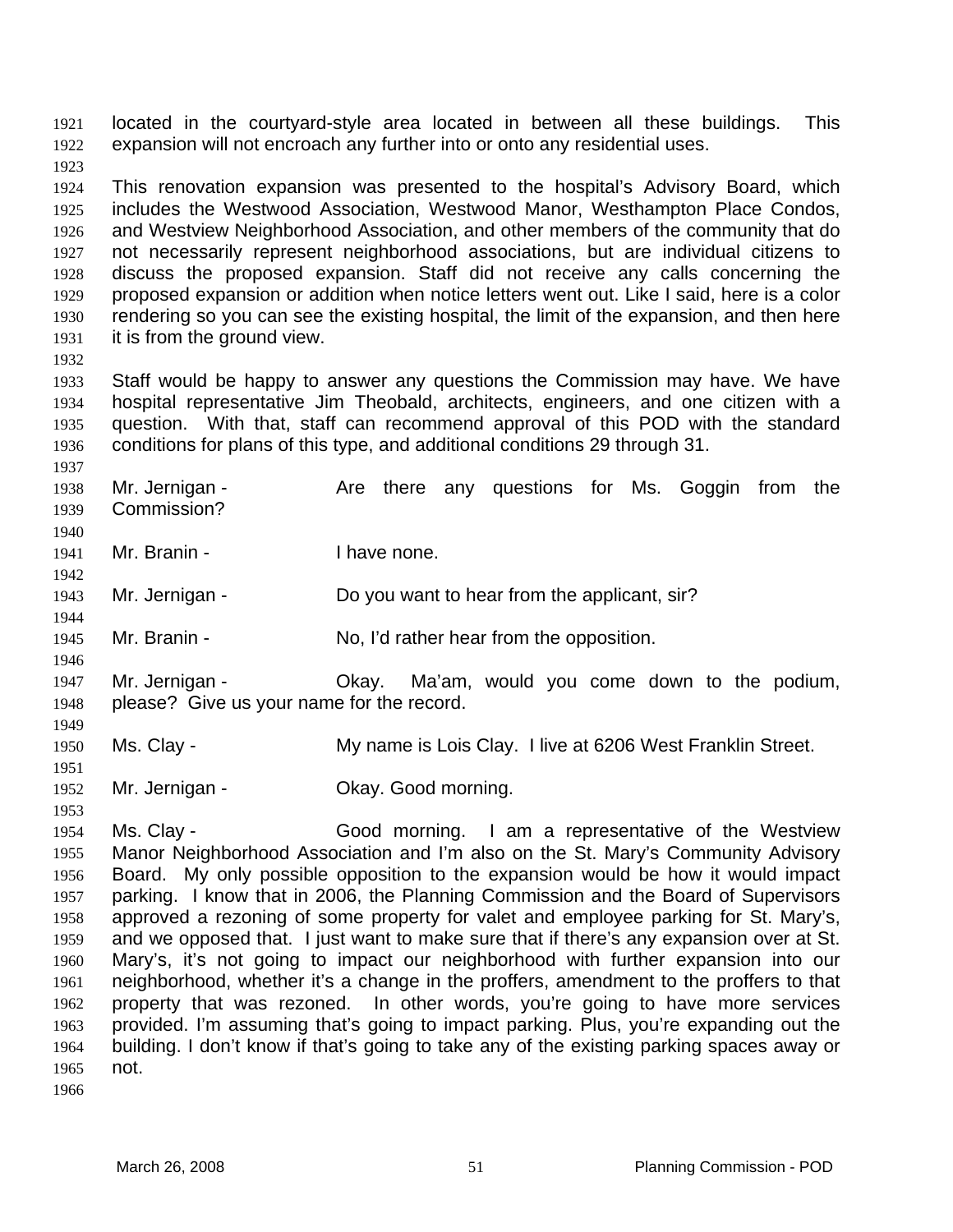located in the courtyard-style area located in between all these buildings. This expansion will not encroach any further into or onto any residential uses.

This renovation expansion was presented to the hospital's Advisory Board, which includes the Westwood Association, Westwood Manor, Westhampton Place Condos, and Westview Neighborhood Association, and other members of the community that do not necessarily represent neighborhood associations, but are individual citizens to discuss the proposed expansion. Staff did not receive any calls concerning the proposed expansion or addition when notice letters went out. Like I said, here is a color rendering so you can see the existing hospital, the limit of the expansion, and then here it is from the ground view.

Staff would be happy to answer any questions the Commission may have. We have hospital representative Jim Theobald, architects, engineers, and one citizen with a question. With that, staff can recommend approval of this POD with the standard conditions for plans of this type, and additional conditions 29 through 31.

Mr. Jernigan - Are there any questions for Ms. Goggin from the Commission?

Mr. Branin - I have none.

Mr. Jernigan - Do you want to hear from the applicant, sir?

Mr. Branin - No, I'd rather hear from the opposition.

Mr. Jernigan - Okay. Ma'am, would you come down to the podium, please? Give us your name for the record.

Ms. Clay - My name is Lois Clay. I live at 6206 West Franklin Street.

Mr. Jernigan - Okay. Good morning.

Ms. Clay - Good morning. I am a representative of the Westview Manor Neighborhood Association and I'm also on the St. Mary's Community Advisory Board. My only possible opposition to the expansion would be how it would impact parking. I know that in 2006, the Planning Commission and the Board of Supervisors approved a rezoning of some property for valet and employee parking for St. Mary's, and we opposed that. I just want to make sure that if there's any expansion over at St. Mary's, it's not going to impact our neighborhood with further expansion into our neighborhood, whether it's a change in the proffers, amendment to the proffers to that property that was rezoned. In other words, you're going to have more services provided. I'm assuming that's going to impact parking. Plus, you're expanding out the building. I don't know if that's going to take any of the existing parking spaces away or not.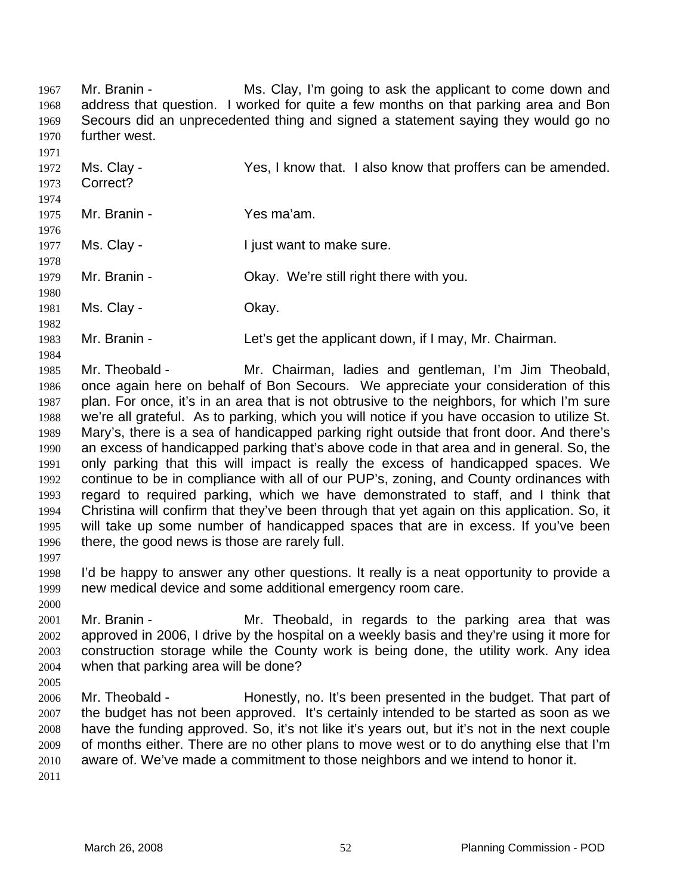Mr. Branin - Ms. Clay, I'm going to ask the applicant to come down and address that question. I worked for quite a few months on that parking area and Bon Secours did an unprecedented thing and signed a statement saying they would go no further west.

Ms. Clay - Yes, I know that. I also know that proffers can be amended. Correct?

Mr. Branin - Yes ma'am.

Ms. Clay - I just want to make sure.

Mr. Branin - Okay. We're still right there with you.

Ms. Clay - Okay.

Mr. Branin - Let's get the applicant down, if I may, Mr. Chairman.

Mr. Theobald - Mr. Chairman, ladies and gentleman, I'm Jim Theobald, once again here on behalf of Bon Secours. We appreciate your consideration of this plan. For once, it's in an area that is not obtrusive to the neighbors, for which I'm sure we're all grateful. As to parking, which you will notice if you have occasion to utilize St. Mary's, there is a sea of handicapped parking right outside that front door. And there's an excess of handicapped parking that's above code in that area and in general. So, the only parking that this will impact is really the excess of handicapped spaces. We continue to be in compliance with all of our PUP's, zoning, and County ordinances with regard to required parking, which we have demonstrated to staff, and I think that Christina will confirm that they've been through that yet again on this application. So, it will take up some number of handicapped spaces that are in excess. If you've been there, the good news is those are rarely full.

I'd be happy to answer any other questions. It really is a neat opportunity to provide a new medical device and some additional emergency room care.

Mr. Branin - Mr. Theobald, in regards to the parking area that was approved in 2006, I drive by the hospital on a weekly basis and they're using it more for construction storage while the County work is being done, the utility work. Any idea when that parking area will be done?

Mr. Theobald - Honestly, no. It's been presented in the budget. That part of the budget has not been approved. It's certainly intended to be started as soon as we have the funding approved. So, it's not like it's years out, but it's not in the next couple of months either. There are no other plans to move west or to do anything else that I'm aware of. We've made a commitment to those neighbors and we intend to honor it.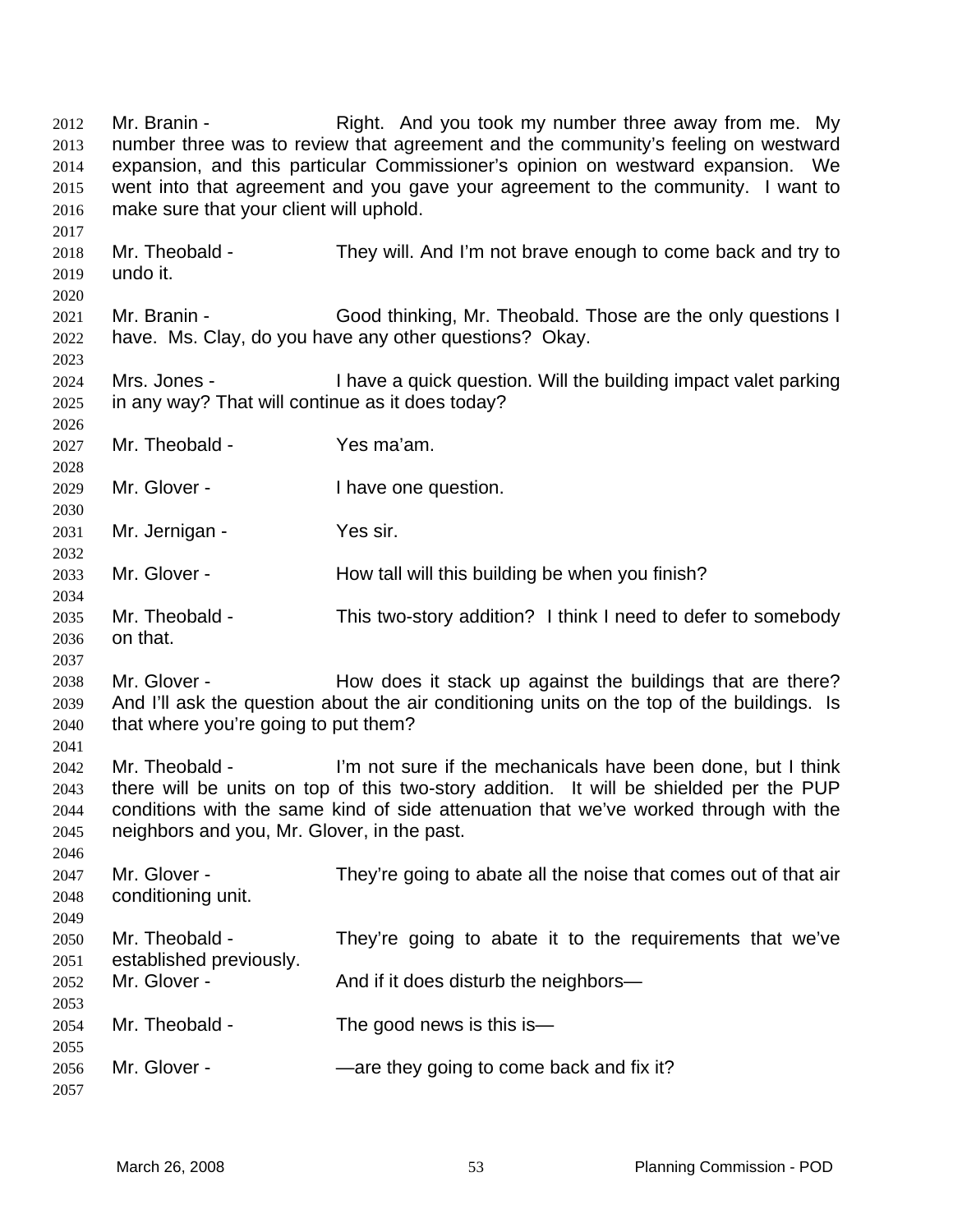Mr. Branin - Right. And you took my number three away from me. My number three was to review that agreement and the community's feeling on westward expansion, and this particular Commissioner's opinion on westward expansion. We went into that agreement and you gave your agreement to the community. I want to make sure that your client will uphold.

Mr. Theobald - They will. And I'm not brave enough to come back and try to undo it.

Mr. Branin - Good thinking, Mr. Theobald. Those are the only questions I have. Ms. Clay, do you have any other questions? Okay.

Mrs. Jones - I have a quick question. Will the building impact valet parking in any way? That will continue as it does today?

Mr. Theobald - Yes ma'am.

Mr. Glover - I have one question.

Mr. Jernigan - Yes sir.

Mr. Glover - How tall will this building be when you finish?

Mr. Theobald - This two-story addition? I think I need to defer to somebody on that.

Mr. Glover - How does it stack up against the buildings that are there? And I'll ask the question about the air conditioning units on the top of the buildings. Is that where you're going to put them?

Mr. Theobald - I'm not sure if the mechanicals have been done, but I think there will be units on top of this two-story addition. It will be shielded per the PUP conditions with the same kind of side attenuation that we've worked through with the neighbors and you, Mr. Glover, in the past.

Mr. Glover - They're going to abate all the noise that comes out of that air conditioning unit.

Mr. Theobald - They're going to abate it to the requirements that we've established previously.

Mr. Glover - And if it does disturb the neighbors—

Mr. Theobald - The good news is this is—

Mr. Glover - —are they going to come back and fix it?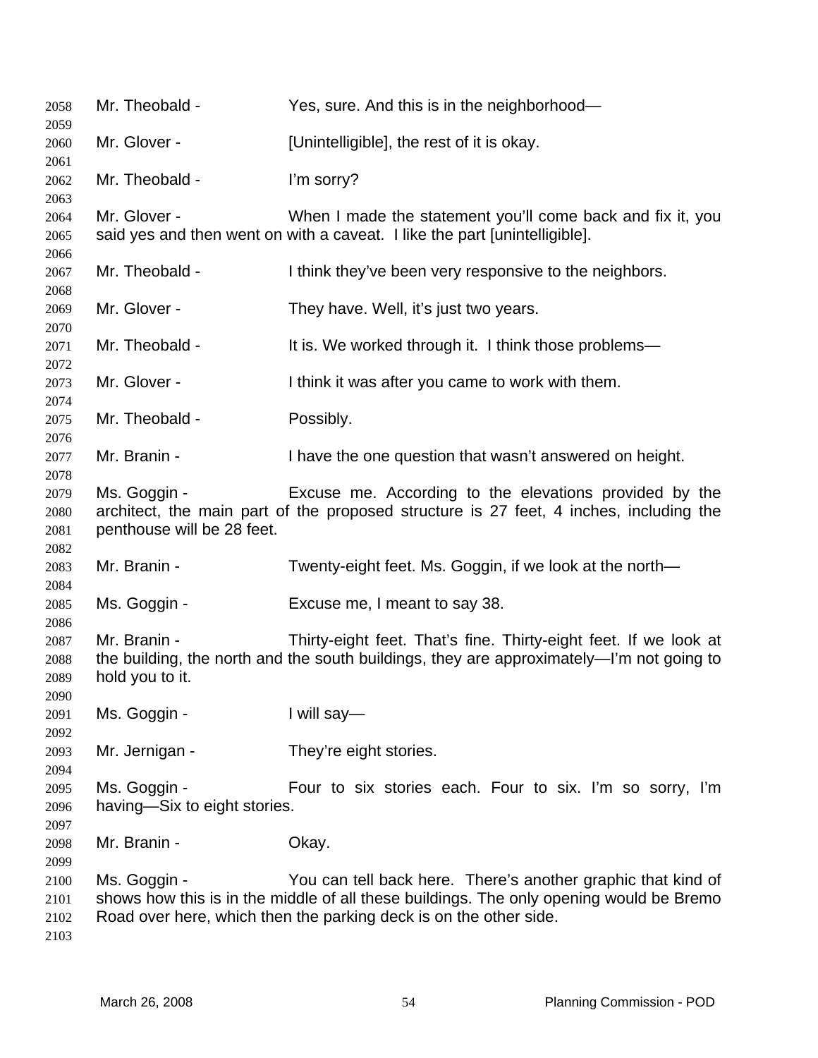Mr. Theobald - Yes, sure. And this is in the neighborhood—

Mr. Glover - [Unintelligible], the rest of it is okay.

Mr. Theobald - I'm sorry?

Mr. Glover - When I made the statement you'll come back and fix it, you said yes and then went on with a caveat. I like the part [unintelligible].

Mr. Theobald - I think they've been very responsive to the neighbors.

Mr. Glover - They have. Well, it's just two years.

Mr. Theobald - It is. We worked through it. I think those problems—

Mr. Glover - I think it was after you came to work with them.

Mr. Theobald - Possibly.

Mr. Branin - I have the one question that wasn't answered on height.

Ms. Goggin - Excuse me. According to the elevations provided by the architect, the main part of the proposed structure is 27 feet, 4 inches, including the penthouse will be 28 feet.

Mr. Branin - Twenty-eight feet. Ms. Goggin, if we look at the north—

Ms. Goggin - Excuse me, I meant to say 38.

Mr. Branin - Thirty-eight feet. That's fine. Thirty-eight feet. If we look at the building, the north and the south buildings, they are approximately—I'm not going to hold you to it.

Ms. Goggin - I will say—

Mr. Jernigan - They're eight stories.

Ms. Goggin - Four to six stories each. Four to six. I'm so sorry, I'm having—Six to eight stories.

Mr. Branin - Okay.

Ms. Goggin - You can tell back here. There's another graphic that kind of shows how this is in the middle of all these buildings. The only opening would be Bremo Road over here, which then the parking deck is on the other side.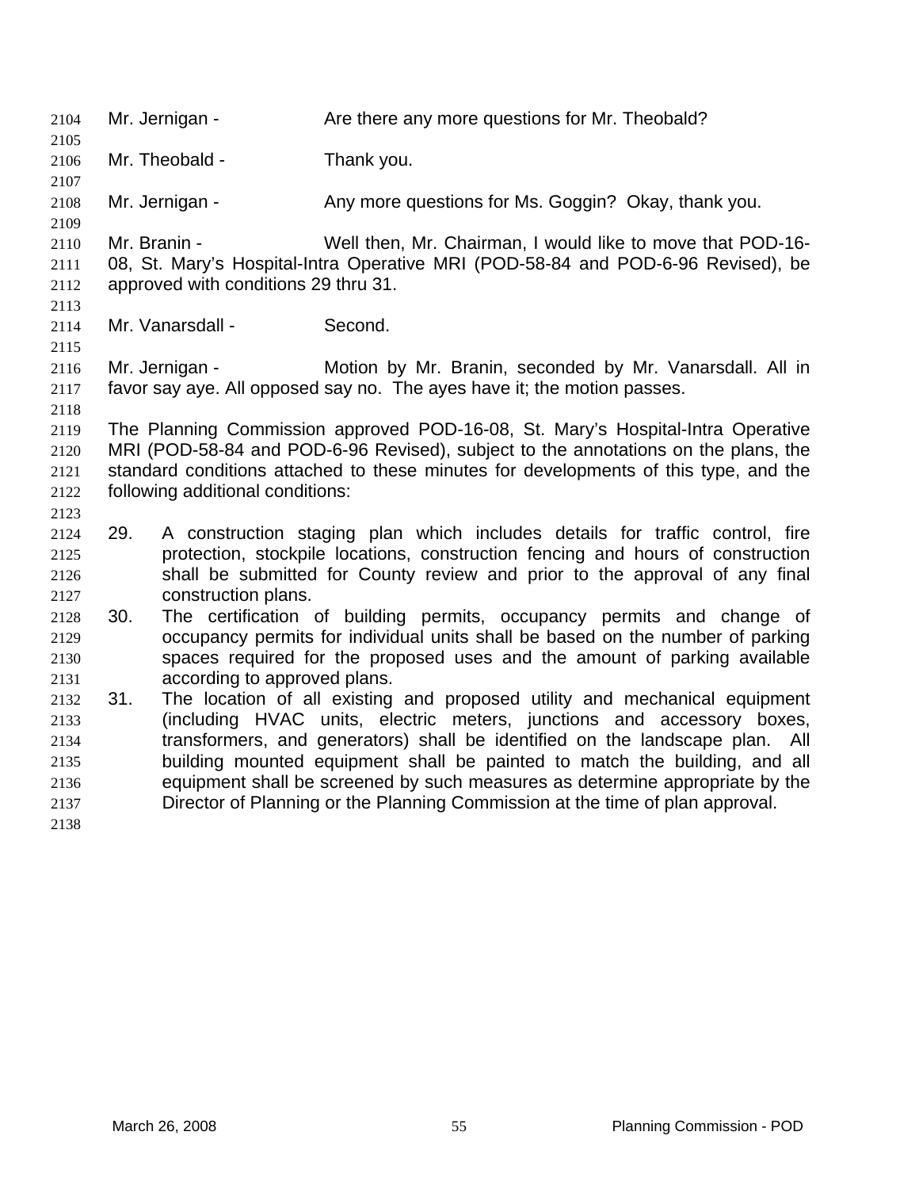Mr. Jernigan - Are there any more questions for Mr. Theobald?

Mr. Theobald - Thank you.

Mr. Jernigan - Any more questions for Ms. Goggin? Okay, thank you.

Mr. Branin - Well then, Mr. Chairman, I would like to move that POD-16-08, St. Mary's Hospital-Intra Operative MRI (POD-58-84 and POD-6-96 Revised), be approved with conditions 29 thru 31.

Mr. Vanarsdall - Second.

Mr. Jernigan - Motion by Mr. Branin, seconded by Mr. Vanarsdall. All in favor say aye. All opposed say no. The ayes have it; the motion passes.

The Planning Commission approved POD-16-08, St. Mary's Hospital-Intra Operative MRI (POD-58-84 and POD-6-96 Revised), subject to the annotations on the plans, the standard conditions attached to these minutes for developments of this type, and the following additional conditions:

29. A construction staging plan which includes details for traffic control, fire protection, stockpile locations, construction fencing and hours of construction shall be submitted for County review and prior to the approval of any final construction plans.
30. The certification of building permits, occupancy permits and change of occupancy permits for individual units shall be based on the number of parking spaces required for the proposed uses and the amount of parking available according to approved plans.
31. The location of all existing and proposed utility and mechanical equipment (including HVAC units, electric meters, junctions and accessory boxes, transformers, and generators) shall be identified on the landscape plan. All building mounted equipment shall be painted to match the building, and all equipment shall be screened by such measures as determine appropriate by the Director of Planning or the Planning Commission at the time of plan approval.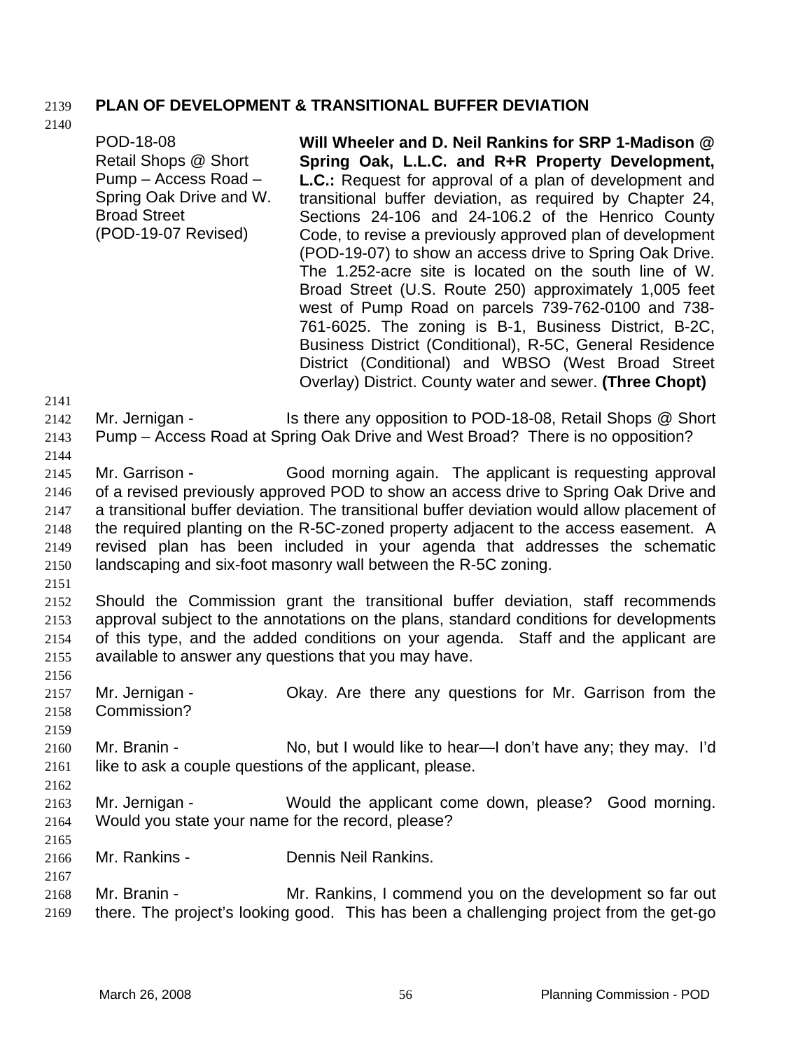**PLAN OF DEVELOPMENT & TRANSITIONAL BUFFER DEVIATION**

| | |
|---|---|
| POD-18-08<br>Retail Shops @ Short Pump – Access Road – Spring Oak Drive and W. Broad Street<br>(POD-19-07 Revised) | **Will Wheeler and D. Neil Rankins for SRP 1-Madison @ Spring Oak, L.L.C. and R+R Property Development, L.C.:** Request for approval of a plan of development and transitional buffer deviation, as required by Chapter 24, Sections 24-106 and 24-106.2 of the Henrico County Code, to revise a previously approved plan of development (POD-19-07) to show an access drive to Spring Oak Drive. The 1.252-acre site is located on the south line of W. Broad Street (U.S. Route 250) approximately 1,005 feet west of Pump Road on parcels 739-762-0100 and 738-761-6025. The zoning is B-1, Business District, B-2C, Business District (Conditional), R-5C, General Residence District (Conditional) and WBSO (West Broad Street Overlay) District. County water and sewer. **(Three Chopt)** |

Mr. Jernigan - Is there any opposition to POD-18-08, Retail Shops @ Short Pump – Access Road at Spring Oak Drive and West Broad? There is no opposition?

Mr. Garrison - Good morning again. The applicant is requesting approval of a revised previously approved POD to show an access drive to Spring Oak Drive and a transitional buffer deviation. The transitional buffer deviation would allow placement of the required planting on the R-5C-zoned property adjacent to the access easement. A revised plan has been included in your agenda that addresses the schematic landscaping and six-foot masonry wall between the R-5C zoning.

Should the Commission grant the transitional buffer deviation, staff recommends approval subject to the annotations on the plans, standard conditions for developments of this type, and the added conditions on your agenda. Staff and the applicant are available to answer any questions that you may have.

Mr. Jernigan - Okay. Are there any questions for Mr. Garrison from the Commission?

Mr. Branin - No, but I would like to hear—I don't have any; they may. I'd like to ask a couple questions of the applicant, please.

Mr. Jernigan - Would the applicant come down, please? Good morning. Would you state your name for the record, please?

Mr. Rankins - Dennis Neil Rankins.

Mr. Branin - Mr. Rankins, I commend you on the development so far out there. The project's looking good. This has been a challenging project from the get-go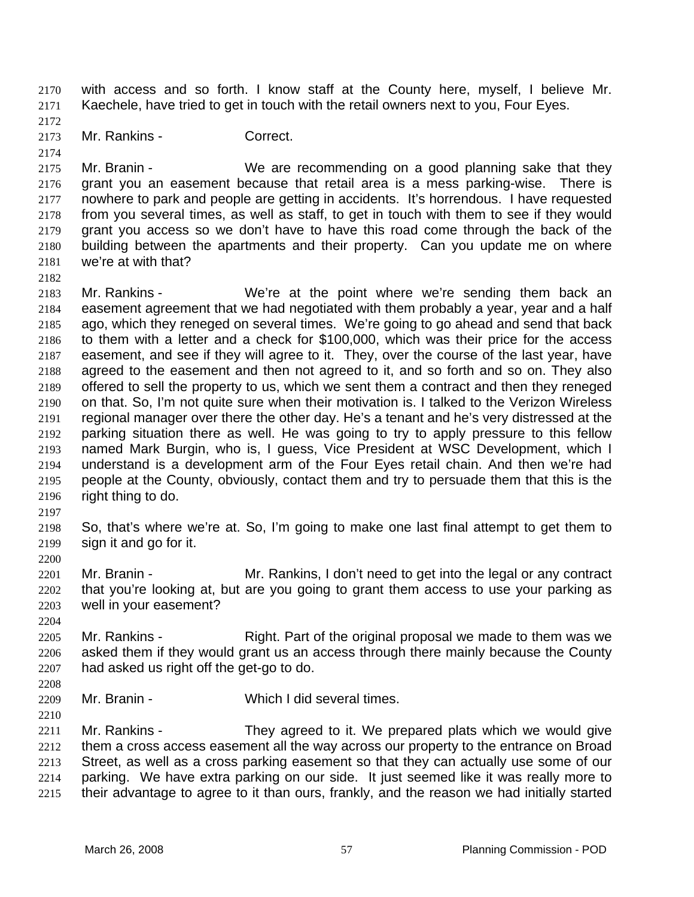with access and so forth. I know staff at the County here, myself, I believe Mr. Kaechele, have tried to get in touch with the retail owners next to you, Four Eyes.

Mr. Rankins - Correct.

Mr. Branin - We are recommending on a good planning sake that they grant you an easement because that retail area is a mess parking-wise. There is nowhere to park and people are getting in accidents. It's horrendous. I have requested from you several times, as well as staff, to get in touch with them to see if they would grant you access so we don't have to have this road come through the back of the building between the apartments and their property. Can you update me on where we're at with that?

Mr. Rankins - We're at the point where we're sending them back an easement agreement that we had negotiated with them probably a year, year and a half ago, which they reneged on several times. We're going to go ahead and send that back to them with a letter and a check for $100,000, which was their price for the access easement, and see if they will agree to it. They, over the course of the last year, have agreed to the easement and then not agreed to it, and so forth and so on. They also offered to sell the property to us, which we sent them a contract and then they reneged on that. So, I'm not quite sure when their motivation is. I talked to the Verizon Wireless regional manager over there the other day. He's a tenant and he's very distressed at the parking situation there as well. He was going to try to apply pressure to this fellow named Mark Burgin, who is, I guess, Vice President at WSC Development, which I understand is a development arm of the Four Eyes retail chain. And then we're had people at the County, obviously, contact them and try to persuade them that this is the right thing to do.

So, that's where we're at. So, I'm going to make one last final attempt to get them to sign it and go for it.

Mr. Branin - Mr. Rankins, I don't need to get into the legal or any contract that you're looking at, but are you going to grant them access to use your parking as well in your easement?

Mr. Rankins - Right. Part of the original proposal we made to them was we asked them if they would grant us an access through there mainly because the County had asked us right off the get-go to do.

Mr. Branin - Which I did several times.

Mr. Rankins - They agreed to it. We prepared plats which we would give them a cross access easement all the way across our property to the entrance on Broad Street, as well as a cross parking easement so that they can actually use some of our parking. We have extra parking on our side. It just seemed like it was really more to their advantage to agree to it than ours, frankly, and the reason we had initially started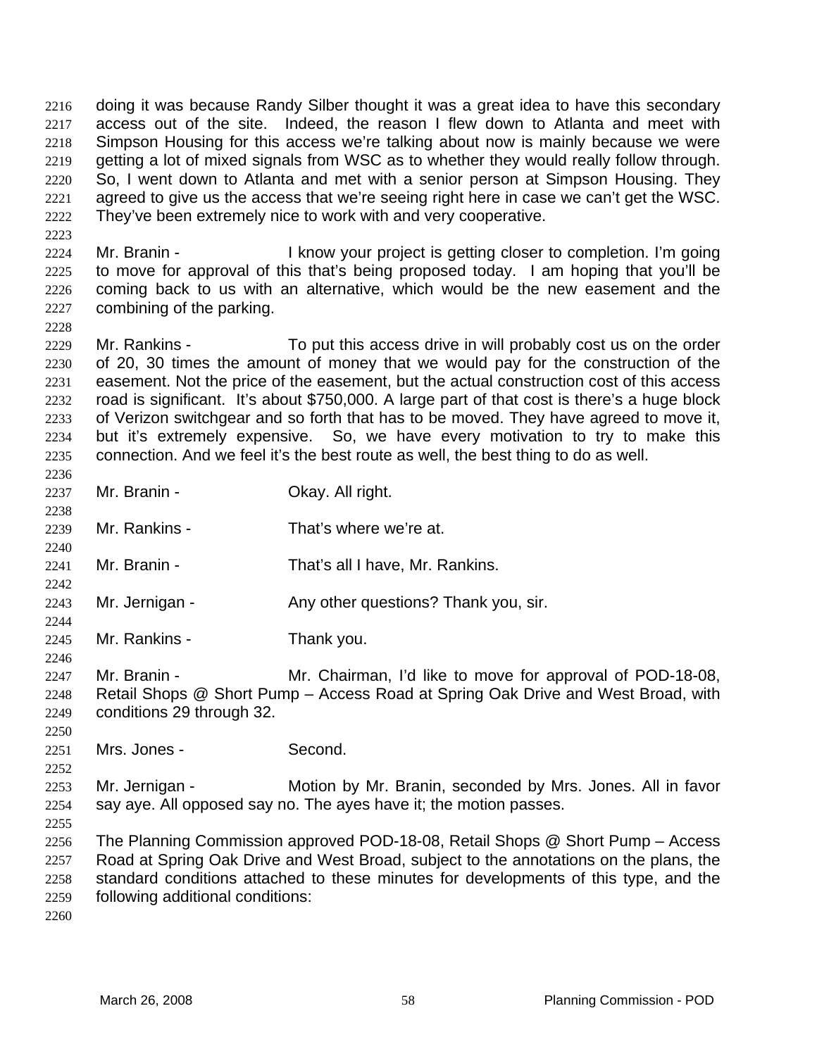doing it was because Randy Silber thought it was a great idea to have this secondary access out of the site. Indeed, the reason I flew down to Atlanta and meet with Simpson Housing for this access we're talking about now is mainly because we were getting a lot of mixed signals from WSC as to whether they would really follow through. So, I went down to Atlanta and met with a senior person at Simpson Housing. They agreed to give us the access that we're seeing right here in case we can't get the WSC. They've been extremely nice to work with and very cooperative.

Mr. Branin - I know your project is getting closer to completion. I'm going to move for approval of this that's being proposed today. I am hoping that you'll be coming back to us with an alternative, which would be the new easement and the combining of the parking.

Mr. Rankins - To put this access drive in will probably cost us on the order of 20, 30 times the amount of money that we would pay for the construction of the easement. Not the price of the easement, but the actual construction cost of this access road is significant. It's about $750,000. A large part of that cost is there's a huge block of Verizon switchgear and so forth that has to be moved. They have agreed to move it, but it's extremely expensive. So, we have every motivation to try to make this connection. And we feel it's the best route as well, the best thing to do as well.

Mr. Branin - Okay. All right.

Mr. Rankins - That's where we're at.

Mr. Branin - That's all I have, Mr. Rankins.

Mr. Jernigan - Any other questions? Thank you, sir.

Mr. Rankins - Thank you.

Mr. Branin - Mr. Chairman, I'd like to move for approval of POD-18-08, Retail Shops @ Short Pump – Access Road at Spring Oak Drive and West Broad, with conditions 29 through 32.

Mrs. Jones - Second.

Mr. Jernigan - Motion by Mr. Branin, seconded by Mrs. Jones. All in favor say aye. All opposed say no. The ayes have it; the motion passes.

The Planning Commission approved POD-18-08, Retail Shops @ Short Pump – Access Road at Spring Oak Drive and West Broad, subject to the annotations on the plans, the standard conditions attached to these minutes for developments of this type, and the following additional conditions: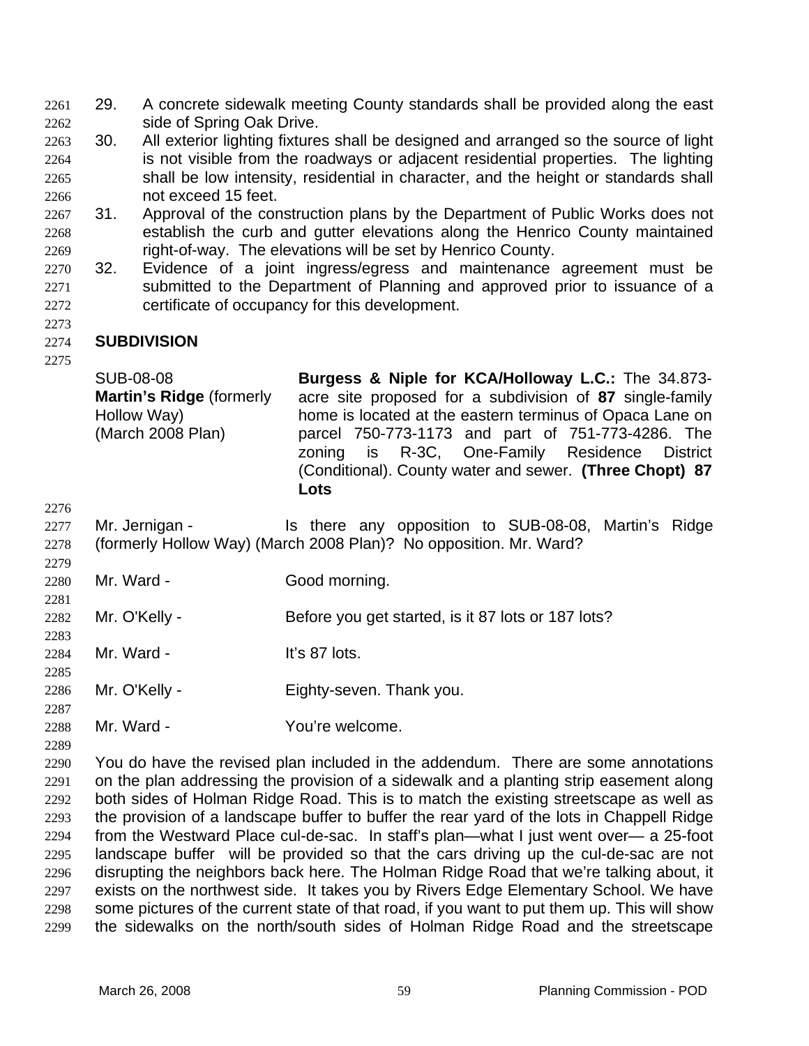29. A concrete sidewalk meeting County standards shall be provided along the east side of Spring Oak Drive.
30. All exterior lighting fixtures shall be designed and arranged so the source of light is not visible from the roadways or adjacent residential properties. The lighting shall be low intensity, residential in character, and the height or standards shall not exceed 15 feet.
31. Approval of the construction plans by the Department of Public Works does not establish the curb and gutter elevations along the Henrico County maintained right-of-way. The elevations will be set by Henrico County.
32. Evidence of a joint ingress/egress and maintenance agreement must be submitted to the Department of Planning and approved prior to issuance of a certificate of occupancy for this development.

## SUBDIVISION

| | |
|---|---|
| SUB-08-08<br>**Martin's Ridge** (formerly Hollow Way)<br>(March 2008 Plan) | **Burgess & Niple for KCA/Holloway L.C.:** The 34.873-acre site proposed for a subdivision of **87** single-family home is located at the eastern terminus of Opaca Lane on parcel 750-773-1173 and part of 751-773-4286. The zoning is R-3C, One-Family Residence District (Conditional). County water and sewer. **(Three Chopt) 87 Lots** |

Mr. Jernigan - Is there any opposition to SUB-08-08, Martin's Ridge (formerly Hollow Way) (March 2008 Plan)? No opposition. Mr. Ward?

Mr. Ward - Good morning.

Mr. O'Kelly - Before you get started, is it 87 lots or 187 lots?

Mr. Ward - It's 87 lots.

Mr. O'Kelly - Eighty-seven. Thank you.

Mr. Ward - You're welcome.

You do have the revised plan included in the addendum. There are some annotations on the plan addressing the provision of a sidewalk and a planting strip easement along both sides of Holman Ridge Road. This is to match the existing streetscape as well as the provision of a landscape buffer to buffer the rear yard of the lots in Chappell Ridge from the Westward Place cul-de-sac. In staff's plan—what I just went over— a 25-foot landscape buffer will be provided so that the cars driving up the cul-de-sac are not disrupting the neighbors back here. The Holman Ridge Road that we're talking about, it exists on the northwest side. It takes you by Rivers Edge Elementary School. We have some pictures of the current state of that road, if you want to put them up. This will show the sidewalks on the north/south sides of Holman Ridge Road and the streetscape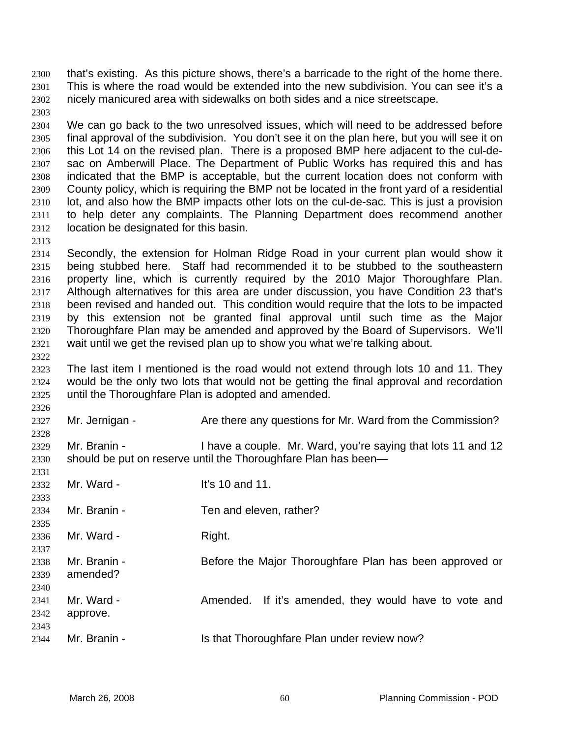that's existing. As this picture shows, there's a barricade to the right of the home there. This is where the road would be extended into the new subdivision. You can see it's a nicely manicured area with sidewalks on both sides and a nice streetscape.

We can go back to the two unresolved issues, which will need to be addressed before final approval of the subdivision. You don't see it on the plan here, but you will see it on this Lot 14 on the revised plan. There is a proposed BMP here adjacent to the cul-de-sac on Amberwill Place. The Department of Public Works has required this and has indicated that the BMP is acceptable, but the current location does not conform with County policy, which is requiring the BMP not be located in the front yard of a residential lot, and also how the BMP impacts other lots on the cul-de-sac. This is just a provision to help deter any complaints. The Planning Department does recommend another location be designated for this basin.

Secondly, the extension for Holman Ridge Road in your current plan would show it being stubbed here. Staff had recommended it to be stubbed to the southeastern property line, which is currently required by the 2010 Major Thoroughfare Plan. Although alternatives for this area are under discussion, you have Condition 23 that's been revised and handed out. This condition would require that the lots to be impacted by this extension not be granted final approval until such time as the Major Thoroughfare Plan may be amended and approved by the Board of Supervisors. We'll wait until we get the revised plan up to show you what we're talking about.

The last item I mentioned is the road would not extend through lots 10 and 11. They would be the only two lots that would not be getting the final approval and recordation until the Thoroughfare Plan is adopted and amended.

Mr. Jernigan - Are there any questions for Mr. Ward from the Commission?

Mr. Branin - I have a couple. Mr. Ward, you're saying that lots 11 and 12 should be put on reserve until the Thoroughfare Plan has been—

Mr. Ward - It's 10 and 11.

Mr. Branin - Ten and eleven, rather?

Mr. Ward - Right.

Mr. Branin - Before the Major Thoroughfare Plan has been approved or amended?

Mr. Ward - Amended. If it's amended, they would have to vote and approve.

Mr. Branin - Is that Thoroughfare Plan under review now?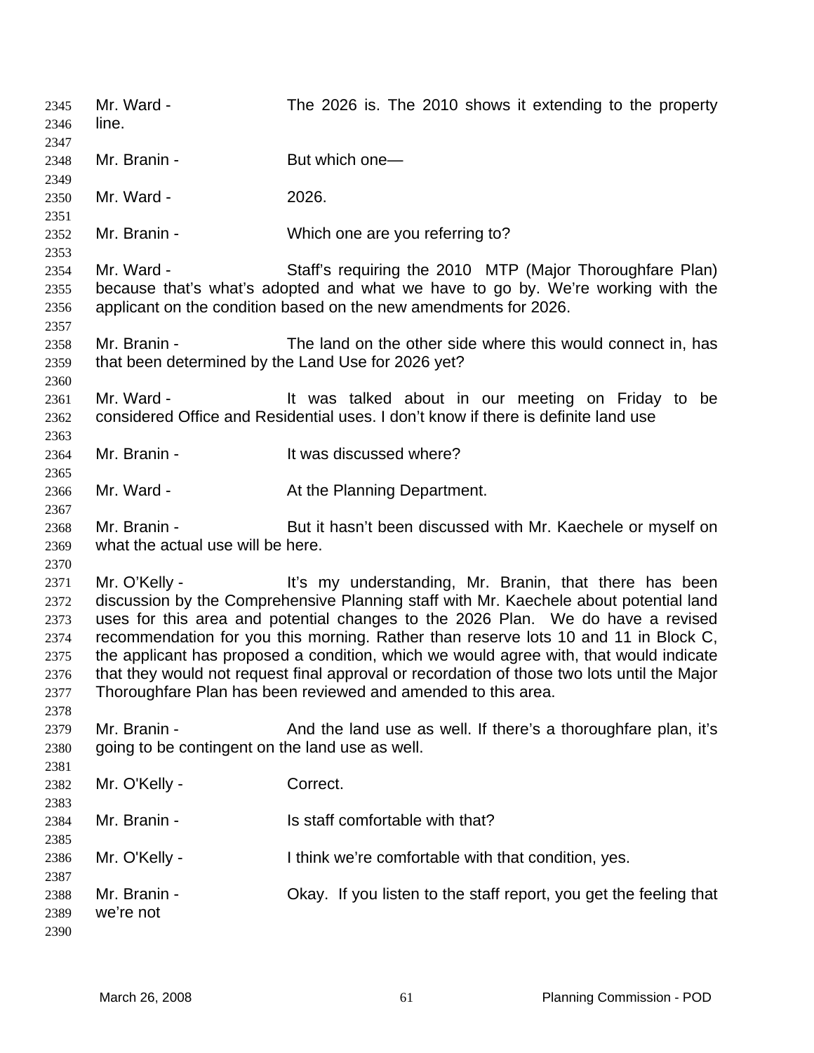Mr. Ward - The 2026 is. The 2010 shows it extending to the property line.

Mr. Branin - But which one—

Mr. Ward - 2026.

Mr. Branin - Which one are you referring to?

Mr. Ward - Staff's requiring the 2010 MTP (Major Thoroughfare Plan) because that's what's adopted and what we have to go by. We're working with the applicant on the condition based on the new amendments for 2026.

Mr. Branin - The land on the other side where this would connect in, has that been determined by the Land Use for 2026 yet?

Mr. Ward - It was talked about in our meeting on Friday to be considered Office and Residential uses. I don't know if there is definite land use

Mr. Branin - It was discussed where?

Mr. Ward - At the Planning Department.

Mr. Branin - But it hasn't been discussed with Mr. Kaechele or myself on what the actual use will be here.

Mr. O'Kelly - It's my understanding, Mr. Branin, that there has been discussion by the Comprehensive Planning staff with Mr. Kaechele about potential land uses for this area and potential changes to the 2026 Plan. We do have a revised recommendation for you this morning. Rather than reserve lots 10 and 11 in Block C, the applicant has proposed a condition, which we would agree with, that would indicate that they would not request final approval or recordation of those two lots until the Major Thoroughfare Plan has been reviewed and amended to this area.

Mr. Branin - And the land use as well. If there's a thoroughfare plan, it's going to be contingent on the land use as well.

Mr. O'Kelly - Correct.

Mr. Branin - Is staff comfortable with that?

Mr. O'Kelly - I think we're comfortable with that condition, yes.

Mr. Branin - Okay. If you listen to the staff report, you get the feeling that we're not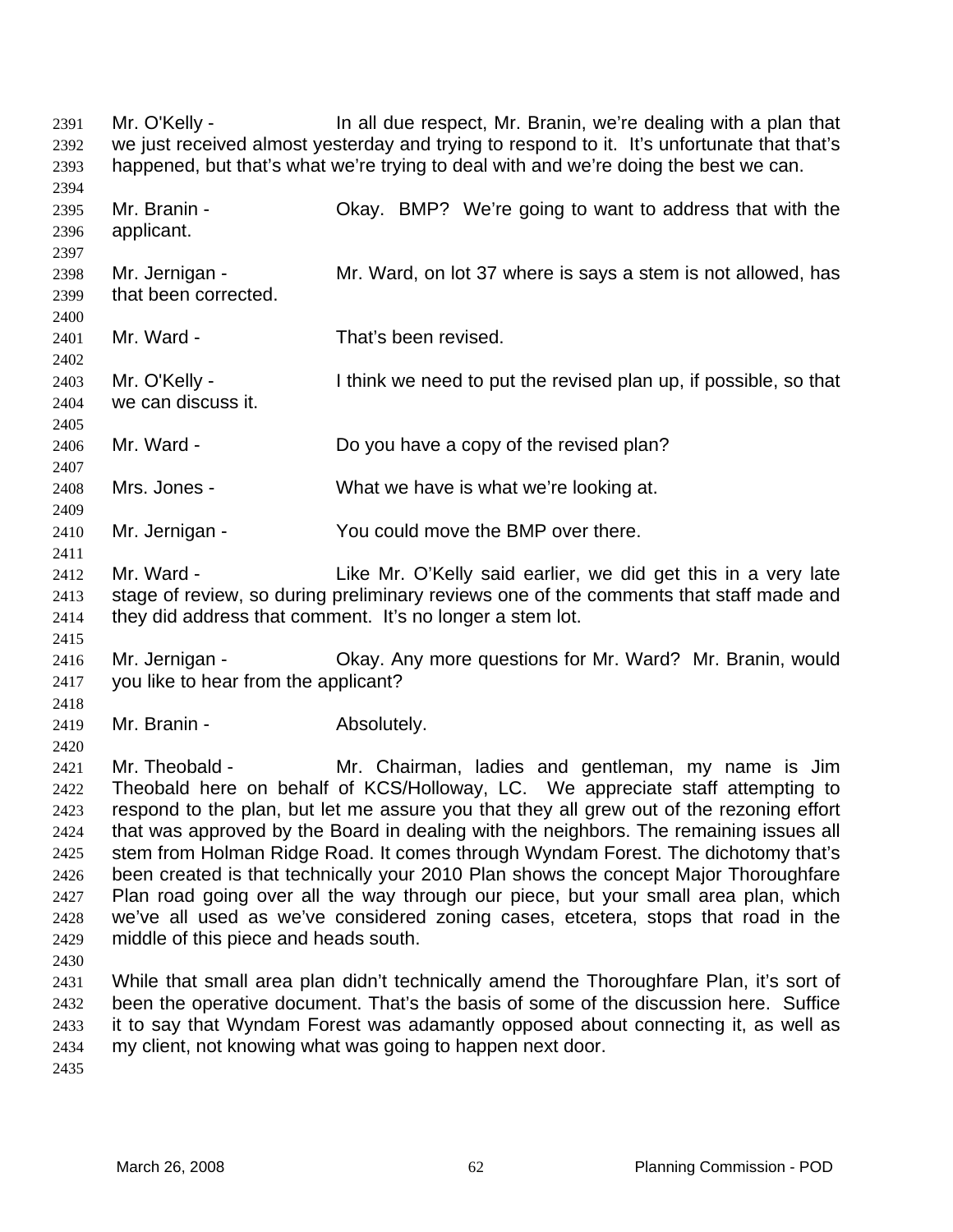Mr. O'Kelly - In all due respect, Mr. Branin, we're dealing with a plan that we just received almost yesterday and trying to respond to it. It's unfortunate that that's happened, but that's what we're trying to deal with and we're doing the best we can.

Mr. Branin - Okay. BMP? We're going to want to address that with the applicant.

Mr. Jernigan - Mr. Ward, on lot 37 where is says a stem is not allowed, has that been corrected.

Mr. Ward - That's been revised.

Mr. O'Kelly - I think we need to put the revised plan up, if possible, so that we can discuss it.

Mr. Ward - Do you have a copy of the revised plan?

Mrs. Jones - What we have is what we're looking at.

Mr. Jernigan - You could move the BMP over there.

Mr. Ward - Like Mr. O'Kelly said earlier, we did get this in a very late stage of review, so during preliminary reviews one of the comments that staff made and they did address that comment. It's no longer a stem lot.

Mr. Jernigan - Okay. Any more questions for Mr. Ward? Mr. Branin, would you like to hear from the applicant?

Mr. Branin - Absolutely.

Mr. Theobald - Mr. Chairman, ladies and gentleman, my name is Jim Theobald here on behalf of KCS/Holloway, LC. We appreciate staff attempting to respond to the plan, but let me assure you that they all grew out of the rezoning effort that was approved by the Board in dealing with the neighbors. The remaining issues all stem from Holman Ridge Road. It comes through Wyndam Forest. The dichotomy that's been created is that technically your 2010 Plan shows the concept Major Thoroughfare Plan road going over all the way through our piece, but your small area plan, which we've all used as we've considered zoning cases, etcetera, stops that road in the middle of this piece and heads south.

While that small area plan didn't technically amend the Thoroughfare Plan, it's sort of been the operative document. That's the basis of some of the discussion here. Suffice it to say that Wyndam Forest was adamantly opposed about connecting it, as well as my client, not knowing what was going to happen next door.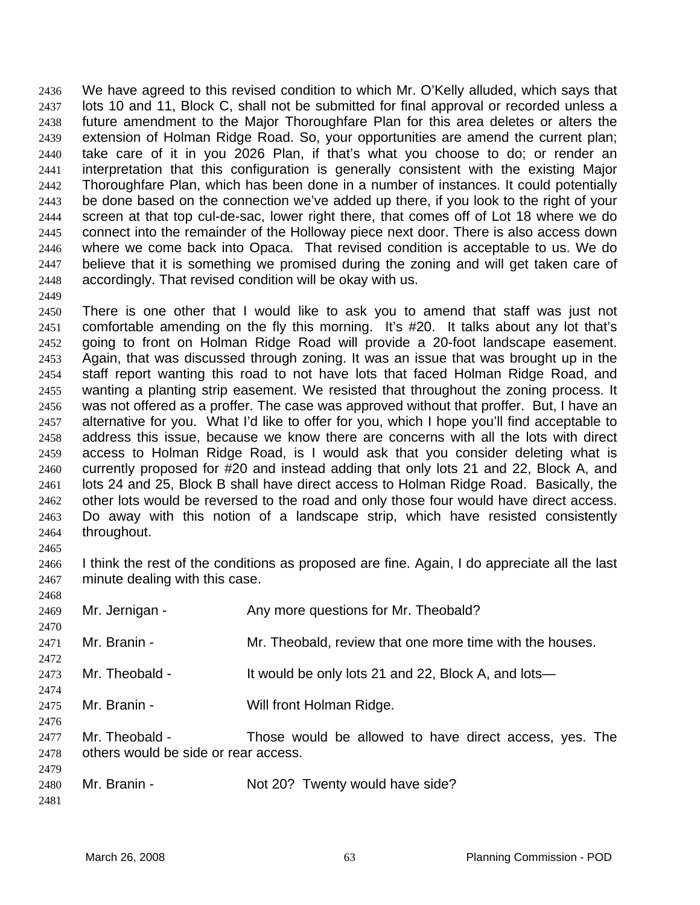We have agreed to this revised condition to which Mr. O'Kelly alluded, which says that lots 10 and 11, Block C, shall not be submitted for final approval or recorded unless a future amendment to the Major Thoroughfare Plan for this area deletes or alters the extension of Holman Ridge Road. So, your opportunities are amend the current plan; take care of it in you 2026 Plan, if that's what you choose to do; or render an interpretation that this configuration is generally consistent with the existing Major Thoroughfare Plan, which has been done in a number of instances. It could potentially be done based on the connection we've added up there, if you look to the right of your screen at that top cul-de-sac, lower right there, that comes off of Lot 18 where we do connect into the remainder of the Holloway piece next door. There is also access down where we come back into Opaca. That revised condition is acceptable to us. We do believe that it is something we promised during the zoning and will get taken care of accordingly. That revised condition will be okay with us.

There is one other that I would like to ask you to amend that staff was just not comfortable amending on the fly this morning. It's #20. It talks about any lot that's going to front on Holman Ridge Road will provide a 20-foot landscape easement. Again, that was discussed through zoning. It was an issue that was brought up in the staff report wanting this road to not have lots that faced Holman Ridge Road, and wanting a planting strip easement. We resisted that throughout the zoning process. It was not offered as a proffer. The case was approved without that proffer. But, I have an alternative for you. What I'd like to offer for you, which I hope you'll find acceptable to address this issue, because we know there are concerns with all the lots with direct access to Holman Ridge Road, is I would ask that you consider deleting what is currently proposed for #20 and instead adding that only lots 21 and 22, Block A, and lots 24 and 25, Block B shall have direct access to Holman Ridge Road. Basically, the other lots would be reversed to the road and only those four would have direct access. Do away with this notion of a landscape strip, which have resisted consistently throughout.

I think the rest of the conditions as proposed are fine. Again, I do appreciate all the last minute dealing with this case.

Mr. Jernigan - Any more questions for Mr. Theobald?

Mr. Branin - Mr. Theobald, review that one more time with the houses.

Mr. Theobald - It would be only lots 21 and 22, Block A, and lots—

Mr. Branin - Will front Holman Ridge.

Mr. Theobald - Those would be allowed to have direct access, yes. The others would be side or rear access.

Mr. Branin - Not 20? Twenty would have side?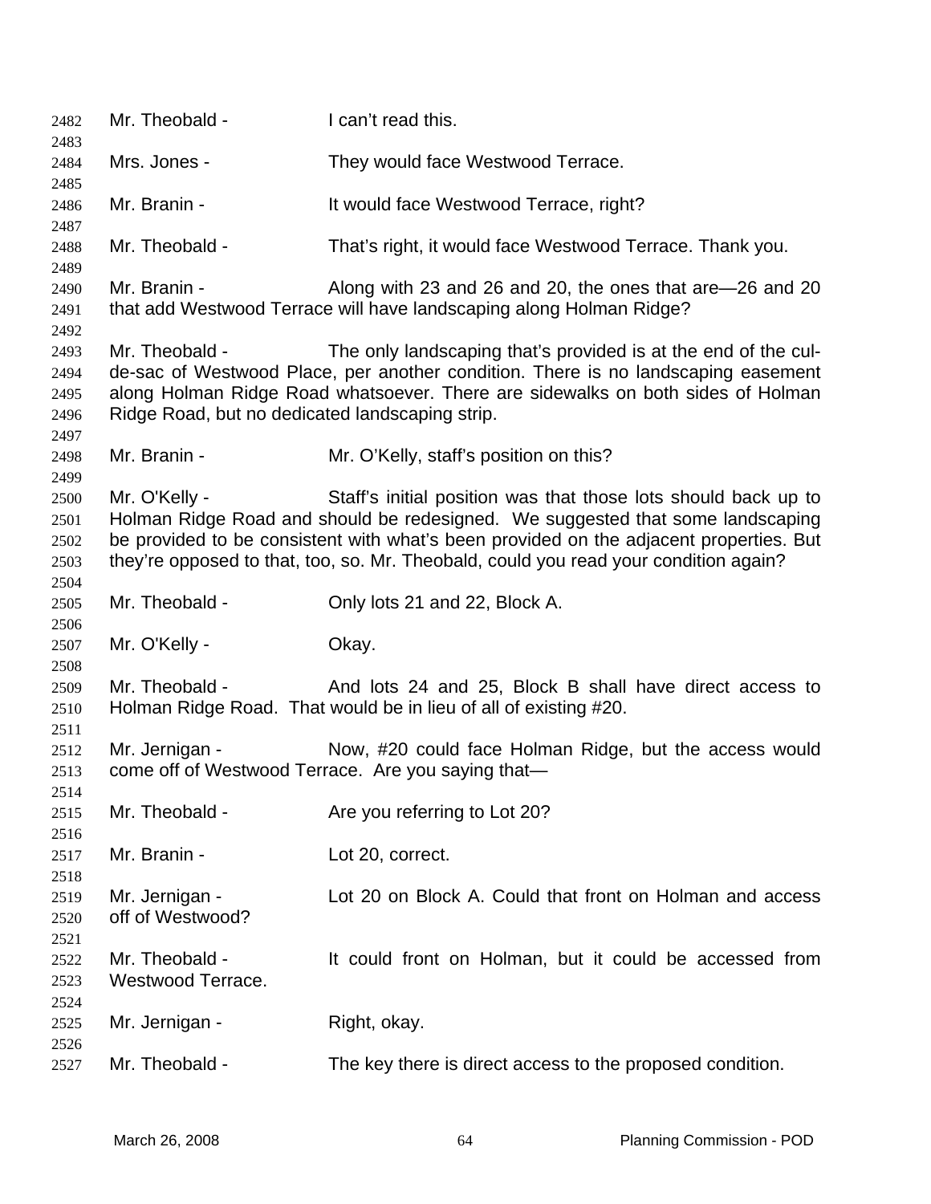2482 Mr. Theobald - I can't read this.

2484 Mrs. Jones - They would face Westwood Terrace.

2486 Mr. Branin - It would face Westwood Terrace, right?

2488 Mr. Theobald - That's right, it would face Westwood Terrace. Thank you.

2490 Mr. Branin - Along with 23 and 26 and 20, the ones that are—26 and 20
2491 that add Westwood Terrace will have landscaping along Holman Ridge?

2493 Mr. Theobald - The only landscaping that's provided is at the end of the cul-
2494 de-sac of Westwood Place, per another condition. There is no landscaping easement
2495 along Holman Ridge Road whatsoever. There are sidewalks on both sides of Holman
2496 Ridge Road, but no dedicated landscaping strip.

2498 Mr. Branin - Mr. O'Kelly, staff's position on this?

2500 Mr. O'Kelly - Staff's initial position was that those lots should back up to
2501 Holman Ridge Road and should be redesigned. We suggested that some landscaping
2502 be provided to be consistent with what's been provided on the adjacent properties. But
2503 they're opposed to that, too, so. Mr. Theobald, could you read your condition again?

2505 Mr. Theobald - Only lots 21 and 22, Block A.

2507 Mr. O'Kelly - Okay.

2509 Mr. Theobald - And lots 24 and 25, Block B shall have direct access to
2510 Holman Ridge Road. That would be in lieu of all of existing #20.

2512 Mr. Jernigan - Now, #20 could face Holman Ridge, but the access would
2513 come off of Westwood Terrace. Are you saying that—

2515 Mr. Theobald - Are you referring to Lot 20?

2517 Mr. Branin - Lot 20, correct.

2519 Mr. Jernigan - Lot 20 on Block A. Could that front on Holman and access
2520 off of Westwood?

2522 Mr. Theobald - It could front on Holman, but it could be accessed from
2523 Westwood Terrace.

2525 Mr. Jernigan - Right, okay.

2527 Mr. Theobald - The key there is direct access to the proposed condition.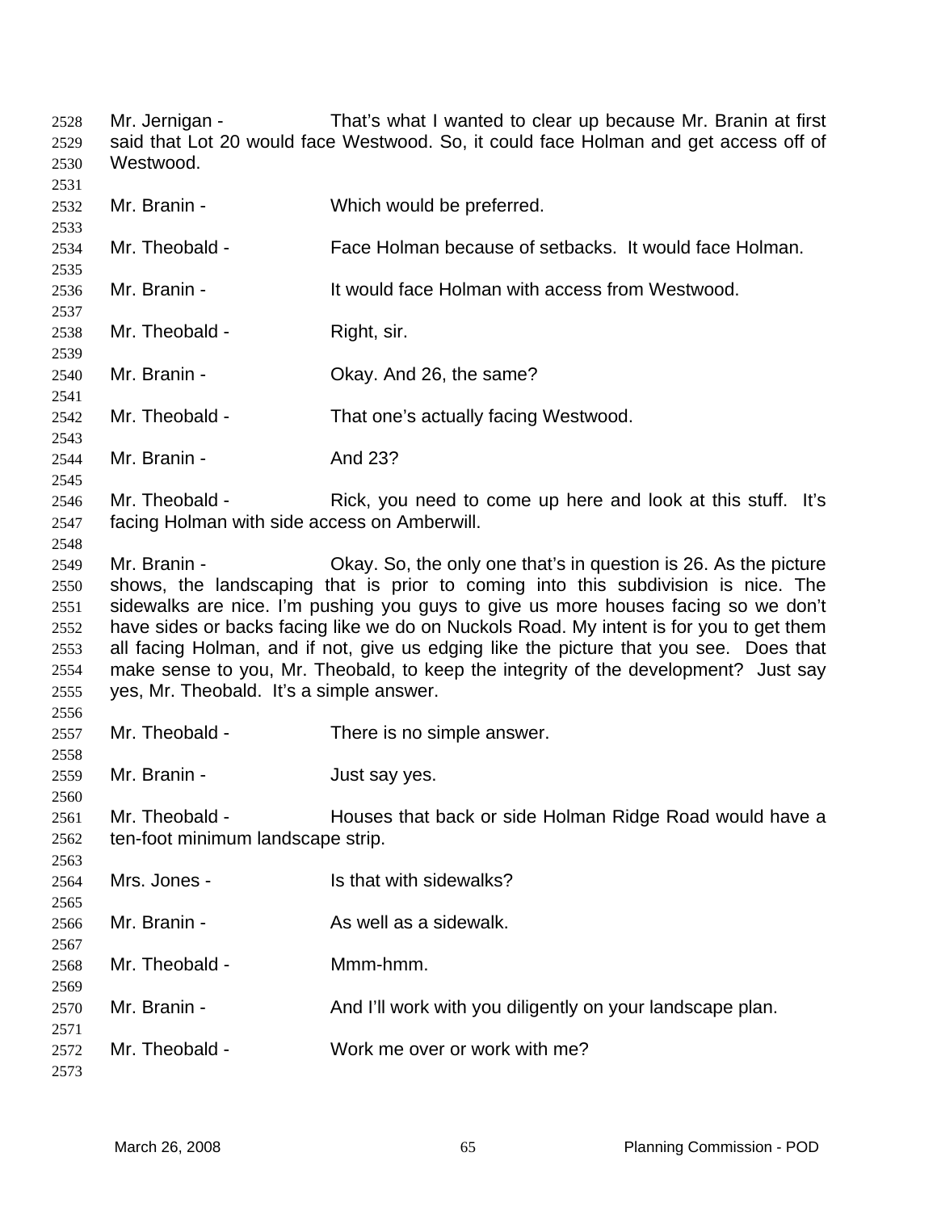Mr. Jernigan - That's what I wanted to clear up because Mr. Branin at first said that Lot 20 would face Westwood. So, it could face Holman and get access off of Westwood.

Mr. Branin - Which would be preferred.

Mr. Theobald - Face Holman because of setbacks. It would face Holman.

Mr. Branin - It would face Holman with access from Westwood.

Mr. Theobald - Right, sir.

Mr. Branin - Okay. And 26, the same?

Mr. Theobald - That one's actually facing Westwood.

Mr. Branin - And 23?

Mr. Theobald - Rick, you need to come up here and look at this stuff. It's facing Holman with side access on Amberwill.

Mr. Branin - Okay. So, the only one that's in question is 26. As the picture shows, the landscaping that is prior to coming into this subdivision is nice. The sidewalks are nice. I'm pushing you guys to give us more houses facing so we don't have sides or backs facing like we do on Nuckols Road. My intent is for you to get them all facing Holman, and if not, give us edging like the picture that you see. Does that make sense to you, Mr. Theobald, to keep the integrity of the development? Just say yes, Mr. Theobald. It's a simple answer.

Mr. Theobald - There is no simple answer.

Mr. Branin - Just say yes.

Mr. Theobald - Houses that back or side Holman Ridge Road would have a ten-foot minimum landscape strip.

Mrs. Jones - Is that with sidewalks?

Mr. Branin - As well as a sidewalk.

Mr. Theobald - Mmm-hmm.

Mr. Branin - And I'll work with you diligently on your landscape plan.

Mr. Theobald - Work me over or work with me?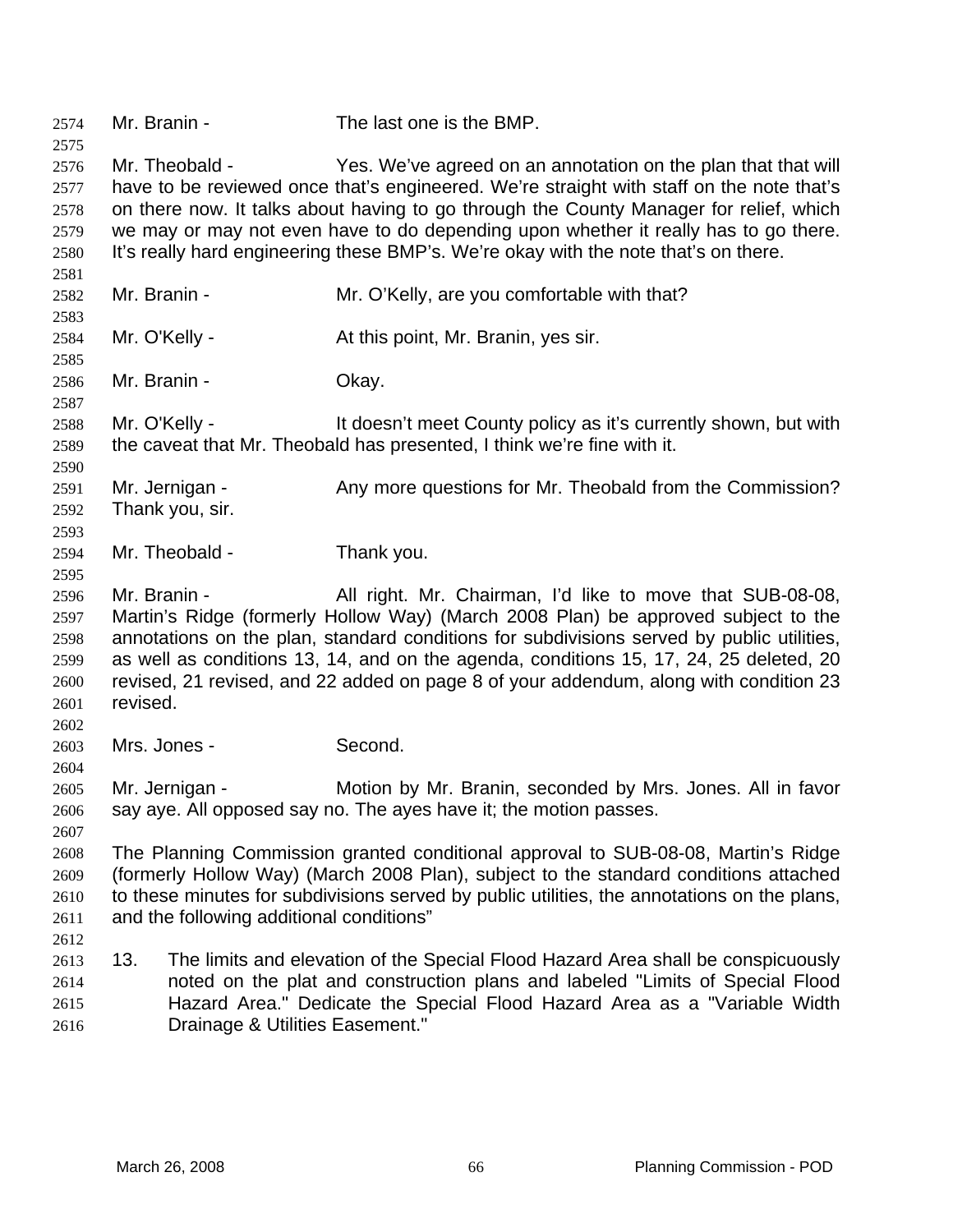Mr. Branin - The last one is the BMP.

Mr. Theobald - Yes. We've agreed on an annotation on the plan that that will have to be reviewed once that's engineered. We're straight with staff on the note that's on there now. It talks about having to go through the County Manager for relief, which we may or may not even have to do depending upon whether it really has to go there. It's really hard engineering these BMP's. We're okay with the note that's on there.

Mr. Branin - Mr. O'Kelly, are you comfortable with that?

Mr. O'Kelly - At this point, Mr. Branin, yes sir.

Mr. Branin - Okay.

Mr. O'Kelly - It doesn't meet County policy as it's currently shown, but with the caveat that Mr. Theobald has presented, I think we're fine with it.

Mr. Jernigan - Any more questions for Mr. Theobald from the Commission? Thank you, sir.

Mr. Theobald - Thank you.

Mr. Branin - All right. Mr. Chairman, I'd like to move that SUB-08-08, Martin's Ridge (formerly Hollow Way) (March 2008 Plan) be approved subject to the annotations on the plan, standard conditions for subdivisions served by public utilities, as well as conditions 13, 14, and on the agenda, conditions 15, 17, 24, 25 deleted, 20 revised, 21 revised, and 22 added on page 8 of your addendum, along with condition 23 revised.

Mrs. Jones - Second.

Mr. Jernigan - Motion by Mr. Branin, seconded by Mrs. Jones. All in favor say aye. All opposed say no. The ayes have it; the motion passes.

The Planning Commission granted conditional approval to SUB-08-08, Martin's Ridge (formerly Hollow Way) (March 2008 Plan), subject to the standard conditions attached to these minutes for subdivisions served by public utilities, the annotations on the plans, and the following additional conditions"

13. The limits and elevation of the Special Flood Hazard Area shall be conspicuously noted on the plat and construction plans and labeled "Limits of Special Flood Hazard Area." Dedicate the Special Flood Hazard Area as a "Variable Width Drainage & Utilities Easement."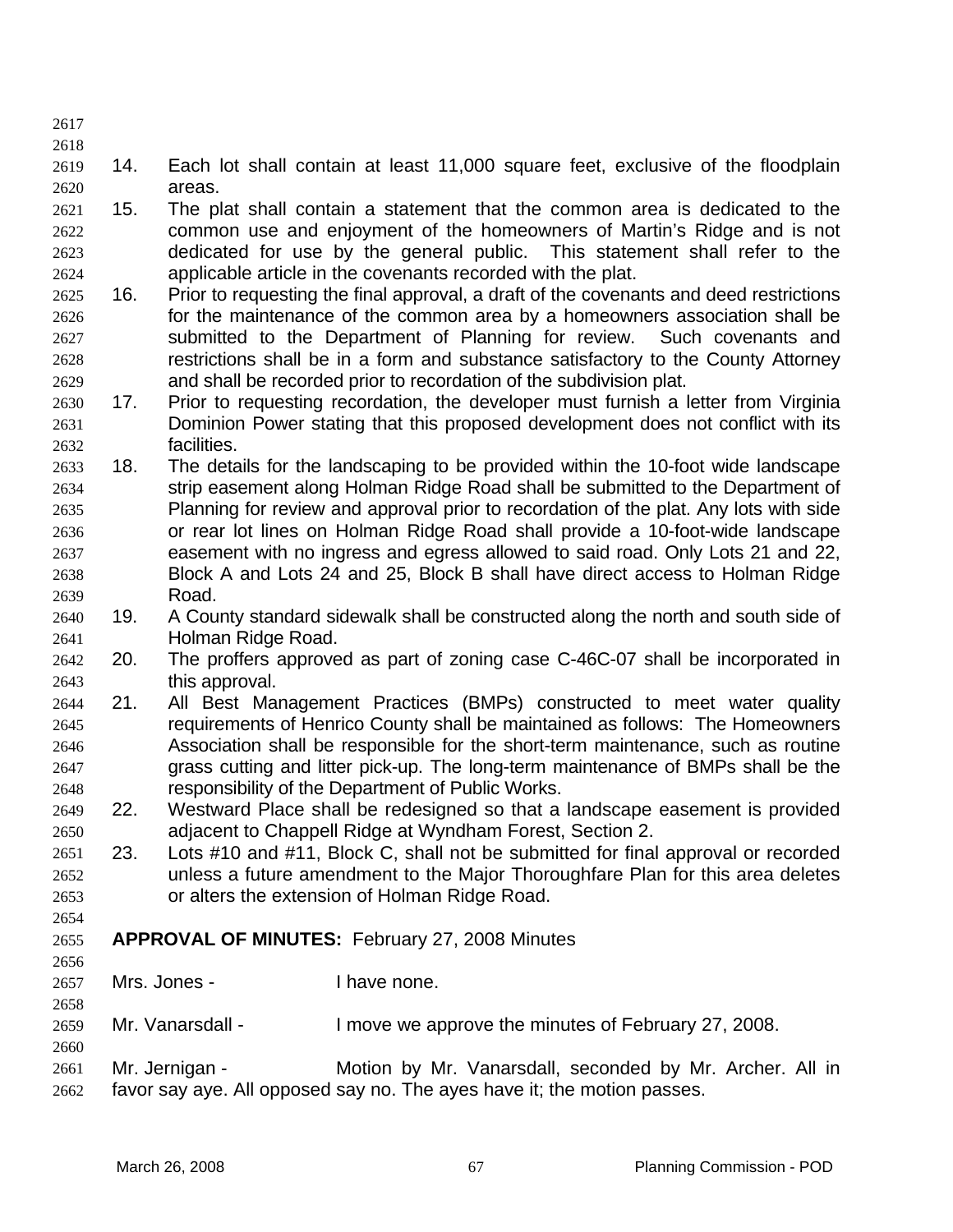14. Each lot shall contain at least 11,000 square feet, exclusive of the floodplain areas.
15. The plat shall contain a statement that the common area is dedicated to the common use and enjoyment of the homeowners of Martin's Ridge and is not dedicated for use by the general public. This statement shall refer to the applicable article in the covenants recorded with the plat.
16. Prior to requesting the final approval, a draft of the covenants and deed restrictions for the maintenance of the common area by a homeowners association shall be submitted to the Department of Planning for review. Such covenants and restrictions shall be in a form and substance satisfactory to the County Attorney and shall be recorded prior to recordation of the subdivision plat.
17. Prior to requesting recordation, the developer must furnish a letter from Virginia Dominion Power stating that this proposed development does not conflict with its facilities.
18. The details for the landscaping to be provided within the 10-foot wide landscape strip easement along Holman Ridge Road shall be submitted to the Department of Planning for review and approval prior to recordation of the plat. Any lots with side or rear lot lines on Holman Ridge Road shall provide a 10-foot-wide landscape easement with no ingress and egress allowed to said road. Only Lots 21 and 22, Block A and Lots 24 and 25, Block B shall have direct access to Holman Ridge Road.
19. A County standard sidewalk shall be constructed along the north and south side of Holman Ridge Road.
20. The proffers approved as part of zoning case C-46C-07 shall be incorporated in this approval.
21. All Best Management Practices (BMPs) constructed to meet water quality requirements of Henrico County shall be maintained as follows: The Homeowners Association shall be responsible for the short-term maintenance, such as routine grass cutting and litter pick-up. The long-term maintenance of BMPs shall be the responsibility of the Department of Public Works.
22. Westward Place shall be redesigned so that a landscape easement is provided adjacent to Chappell Ridge at Wyndham Forest, Section 2.
23. Lots #10 and #11, Block C, shall not be submitted for final approval or recorded unless a future amendment to the Major Thoroughfare Plan for this area deletes or alters the extension of Holman Ridge Road.

**APPROVAL OF MINUTES:** February 27, 2008 Minutes

Mrs. Jones - I have none.

Mr. Vanarsdall - I move we approve the minutes of February 27, 2008.

Mr. Jernigan - Motion by Mr. Vanarsdall, seconded by Mr. Archer. All in favor say aye. All opposed say no. The ayes have it; the motion passes.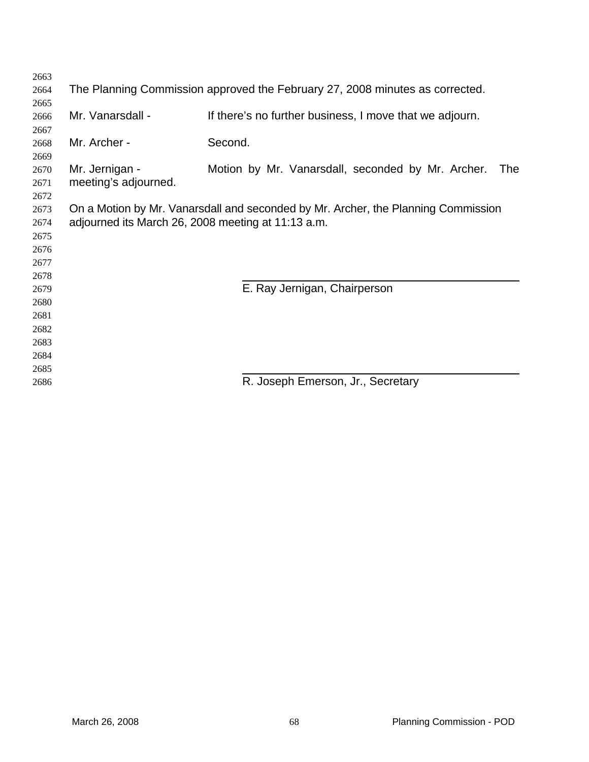The Planning Commission approved the February 27, 2008 minutes as corrected.

Mr. Vanarsdall - If there's no further business, I move that we adjourn.

Mr. Archer - Second.

Mr. Jernigan - Motion by Mr. Vanarsdall, seconded by Mr. Archer. The meeting's adjourned.

On a Motion by Mr. Vanarsdall and seconded by Mr. Archer, the Planning Commission adjourned its March 26, 2008 meeting at 11:13 a.m.

\_\_\_\_\_\_\_\_\_\_\_\_\_\_\_\_\_\_\_\_\_\_\_\_\_\_\_\_\_\_\_\_\_\_\_\_\_\_\_\_

E. Ray Jernigan, Chairperson

\_\_\_\_\_\_\_\_\_\_\_\_\_\_\_\_\_\_\_\_\_\_\_\_\_\_\_\_\_\_\_\_\_\_\_\_\_\_\_\_

R. Joseph Emerson, Jr., Secretary